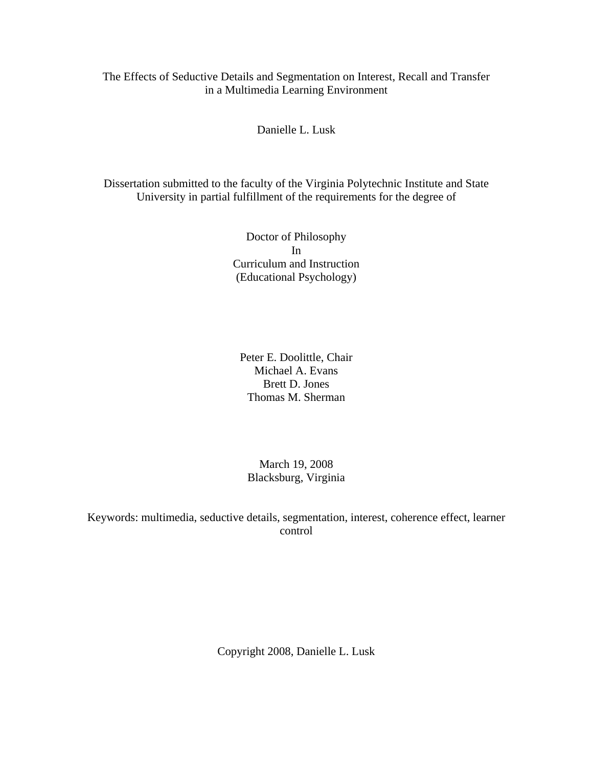# The Effects of Seductive Details and Segmentation on Interest, Recall and Transfer in a Multimedia Learning Environment

Danielle L. Lusk

Dissertation submitted to the faculty of the Virginia Polytechnic Institute and State University in partial fulfillment of the requirements for the degree of

Doctor of Philosophy
In
Curriculum and Instruction
(Educational Psychology)

Peter E. Doolittle, Chair
Michael A. Evans
Brett D. Jones
Thomas M. Sherman

March 19, 2008
Blacksburg, Virginia

Keywords: multimedia, seductive details, segmentation, interest, coherence effect, learner control

Copyright 2008, Danielle L. Lusk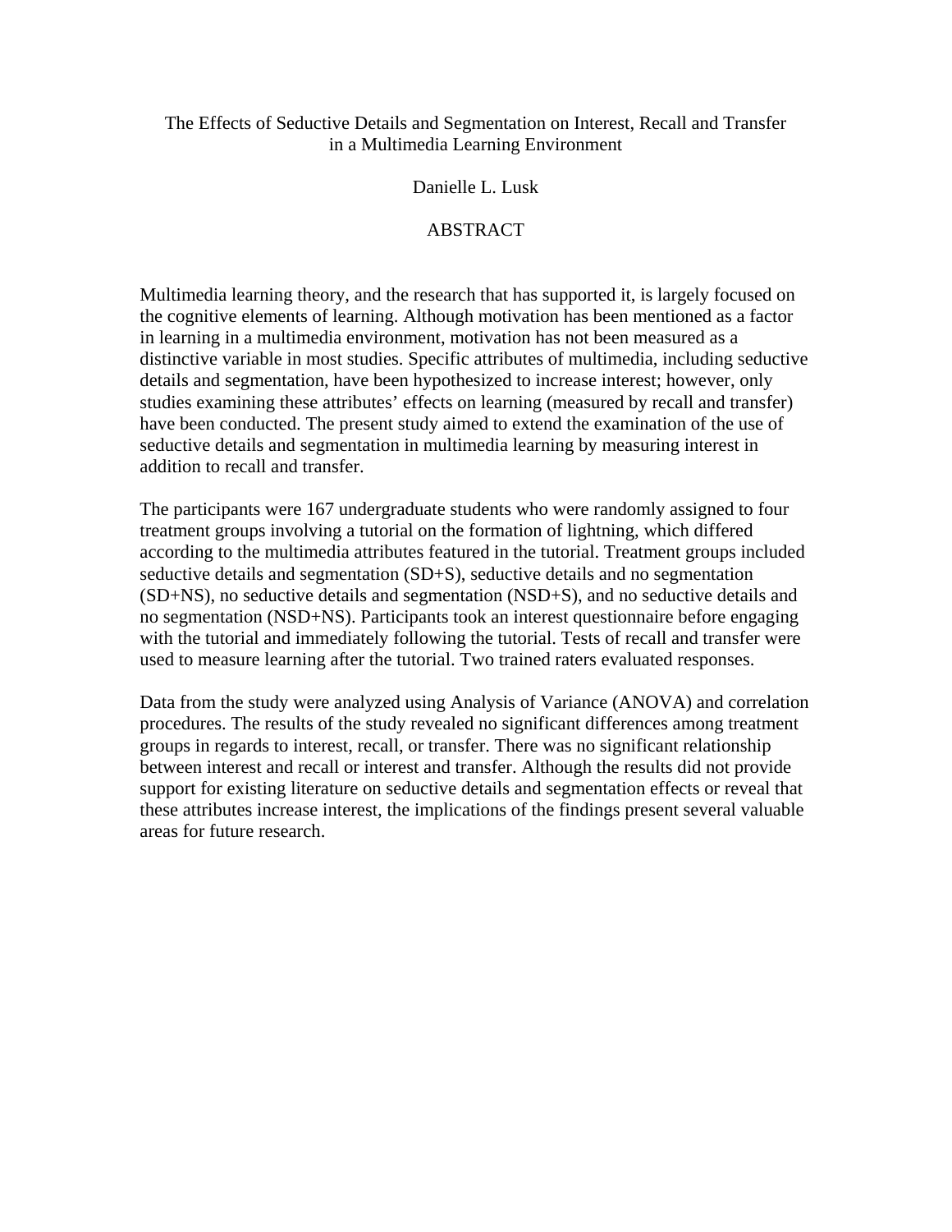The Effects of Seductive Details and Segmentation on Interest, Recall and Transfer in a Multimedia Learning Environment

Danielle L. Lusk

# ABSTRACT

Multimedia learning theory, and the research that has supported it, is largely focused on the cognitive elements of learning. Although motivation has been mentioned as a factor in learning in a multimedia environment, motivation has not been measured as a distinctive variable in most studies. Specific attributes of multimedia, including seductive details and segmentation, have been hypothesized to increase interest; however, only studies examining these attributes' effects on learning (measured by recall and transfer) have been conducted. The present study aimed to extend the examination of the use of seductive details and segmentation in multimedia learning by measuring interest in addition to recall and transfer.

The participants were 167 undergraduate students who were randomly assigned to four treatment groups involving a tutorial on the formation of lightning, which differed according to the multimedia attributes featured in the tutorial. Treatment groups included seductive details and segmentation (SD+S), seductive details and no segmentation (SD+NS), no seductive details and segmentation (NSD+S), and no seductive details and no segmentation (NSD+NS). Participants took an interest questionnaire before engaging with the tutorial and immediately following the tutorial. Tests of recall and transfer were used to measure learning after the tutorial. Two trained raters evaluated responses.

Data from the study were analyzed using Analysis of Variance (ANOVA) and correlation procedures. The results of the study revealed no significant differences among treatment groups in regards to interest, recall, or transfer. There was no significant relationship between interest and recall or interest and transfer. Although the results did not provide support for existing literature on seductive details and segmentation effects or reveal that these attributes increase interest, the implications of the findings present several valuable areas for future research.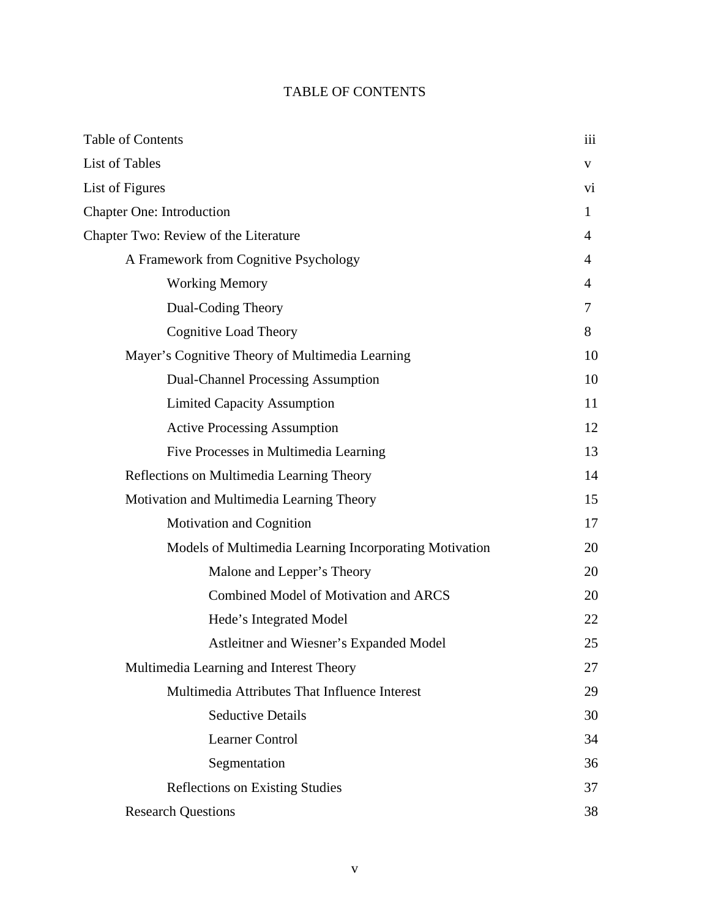# TABLE OF CONTENTS

| | |
|---|---|
| Table of Contents | iii |
| List of Tables | v |
| List of Figures | vi |
| Chapter One: Introduction | 1 |
| Chapter Two: Review of the Literature | 4 |
| A Framework from Cognitive Psychology | 4 |
| Working Memory | 4 |
| Dual-Coding Theory | 7 |
| Cognitive Load Theory | 8 |
| Mayer's Cognitive Theory of Multimedia Learning | 10 |
| Dual-Channel Processing Assumption | 10 |
| Limited Capacity Assumption | 11 |
| Active Processing Assumption | 12 |
| Five Processes in Multimedia Learning | 13 |
| Reflections on Multimedia Learning Theory | 14 |
| Motivation and Multimedia Learning Theory | 15 |
| Motivation and Cognition | 17 |
| Models of Multimedia Learning Incorporating Motivation | 20 |
| Malone and Lepper's Theory | 20 |
| Combined Model of Motivation and ARCS | 20 |
| Hede's Integrated Model | 22 |
| Astleitner and Wiesner's Expanded Model | 25 |
| Multimedia Learning and Interest Theory | 27 |
| Multimedia Attributes That Influence Interest | 29 |
| Seductive Details | 30 |
| Learner Control | 34 |
| Segmentation | 36 |
| Reflections on Existing Studies | 37 |
| Research Questions | 38 |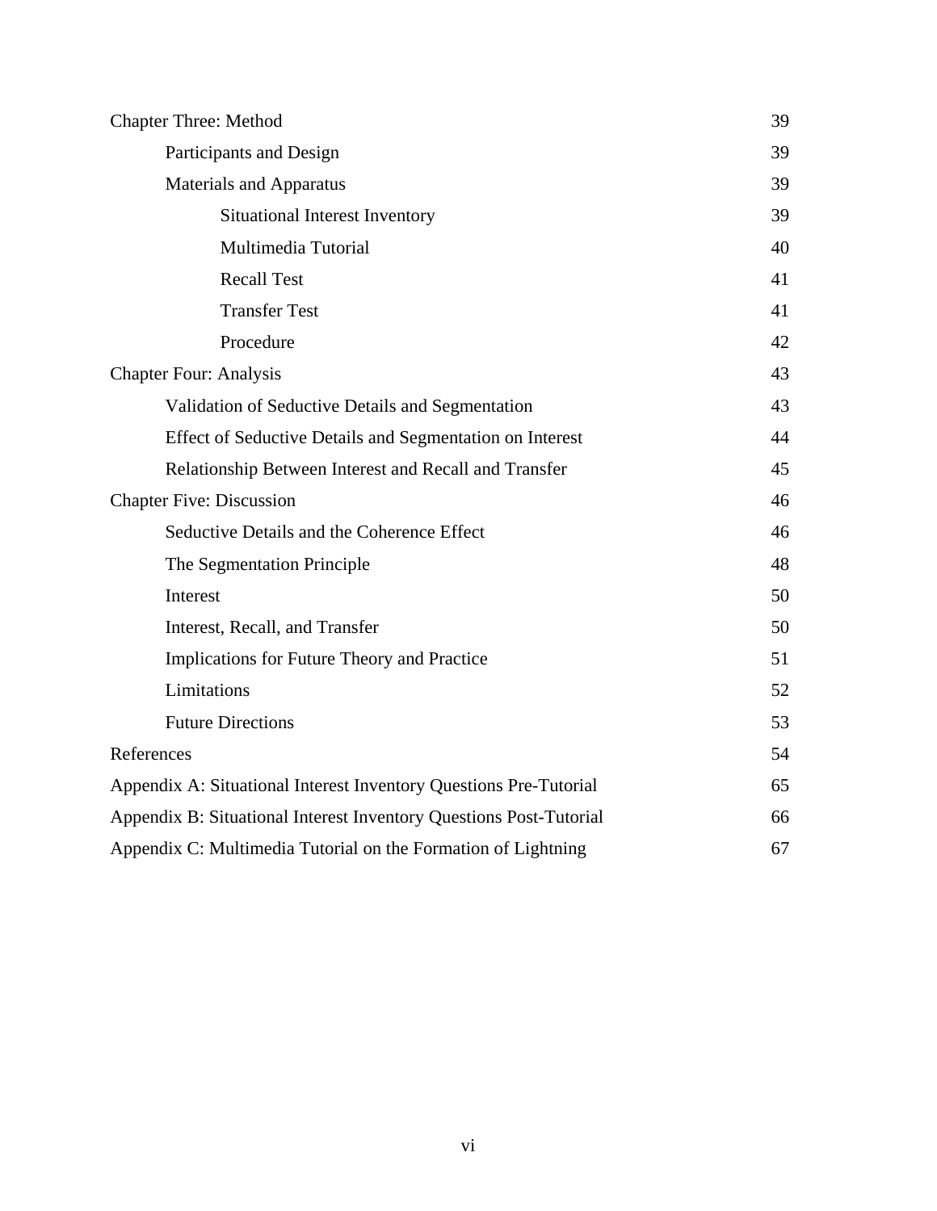| | |
|---|---|
| Chapter Three: Method | 39 |
| Participants and Design | 39 |
| Materials and Apparatus | 39 |
| Situational Interest Inventory | 39 |
| Multimedia Tutorial | 40 |
| Recall Test | 41 |
| Transfer Test | 41 |
| Procedure | 42 |
| Chapter Four: Analysis | 43 |
| Validation of Seductive Details and Segmentation | 43 |
| Effect of Seductive Details and Segmentation on Interest | 44 |
| Relationship Between Interest and Recall and Transfer | 45 |
| Chapter Five: Discussion | 46 |
| Seductive Details and the Coherence Effect | 46 |
| The Segmentation Principle | 48 |
| Interest | 50 |
| Interest, Recall, and Transfer | 50 |
| Implications for Future Theory and Practice | 51 |
| Limitations | 52 |
| Future Directions | 53 |
| References | 54 |
| Appendix A: Situational Interest Inventory Questions Pre-Tutorial | 65 |
| Appendix B: Situational Interest Inventory Questions Post-Tutorial | 66 |
| Appendix C: Multimedia Tutorial on the Formation of Lightning | 67 |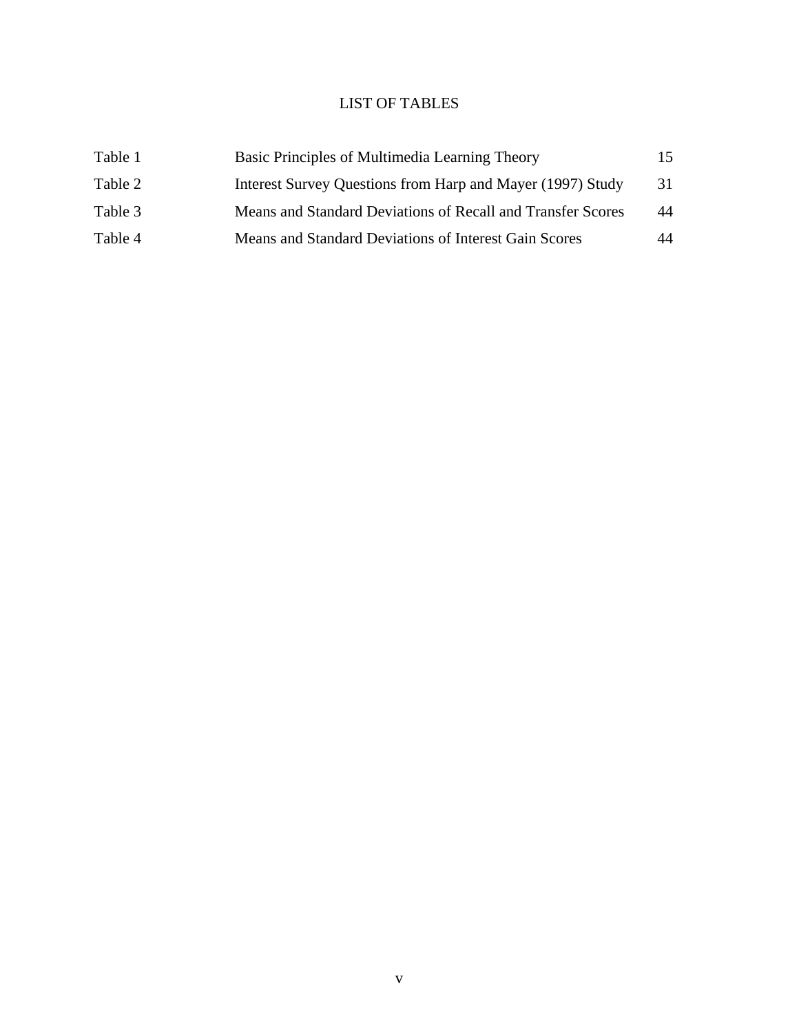# LIST OF TABLES

| | | |
|---|---|---|
| Table 1 | Basic Principles of Multimedia Learning Theory | 15 |
| Table 2 | Interest Survey Questions from Harp and Mayer (1997) Study | 31 |
| Table 3 | Means and Standard Deviations of Recall and Transfer Scores | 44 |
| Table 4 | Means and Standard Deviations of Interest Gain Scores | 44 |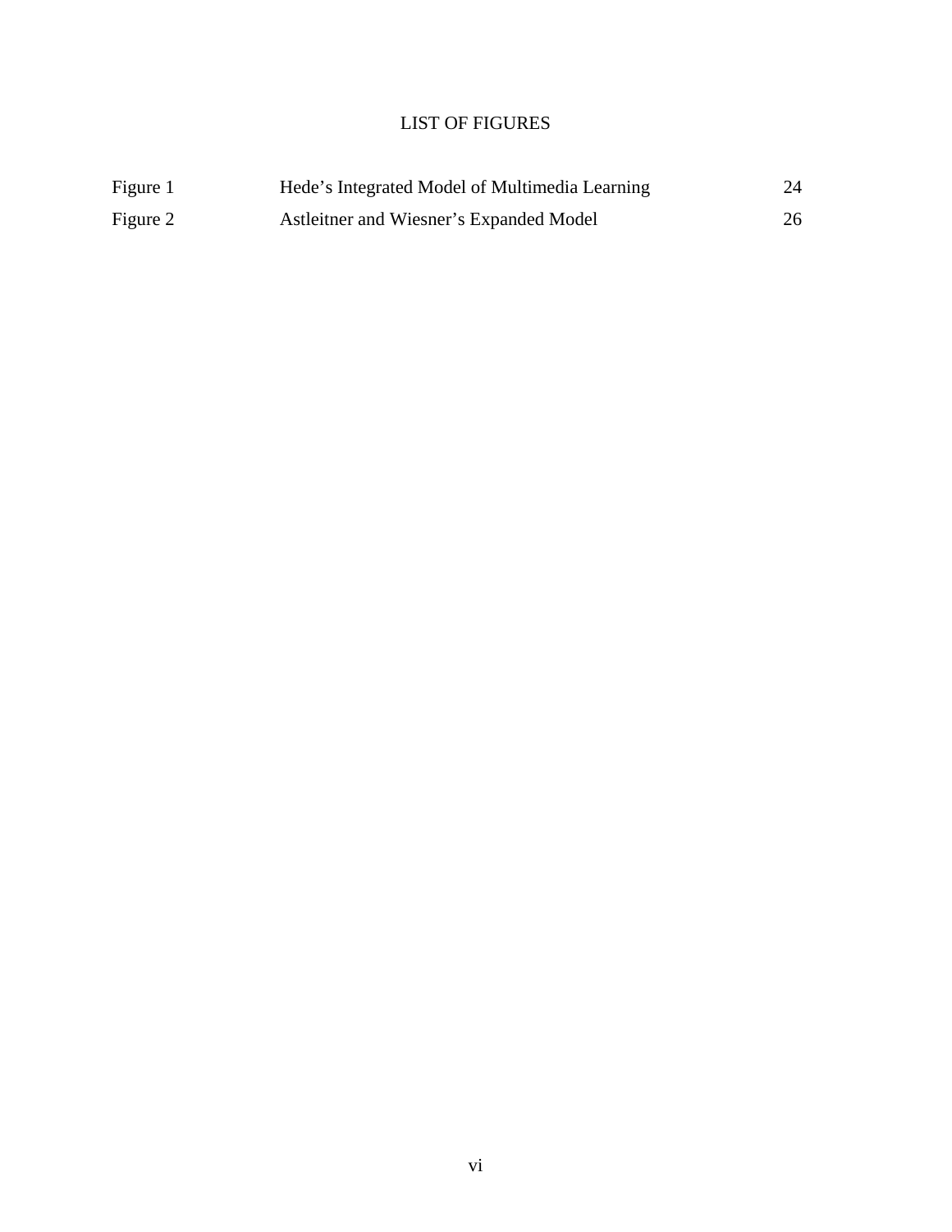# LIST OF FIGURES

| | | |
|---|---|---|
| Figure 1 | Hede's Integrated Model of Multimedia Learning | 24 |
| Figure 2 | Astleitner and Wiesner's Expanded Model | 26 |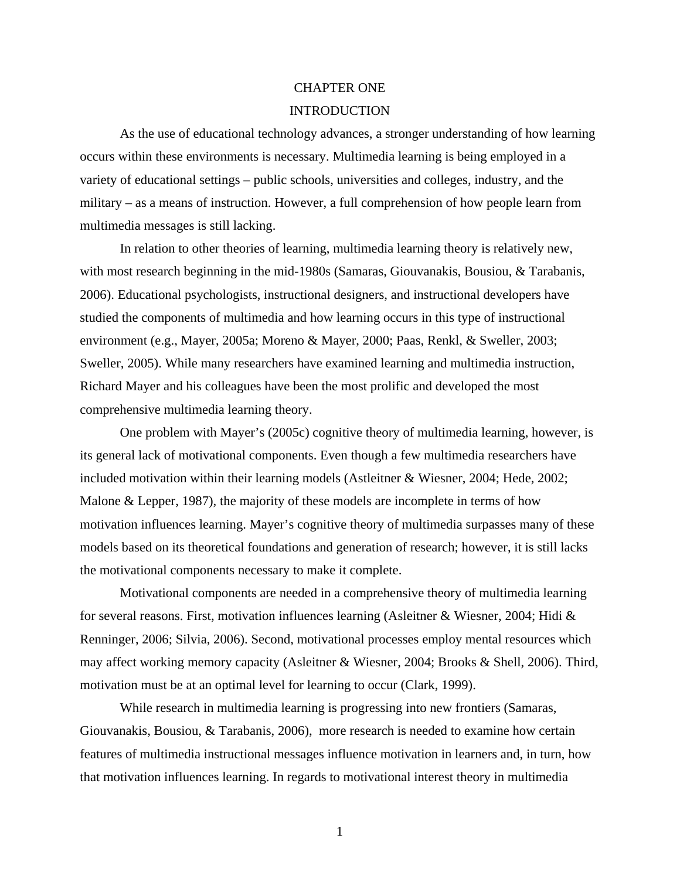# CHAPTER ONE

# INTRODUCTION

As the use of educational technology advances, a stronger understanding of how learning occurs within these environments is necessary. Multimedia learning is being employed in a variety of educational settings – public schools, universities and colleges, industry, and the military – as a means of instruction. However, a full comprehension of how people learn from multimedia messages is still lacking.

In relation to other theories of learning, multimedia learning theory is relatively new, with most research beginning in the mid-1980s (Samaras, Giouvanakis, Bousiou, & Tarabanis, 2006). Educational psychologists, instructional designers, and instructional developers have studied the components of multimedia and how learning occurs in this type of instructional environment (e.g., Mayer, 2005a; Moreno & Mayer, 2000; Paas, Renkl, & Sweller, 2003; Sweller, 2005). While many researchers have examined learning and multimedia instruction, Richard Mayer and his colleagues have been the most prolific and developed the most comprehensive multimedia learning theory.

One problem with Mayer's (2005c) cognitive theory of multimedia learning, however, is its general lack of motivational components. Even though a few multimedia researchers have included motivation within their learning models (Astleitner & Wiesner, 2004; Hede, 2002; Malone & Lepper, 1987), the majority of these models are incomplete in terms of how motivation influences learning. Mayer's cognitive theory of multimedia surpasses many of these models based on its theoretical foundations and generation of research; however, it is still lacks the motivational components necessary to make it complete.

Motivational components are needed in a comprehensive theory of multimedia learning for several reasons. First, motivation influences learning (Asleitner & Wiesner, 2004; Hidi & Renninger, 2006; Silvia, 2006). Second, motivational processes employ mental resources which may affect working memory capacity (Asleitner & Wiesner, 2004; Brooks & Shell, 2006). Third, motivation must be at an optimal level for learning to occur (Clark, 1999).

While research in multimedia learning is progressing into new frontiers (Samaras, Giouvanakis, Bousiou, & Tarabanis, 2006), more research is needed to examine how certain features of multimedia instructional messages influence motivation in learners and, in turn, how that motivation influences learning. In regards to motivational interest theory in multimedia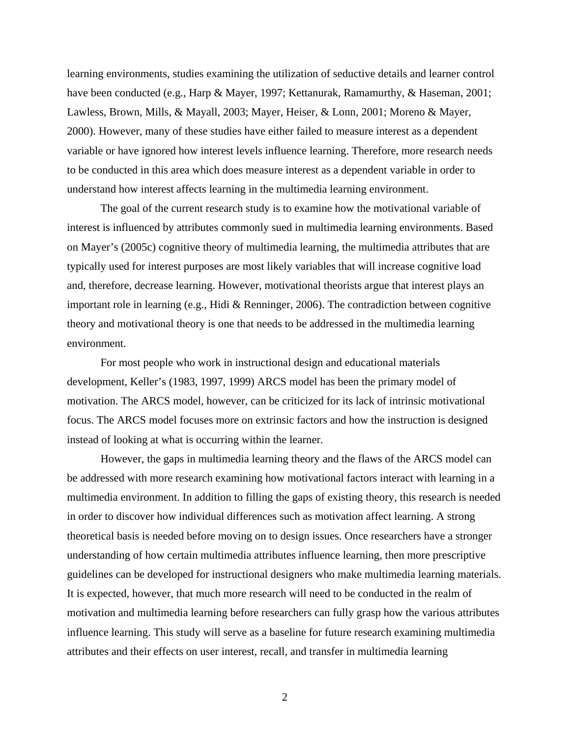learning environments, studies examining the utilization of seductive details and learner control have been conducted (e.g., Harp & Mayer, 1997; Kettanurak, Ramamurthy, & Haseman, 2001; Lawless, Brown, Mills, & Mayall, 2003; Mayer, Heiser, & Lonn, 2001; Moreno & Mayer, 2000). However, many of these studies have either failed to measure interest as a dependent variable or have ignored how interest levels influence learning. Therefore, more research needs to be conducted in this area which does measure interest as a dependent variable in order to understand how interest affects learning in the multimedia learning environment.

The goal of the current research study is to examine how the motivational variable of interest is influenced by attributes commonly sued in multimedia learning environments. Based on Mayer's (2005c) cognitive theory of multimedia learning, the multimedia attributes that are typically used for interest purposes are most likely variables that will increase cognitive load and, therefore, decrease learning. However, motivational theorists argue that interest plays an important role in learning (e.g., Hidi & Renninger, 2006). The contradiction between cognitive theory and motivational theory is one that needs to be addressed in the multimedia learning environment.

For most people who work in instructional design and educational materials development, Keller's (1983, 1997, 1999) ARCS model has been the primary model of motivation. The ARCS model, however, can be criticized for its lack of intrinsic motivational focus. The ARCS model focuses more on extrinsic factors and how the instruction is designed instead of looking at what is occurring within the learner.

However, the gaps in multimedia learning theory and the flaws of the ARCS model can be addressed with more research examining how motivational factors interact with learning in a multimedia environment. In addition to filling the gaps of existing theory, this research is needed in order to discover how individual differences such as motivation affect learning. A strong theoretical basis is needed before moving on to design issues. Once researchers have a stronger understanding of how certain multimedia attributes influence learning, then more prescriptive guidelines can be developed for instructional designers who make multimedia learning materials. It is expected, however, that much more research will need to be conducted in the realm of motivation and multimedia learning before researchers can fully grasp how the various attributes influence learning. This study will serve as a baseline for future research examining multimedia attributes and their effects on user interest, recall, and transfer in multimedia learning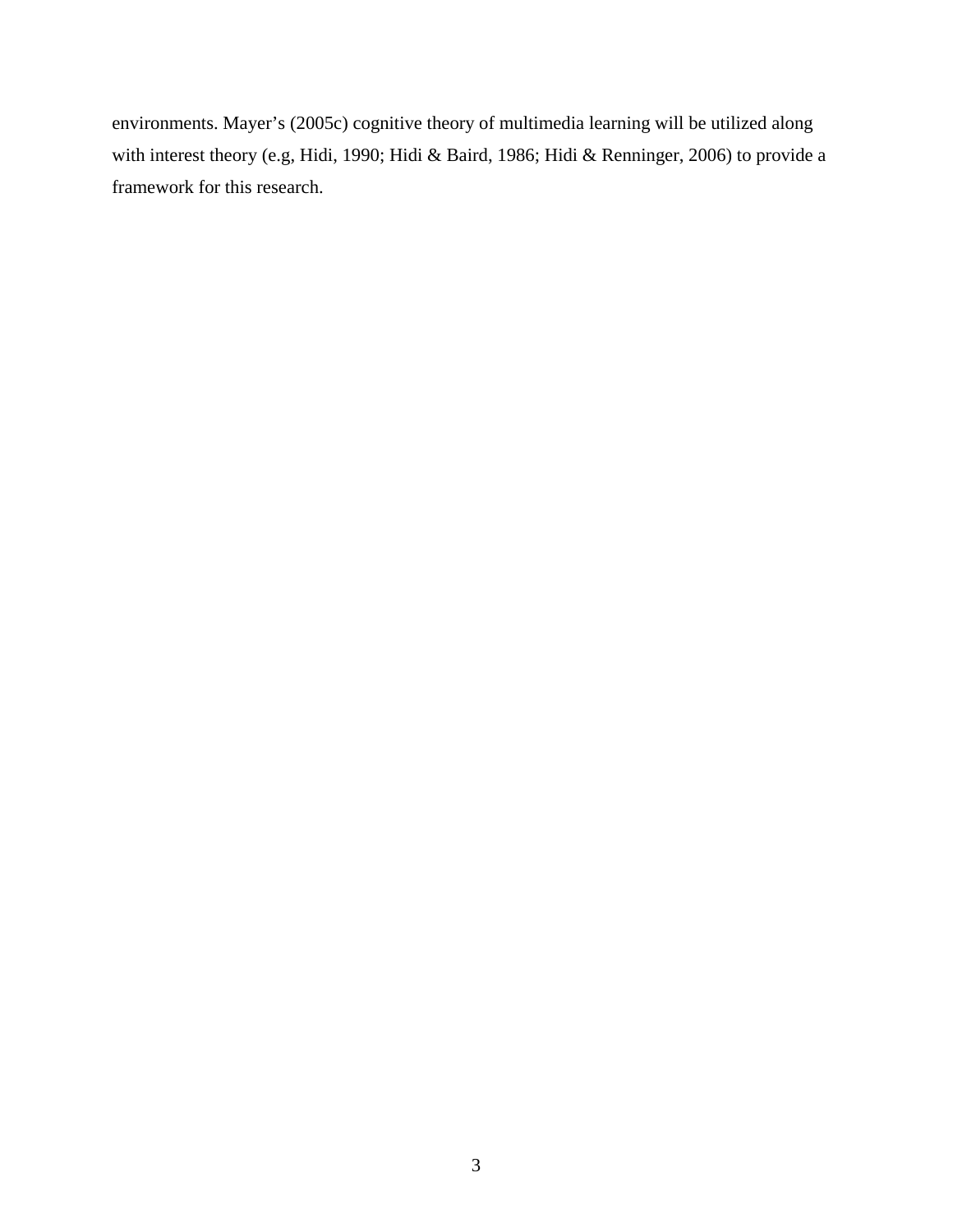environments. Mayer’s (2005c) cognitive theory of multimedia learning will be utilized along with interest theory (e.g, Hidi, 1990; Hidi & Baird, 1986; Hidi & Renninger, 2006) to provide a framework for this research.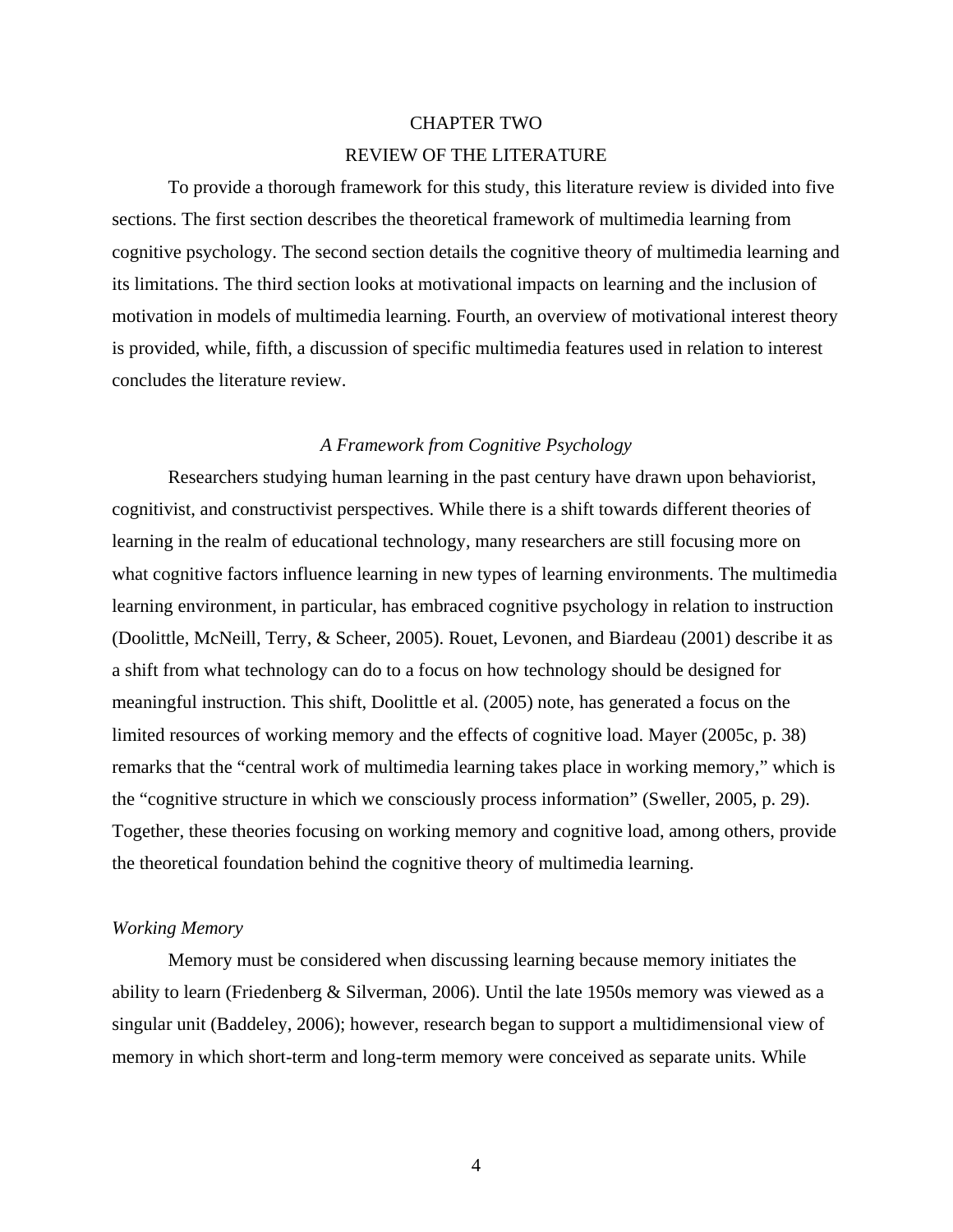# CHAPTER TWO

# REVIEW OF THE LITERATURE

To provide a thorough framework for this study, this literature review is divided into five sections. The first section describes the theoretical framework of multimedia learning from cognitive psychology. The second section details the cognitive theory of multimedia learning and its limitations. The third section looks at motivational impacts on learning and the inclusion of motivation in models of multimedia learning. Fourth, an overview of motivational interest theory is provided, while, fifth, a discussion of specific multimedia features used in relation to interest concludes the literature review.

## *A Framework from Cognitive Psychology*

Researchers studying human learning in the past century have drawn upon behaviorist, cognitivist, and constructivist perspectives. While there is a shift towards different theories of learning in the realm of educational technology, many researchers are still focusing more on what cognitive factors influence learning in new types of learning environments. The multimedia learning environment, in particular, has embraced cognitive psychology in relation to instruction (Doolittle, McNeill, Terry, & Scheer, 2005). Rouet, Levonen, and Biardeau (2001) describe it as a shift from what technology can do to a focus on how technology should be designed for meaningful instruction. This shift, Doolittle et al. (2005) note, has generated a focus on the limited resources of working memory and the effects of cognitive load. Mayer (2005c, p. 38) remarks that the "central work of multimedia learning takes place in working memory," which is the "cognitive structure in which we consciously process information" (Sweller, 2005, p. 29). Together, these theories focusing on working memory and cognitive load, among others, provide the theoretical foundation behind the cognitive theory of multimedia learning.

### *Working Memory*

Memory must be considered when discussing learning because memory initiates the ability to learn (Friedenberg & Silverman, 2006). Until the late 1950s memory was viewed as a singular unit (Baddeley, 2006); however, research began to support a multidimensional view of memory in which short-term and long-term memory were conceived as separate units. While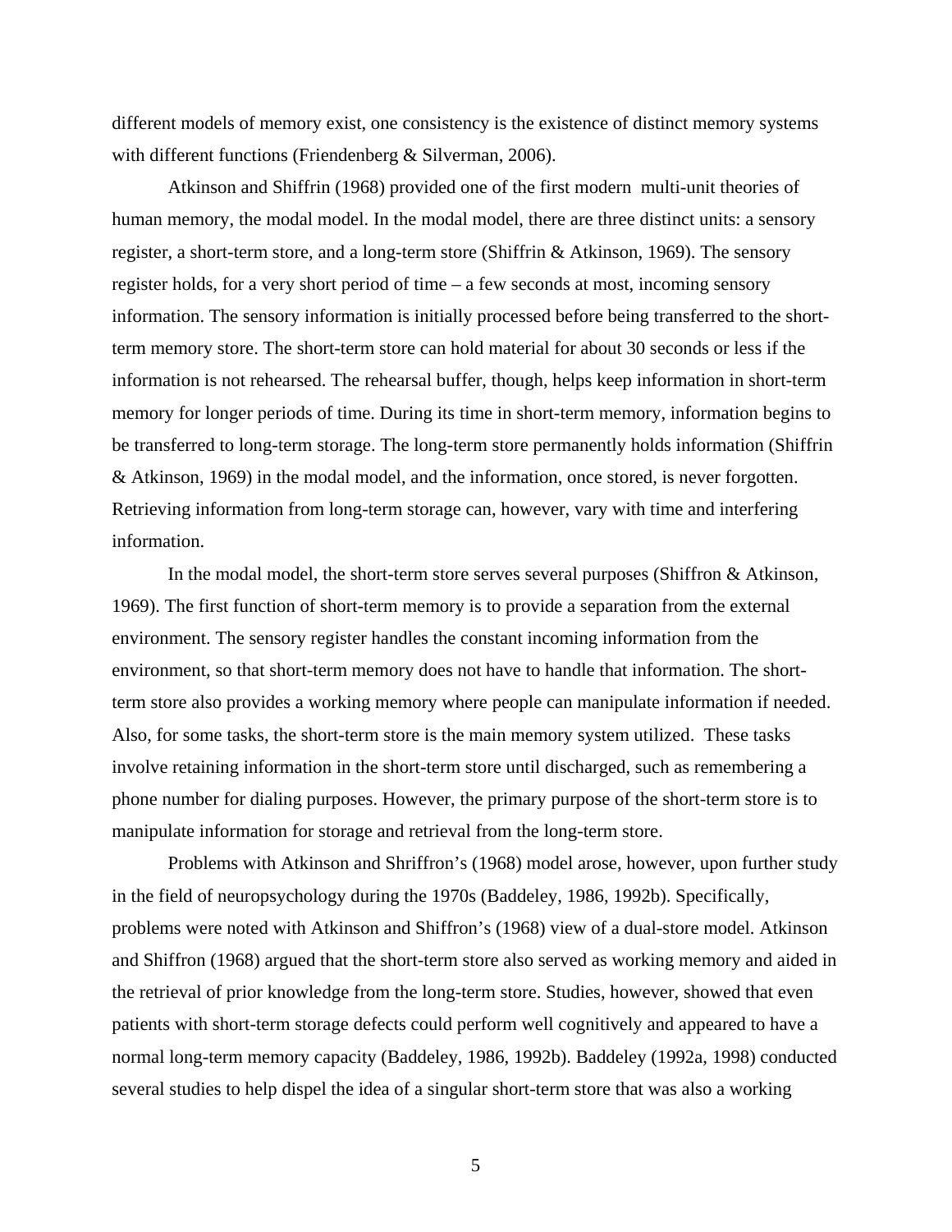different models of memory exist, one consistency is the existence of distinct memory systems with different functions (Friendenberg & Silverman, 2006).

Atkinson and Shiffrin (1968) provided one of the first modern multi-unit theories of human memory, the modal model. In the modal model, there are three distinct units: a sensory register, a short-term store, and a long-term store (Shiffrin & Atkinson, 1969). The sensory register holds, for a very short period of time – a few seconds at most, incoming sensory information. The sensory information is initially processed before being transferred to the short-term memory store. The short-term store can hold material for about 30 seconds or less if the information is not rehearsed. The rehearsal buffer, though, helps keep information in short-term memory for longer periods of time. During its time in short-term memory, information begins to be transferred to long-term storage. The long-term store permanently holds information (Shiffrin & Atkinson, 1969) in the modal model, and the information, once stored, is never forgotten. Retrieving information from long-term storage can, however, vary with time and interfering information.

In the modal model, the short-term store serves several purposes (Shiffron & Atkinson, 1969). The first function of short-term memory is to provide a separation from the external environment. The sensory register handles the constant incoming information from the environment, so that short-term memory does not have to handle that information. The short-term store also provides a working memory where people can manipulate information if needed. Also, for some tasks, the short-term store is the main memory system utilized. These tasks involve retaining information in the short-term store until discharged, such as remembering a phone number for dialing purposes. However, the primary purpose of the short-term store is to manipulate information for storage and retrieval from the long-term store.

Problems with Atkinson and Shriffron's (1968) model arose, however, upon further study in the field of neuropsychology during the 1970s (Baddeley, 1986, 1992b). Specifically, problems were noted with Atkinson and Shiffron's (1968) view of a dual-store model. Atkinson and Shiffron (1968) argued that the short-term store also served as working memory and aided in the retrieval of prior knowledge from the long-term store. Studies, however, showed that even patients with short-term storage defects could perform well cognitively and appeared to have a normal long-term memory capacity (Baddeley, 1986, 1992b). Baddeley (1992a, 1998) conducted several studies to help dispel the idea of a singular short-term store that was also a working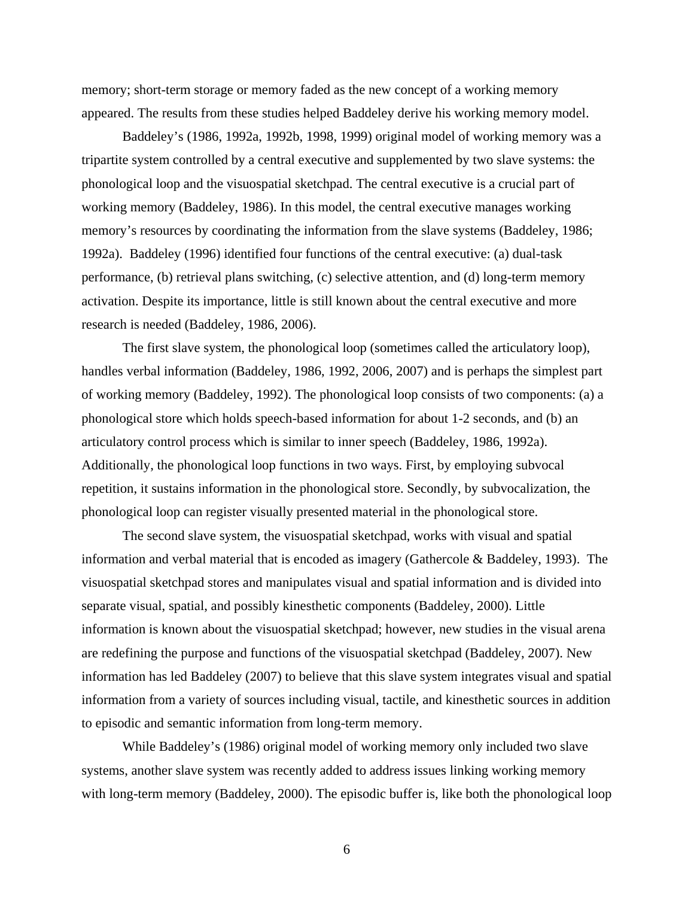memory; short-term storage or memory faded as the new concept of a working memory appeared. The results from these studies helped Baddeley derive his working memory model.

Baddeley's (1986, 1992a, 1992b, 1998, 1999) original model of working memory was a tripartite system controlled by a central executive and supplemented by two slave systems: the phonological loop and the visuospatial sketchpad. The central executive is a crucial part of working memory (Baddeley, 1986). In this model, the central executive manages working memory's resources by coordinating the information from the slave systems (Baddeley, 1986; 1992a). Baddeley (1996) identified four functions of the central executive: (a) dual-task performance, (b) retrieval plans switching, (c) selective attention, and (d) long-term memory activation. Despite its importance, little is still known about the central executive and more research is needed (Baddeley, 1986, 2006).

The first slave system, the phonological loop (sometimes called the articulatory loop), handles verbal information (Baddeley, 1986, 1992, 2006, 2007) and is perhaps the simplest part of working memory (Baddeley, 1992). The phonological loop consists of two components: (a) a phonological store which holds speech-based information for about 1-2 seconds, and (b) an articulatory control process which is similar to inner speech (Baddeley, 1986, 1992a). Additionally, the phonological loop functions in two ways. First, by employing subvocal repetition, it sustains information in the phonological store. Secondly, by subvocalization, the phonological loop can register visually presented material in the phonological store.

The second slave system, the visuospatial sketchpad, works with visual and spatial information and verbal material that is encoded as imagery (Gathercole & Baddeley, 1993). The visuospatial sketchpad stores and manipulates visual and spatial information and is divided into separate visual, spatial, and possibly kinesthetic components (Baddeley, 2000). Little information is known about the visuospatial sketchpad; however, new studies in the visual arena are redefining the purpose and functions of the visuospatial sketchpad (Baddeley, 2007). New information has led Baddeley (2007) to believe that this slave system integrates visual and spatial information from a variety of sources including visual, tactile, and kinesthetic sources in addition to episodic and semantic information from long-term memory.

While Baddeley's (1986) original model of working memory only included two slave systems, another slave system was recently added to address issues linking working memory with long-term memory (Baddeley, 2000). The episodic buffer is, like both the phonological loop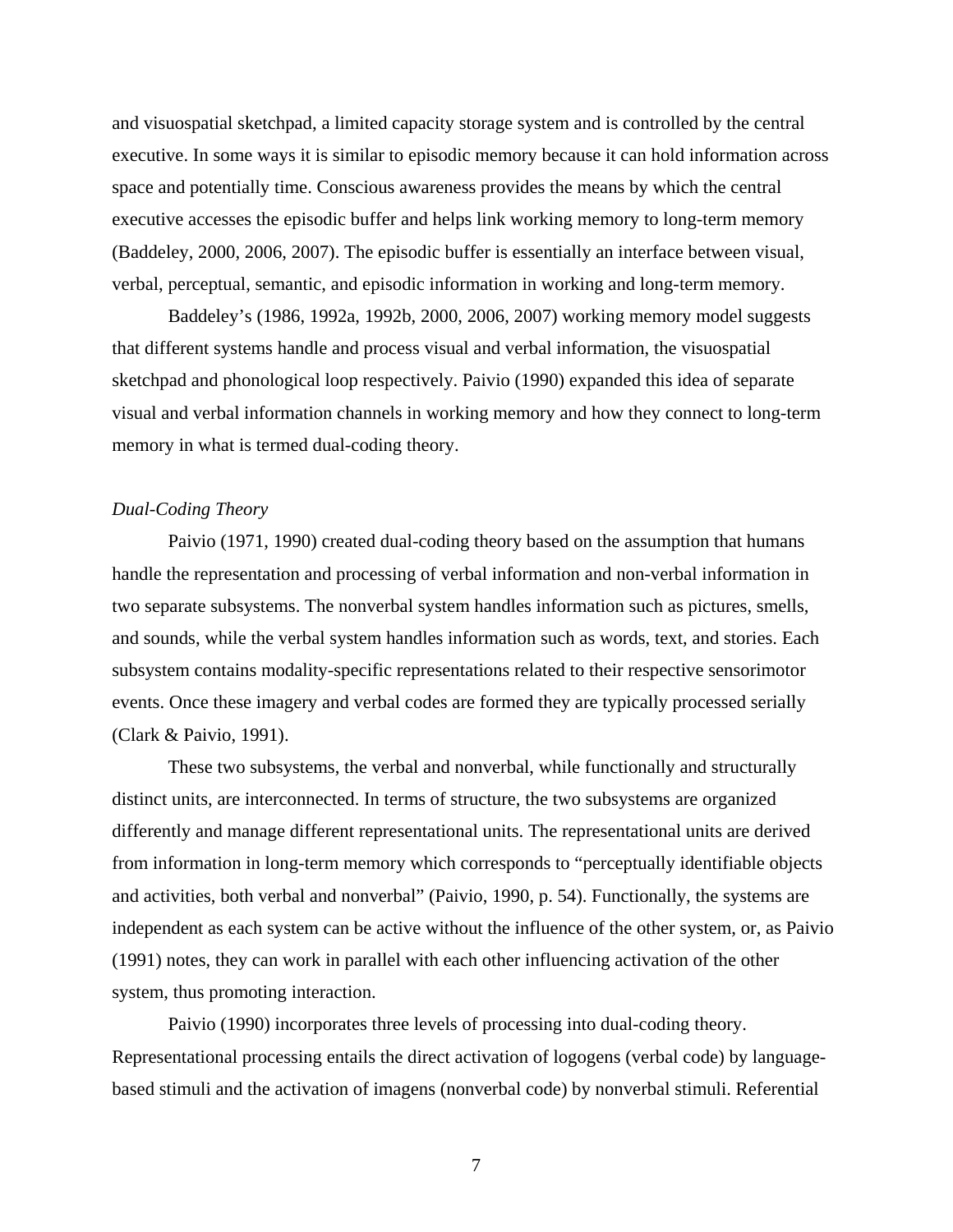and visuospatial sketchpad, a limited capacity storage system and is controlled by the central executive. In some ways it is similar to episodic memory because it can hold information across space and potentially time. Conscious awareness provides the means by which the central executive accesses the episodic buffer and helps link working memory to long-term memory (Baddeley, 2000, 2006, 2007). The episodic buffer is essentially an interface between visual, verbal, perceptual, semantic, and episodic information in working and long-term memory.

Baddeley's (1986, 1992a, 1992b, 2000, 2006, 2007) working memory model suggests that different systems handle and process visual and verbal information, the visuospatial sketchpad and phonological loop respectively. Paivio (1990) expanded this idea of separate visual and verbal information channels in working memory and how they connect to long-term memory in what is termed dual-coding theory.

*Dual-Coding Theory*

Paivio (1971, 1990) created dual-coding theory based on the assumption that humans handle the representation and processing of verbal information and non-verbal information in two separate subsystems. The nonverbal system handles information such as pictures, smells, and sounds, while the verbal system handles information such as words, text, and stories. Each subsystem contains modality-specific representations related to their respective sensorimotor events. Once these imagery and verbal codes are formed they are typically processed serially (Clark & Paivio, 1991).

These two subsystems, the verbal and nonverbal, while functionally and structurally distinct units, are interconnected. In terms of structure, the two subsystems are organized differently and manage different representational units. The representational units are derived from information in long-term memory which corresponds to "perceptually identifiable objects and activities, both verbal and nonverbal" (Paivio, 1990, p. 54). Functionally, the systems are independent as each system can be active without the influence of the other system, or, as Paivio (1991) notes, they can work in parallel with each other influencing activation of the other system, thus promoting interaction.

Paivio (1990) incorporates three levels of processing into dual-coding theory. Representational processing entails the direct activation of logogens (verbal code) by language-based stimuli and the activation of imagens (nonverbal code) by nonverbal stimuli. Referential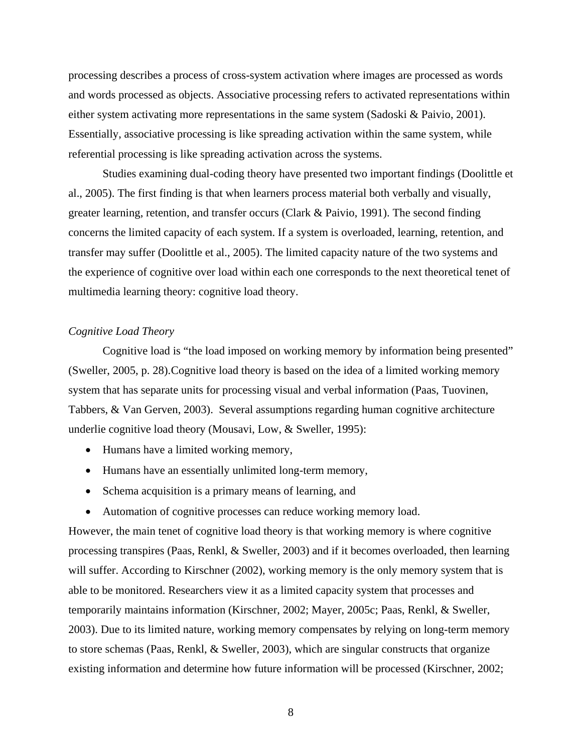processing describes a process of cross-system activation where images are processed as words and words processed as objects. Associative processing refers to activated representations within either system activating more representations in the same system (Sadoski & Paivio, 2001). Essentially, associative processing is like spreading activation within the same system, while referential processing is like spreading activation across the systems.

Studies examining dual-coding theory have presented two important findings (Doolittle et al., 2005). The first finding is that when learners process material both verbally and visually, greater learning, retention, and transfer occurs (Clark & Paivio, 1991). The second finding concerns the limited capacity of each system. If a system is overloaded, learning, retention, and transfer may suffer (Doolittle et al., 2005). The limited capacity nature of the two systems and the experience of cognitive over load within each one corresponds to the next theoretical tenet of multimedia learning theory: cognitive load theory.

*Cognitive Load Theory*

Cognitive load is "the load imposed on working memory by information being presented" (Sweller, 2005, p. 28).Cognitive load theory is based on the idea of a limited working memory system that has separate units for processing visual and verbal information (Paas, Tuovinen, Tabbers, & Van Gerven, 2003). Several assumptions regarding human cognitive architecture underlie cognitive load theory (Mousavi, Low, & Sweller, 1995):

- Humans have a limited working memory,
- Humans have an essentially unlimited long-term memory,
- Schema acquisition is a primary means of learning, and
- Automation of cognitive processes can reduce working memory load.

However, the main tenet of cognitive load theory is that working memory is where cognitive processing transpires (Paas, Renkl, & Sweller, 2003) and if it becomes overloaded, then learning will suffer. According to Kirschner (2002), working memory is the only memory system that is able to be monitored. Researchers view it as a limited capacity system that processes and temporarily maintains information (Kirschner, 2002; Mayer, 2005c; Paas, Renkl, & Sweller, 2003). Due to its limited nature, working memory compensates by relying on long-term memory to store schemas (Paas, Renkl, & Sweller, 2003), which are singular constructs that organize existing information and determine how future information will be processed (Kirschner, 2002;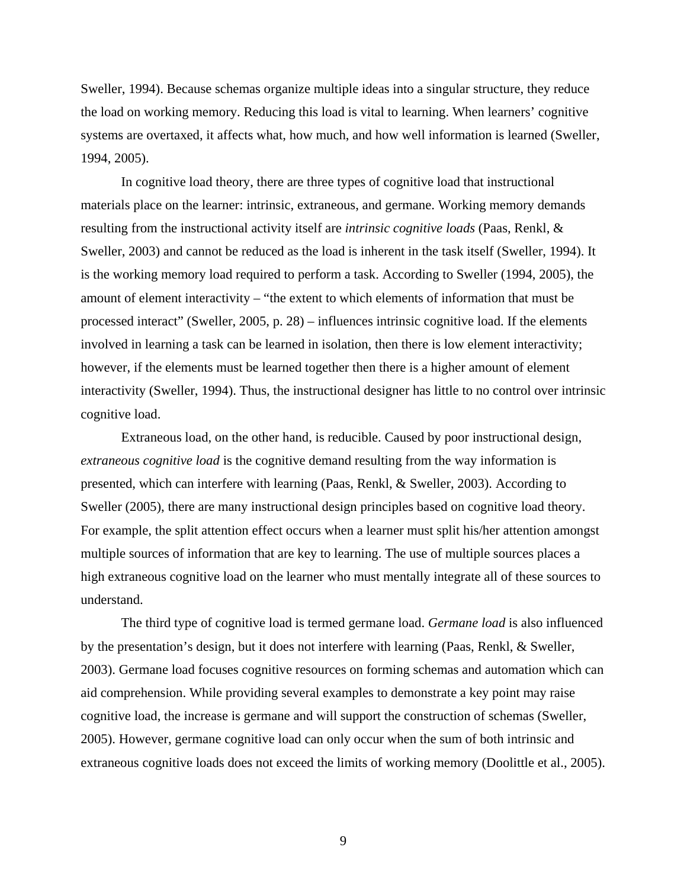Sweller, 1994). Because schemas organize multiple ideas into a singular structure, they reduce the load on working memory. Reducing this load is vital to learning. When learners' cognitive systems are overtaxed, it affects what, how much, and how well information is learned (Sweller, 1994, 2005).

In cognitive load theory, there are three types of cognitive load that instructional materials place on the learner: intrinsic, extraneous, and germane. Working memory demands resulting from the instructional activity itself are *intrinsic cognitive loads* (Paas, Renkl, & Sweller, 2003) and cannot be reduced as the load is inherent in the task itself (Sweller, 1994). It is the working memory load required to perform a task. According to Sweller (1994, 2005), the amount of element interactivity – "the extent to which elements of information that must be processed interact" (Sweller, 2005, p. 28) – influences intrinsic cognitive load. If the elements involved in learning a task can be learned in isolation, then there is low element interactivity; however, if the elements must be learned together then there is a higher amount of element interactivity (Sweller, 1994). Thus, the instructional designer has little to no control over intrinsic cognitive load.

Extraneous load, on the other hand, is reducible. Caused by poor instructional design, *extraneous cognitive load* is the cognitive demand resulting from the way information is presented, which can interfere with learning (Paas, Renkl, & Sweller, 2003). According to Sweller (2005), there are many instructional design principles based on cognitive load theory. For example, the split attention effect occurs when a learner must split his/her attention amongst multiple sources of information that are key to learning. The use of multiple sources places a high extraneous cognitive load on the learner who must mentally integrate all of these sources to understand.

The third type of cognitive load is termed germane load. *Germane load* is also influenced by the presentation's design, but it does not interfere with learning (Paas, Renkl, & Sweller, 2003). Germane load focuses cognitive resources on forming schemas and automation which can aid comprehension. While providing several examples to demonstrate a key point may raise cognitive load, the increase is germane and will support the construction of schemas (Sweller, 2005). However, germane cognitive load can only occur when the sum of both intrinsic and extraneous cognitive loads does not exceed the limits of working memory (Doolittle et al., 2005).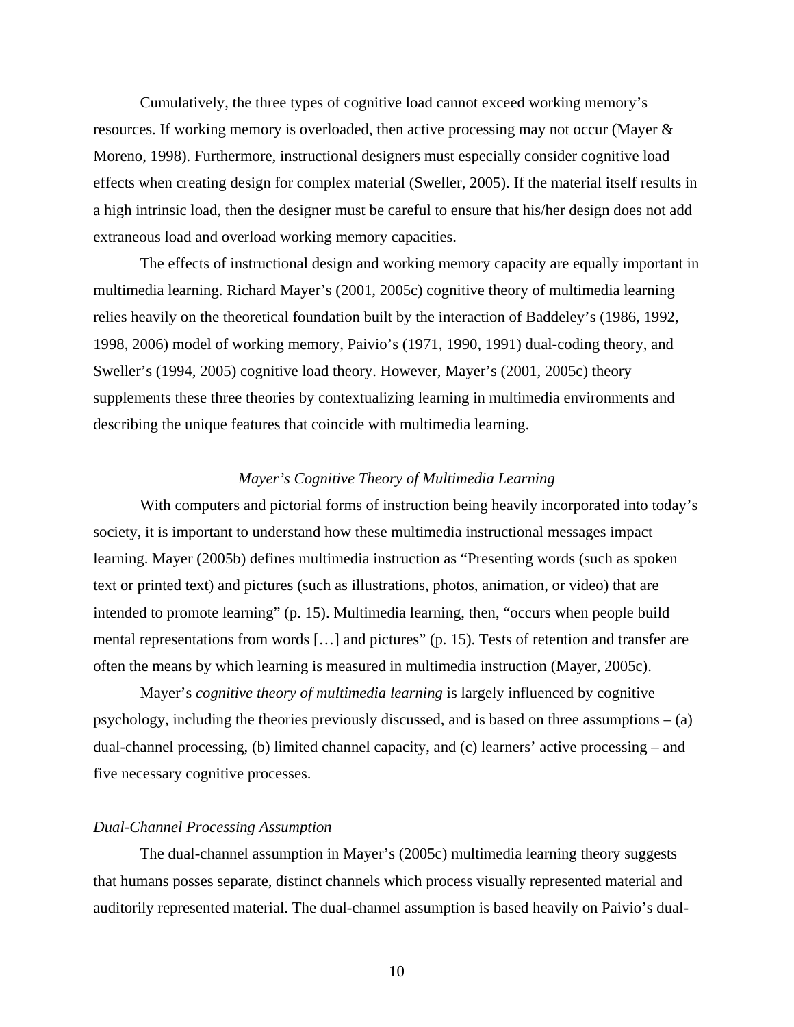Cumulatively, the three types of cognitive load cannot exceed working memory's resources. If working memory is overloaded, then active processing may not occur (Mayer & Moreno, 1998). Furthermore, instructional designers must especially consider cognitive load effects when creating design for complex material (Sweller, 2005). If the material itself results in a high intrinsic load, then the designer must be careful to ensure that his/her design does not add extraneous load and overload working memory capacities.

The effects of instructional design and working memory capacity are equally important in multimedia learning. Richard Mayer's (2001, 2005c) cognitive theory of multimedia learning relies heavily on the theoretical foundation built by the interaction of Baddeley's (1986, 1992, 1998, 2006) model of working memory, Paivio's (1971, 1990, 1991) dual-coding theory, and Sweller's (1994, 2005) cognitive load theory. However, Mayer's (2001, 2005c) theory supplements these three theories by contextualizing learning in multimedia environments and describing the unique features that coincide with multimedia learning.

## *Mayer's Cognitive Theory of Multimedia Learning*

With computers and pictorial forms of instruction being heavily incorporated into today's society, it is important to understand how these multimedia instructional messages impact learning. Mayer (2005b) defines multimedia instruction as "Presenting words (such as spoken text or printed text) and pictures (such as illustrations, photos, animation, or video) that are intended to promote learning" (p. 15). Multimedia learning, then, "occurs when people build mental representations from words […] and pictures" (p. 15). Tests of retention and transfer are often the means by which learning is measured in multimedia instruction (Mayer, 2005c).

Mayer's *cognitive theory of multimedia learning* is largely influenced by cognitive psychology, including the theories previously discussed, and is based on three assumptions – (a) dual-channel processing, (b) limited channel capacity, and (c) learners' active processing – and five necessary cognitive processes.

### *Dual-Channel Processing Assumption*

The dual-channel assumption in Mayer's (2005c) multimedia learning theory suggests that humans posses separate, distinct channels which process visually represented material and auditorily represented material. The dual-channel assumption is based heavily on Paivio's dual-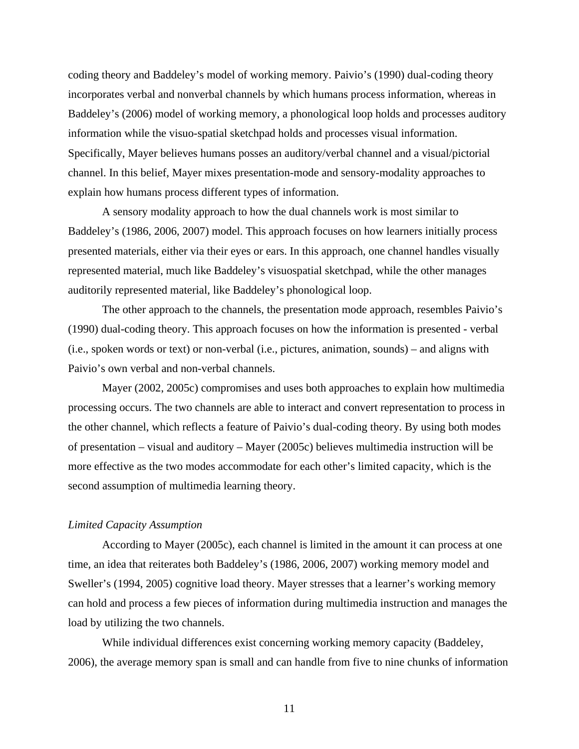coding theory and Baddeley's model of working memory. Paivio's (1990) dual-coding theory incorporates verbal and nonverbal channels by which humans process information, whereas in Baddeley's (2006) model of working memory, a phonological loop holds and processes auditory information while the visuo-spatial sketchpad holds and processes visual information. Specifically, Mayer believes humans posses an auditory/verbal channel and a visual/pictorial channel. In this belief, Mayer mixes presentation-mode and sensory-modality approaches to explain how humans process different types of information.

A sensory modality approach to how the dual channels work is most similar to Baddeley's (1986, 2006, 2007) model. This approach focuses on how learners initially process presented materials, either via their eyes or ears. In this approach, one channel handles visually represented material, much like Baddeley's visuospatial sketchpad, while the other manages auditorily represented material, like Baddeley's phonological loop.

The other approach to the channels, the presentation mode approach, resembles Paivio's (1990) dual-coding theory. This approach focuses on how the information is presented - verbal (i.e., spoken words or text) or non-verbal (i.e., pictures, animation, sounds) – and aligns with Paivio's own verbal and non-verbal channels.

Mayer (2002, 2005c) compromises and uses both approaches to explain how multimedia processing occurs. The two channels are able to interact and convert representation to process in the other channel, which reflects a feature of Paivio's dual-coding theory. By using both modes of presentation – visual and auditory – Mayer (2005c) believes multimedia instruction will be more effective as the two modes accommodate for each other's limited capacity, which is the second assumption of multimedia learning theory.

*Limited Capacity Assumption*

According to Mayer (2005c), each channel is limited in the amount it can process at one time, an idea that reiterates both Baddeley's (1986, 2006, 2007) working memory model and Sweller's (1994, 2005) cognitive load theory. Mayer stresses that a learner's working memory can hold and process a few pieces of information during multimedia instruction and manages the load by utilizing the two channels.

While individual differences exist concerning working memory capacity (Baddeley, 2006), the average memory span is small and can handle from five to nine chunks of information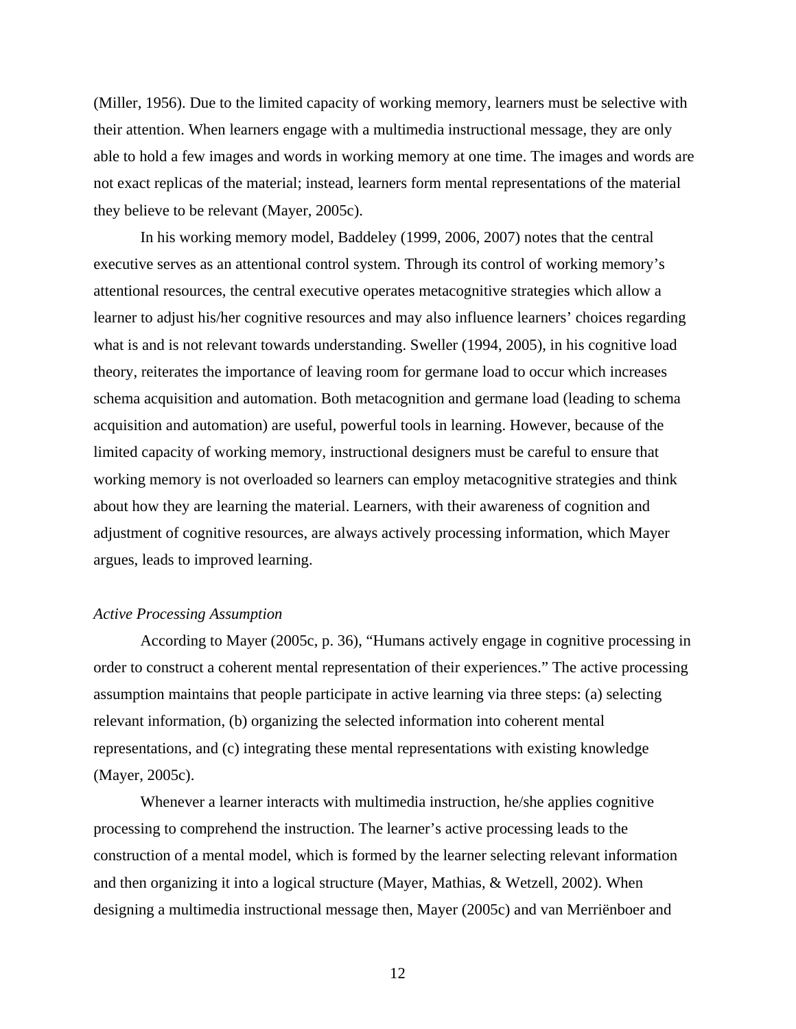(Miller, 1956). Due to the limited capacity of working memory, learners must be selective with their attention. When learners engage with a multimedia instructional message, they are only able to hold a few images and words in working memory at one time. The images and words are not exact replicas of the material; instead, learners form mental representations of the material they believe to be relevant (Mayer, 2005c).

In his working memory model, Baddeley (1999, 2006, 2007) notes that the central executive serves as an attentional control system. Through its control of working memory's attentional resources, the central executive operates metacognitive strategies which allow a learner to adjust his/her cognitive resources and may also influence learners' choices regarding what is and is not relevant towards understanding. Sweller (1994, 2005), in his cognitive load theory, reiterates the importance of leaving room for germane load to occur which increases schema acquisition and automation. Both metacognition and germane load (leading to schema acquisition and automation) are useful, powerful tools in learning. However, because of the limited capacity of working memory, instructional designers must be careful to ensure that working memory is not overloaded so learners can employ metacognitive strategies and think about how they are learning the material. Learners, with their awareness of cognition and adjustment of cognitive resources, are always actively processing information, which Mayer argues, leads to improved learning.

*Active Processing Assumption*

According to Mayer (2005c, p. 36), "Humans actively engage in cognitive processing in order to construct a coherent mental representation of their experiences." The active processing assumption maintains that people participate in active learning via three steps: (a) selecting relevant information, (b) organizing the selected information into coherent mental representations, and (c) integrating these mental representations with existing knowledge (Mayer, 2005c).

Whenever a learner interacts with multimedia instruction, he/she applies cognitive processing to comprehend the instruction. The learner's active processing leads to the construction of a mental model, which is formed by the learner selecting relevant information and then organizing it into a logical structure (Mayer, Mathias, & Wetzell, 2002). When designing a multimedia instructional message then, Mayer (2005c) and van Merriënboer and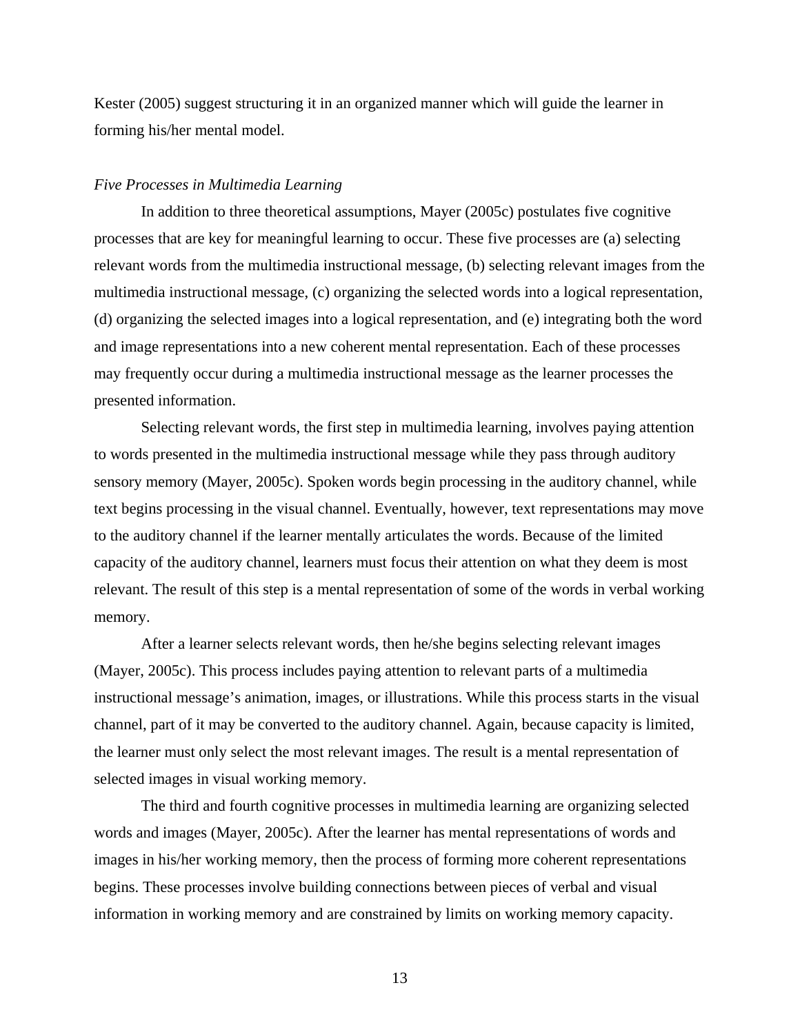Kester (2005) suggest structuring it in an organized manner which will guide the learner in forming his/her mental model.

*Five Processes in Multimedia Learning*

In addition to three theoretical assumptions, Mayer (2005c) postulates five cognitive processes that are key for meaningful learning to occur. These five processes are (a) selecting relevant words from the multimedia instructional message, (b) selecting relevant images from the multimedia instructional message, (c) organizing the selected words into a logical representation, (d) organizing the selected images into a logical representation, and (e) integrating both the word and image representations into a new coherent mental representation. Each of these processes may frequently occur during a multimedia instructional message as the learner processes the presented information.

Selecting relevant words, the first step in multimedia learning, involves paying attention to words presented in the multimedia instructional message while they pass through auditory sensory memory (Mayer, 2005c). Spoken words begin processing in the auditory channel, while text begins processing in the visual channel. Eventually, however, text representations may move to the auditory channel if the learner mentally articulates the words. Because of the limited capacity of the auditory channel, learners must focus their attention on what they deem is most relevant. The result of this step is a mental representation of some of the words in verbal working memory.

After a learner selects relevant words, then he/she begins selecting relevant images (Mayer, 2005c). This process includes paying attention to relevant parts of a multimedia instructional message's animation, images, or illustrations. While this process starts in the visual channel, part of it may be converted to the auditory channel. Again, because capacity is limited, the learner must only select the most relevant images. The result is a mental representation of selected images in visual working memory.

The third and fourth cognitive processes in multimedia learning are organizing selected words and images (Mayer, 2005c). After the learner has mental representations of words and images in his/her working memory, then the process of forming more coherent representations begins. These processes involve building connections between pieces of verbal and visual information in working memory and are constrained by limits on working memory capacity.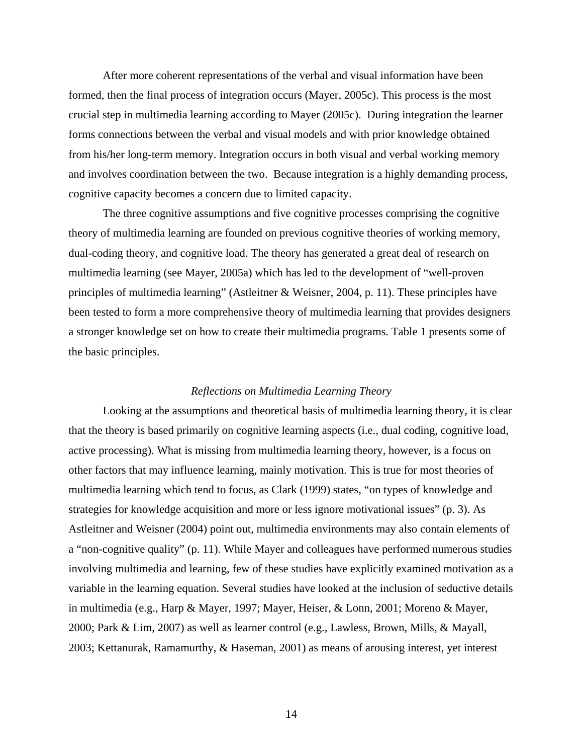After more coherent representations of the verbal and visual information have been formed, then the final process of integration occurs (Mayer, 2005c). This process is the most crucial step in multimedia learning according to Mayer (2005c). During integration the learner forms connections between the verbal and visual models and with prior knowledge obtained from his/her long-term memory. Integration occurs in both visual and verbal working memory and involves coordination between the two. Because integration is a highly demanding process, cognitive capacity becomes a concern due to limited capacity.

The three cognitive assumptions and five cognitive processes comprising the cognitive theory of multimedia learning are founded on previous cognitive theories of working memory, dual-coding theory, and cognitive load. The theory has generated a great deal of research on multimedia learning (see Mayer, 2005a) which has led to the development of "well-proven principles of multimedia learning" (Astleitner & Weisner, 2004, p. 11). These principles have been tested to form a more comprehensive theory of multimedia learning that provides designers a stronger knowledge set on how to create their multimedia programs. Table 1 presents some of the basic principles.

### *Reflections on Multimedia Learning Theory*

Looking at the assumptions and theoretical basis of multimedia learning theory, it is clear that the theory is based primarily on cognitive learning aspects (i.e., dual coding, cognitive load, active processing). What is missing from multimedia learning theory, however, is a focus on other factors that may influence learning, mainly motivation. This is true for most theories of multimedia learning which tend to focus, as Clark (1999) states, "on types of knowledge and strategies for knowledge acquisition and more or less ignore motivational issues" (p. 3). As Astleitner and Weisner (2004) point out, multimedia environments may also contain elements of a "non-cognitive quality" (p. 11). While Mayer and colleagues have performed numerous studies involving multimedia and learning, few of these studies have explicitly examined motivation as a variable in the learning equation. Several studies have looked at the inclusion of seductive details in multimedia (e.g., Harp & Mayer, 1997; Mayer, Heiser, & Lonn, 2001; Moreno & Mayer, 2000; Park & Lim, 2007) as well as learner control (e.g., Lawless, Brown, Mills, & Mayall, 2003; Kettanurak, Ramamurthy, & Haseman, 2001) as means of arousing interest, yet interest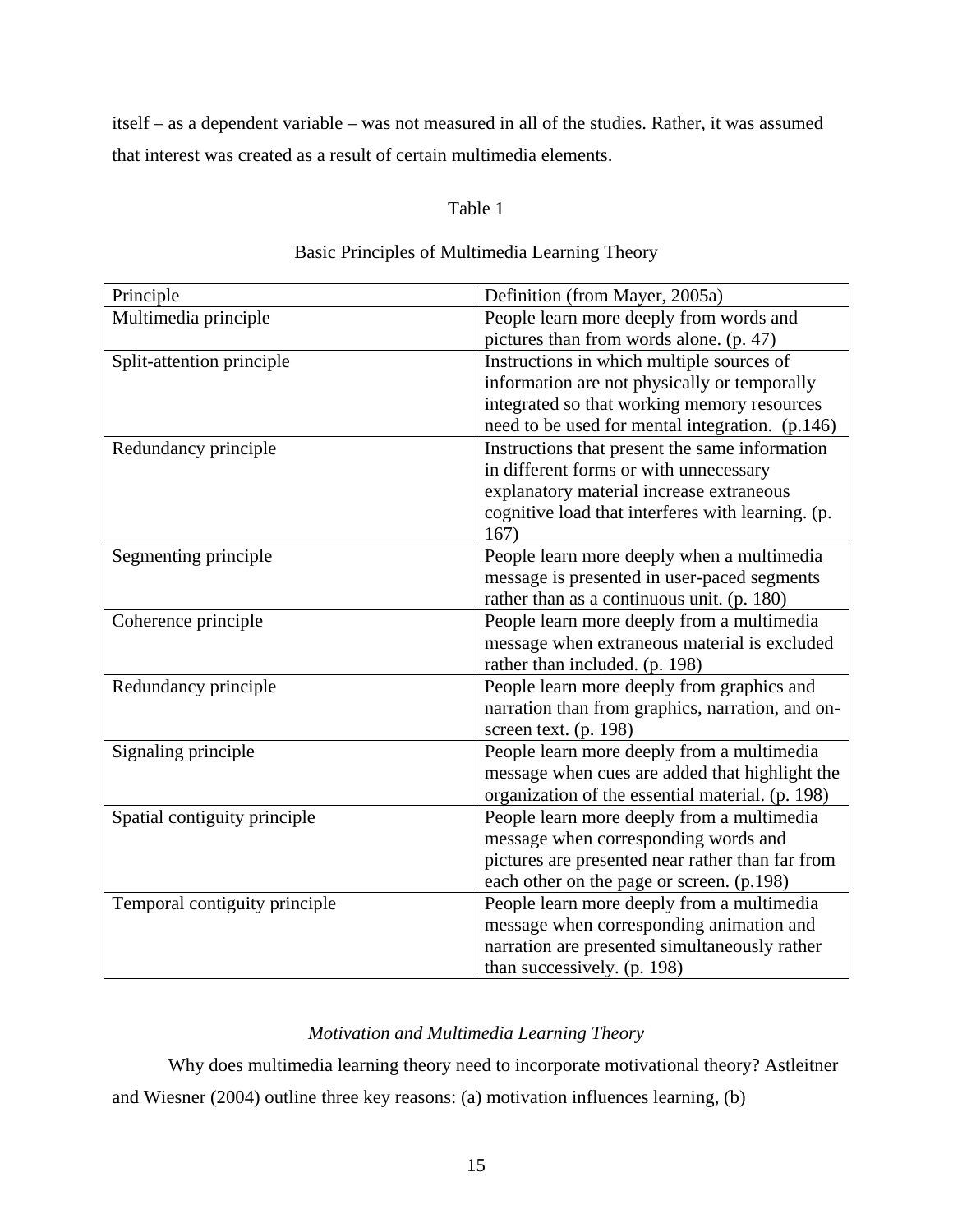itself – as a dependent variable – was not measured in all of the studies. Rather, it was assumed that interest was created as a result of certain multimedia elements.

Table 1

Basic Principles of Multimedia Learning Theory

| Principle | Definition (from Mayer, 2005a) |
|---|---|
| Multimedia principle | People learn more deeply from words and pictures than from words alone. (p. 47) |
| Split-attention principle | Instructions in which multiple sources of information are not physically or temporally integrated so that working memory resources need to be used for mental integration. (p.146) |
| Redundancy principle | Instructions that present the same information in different forms or with unnecessary explanatory material increase extraneous cognitive load that interferes with learning. (p. 167) |
| Segmenting principle | People learn more deeply when a multimedia message is presented in user-paced segments rather than as a continuous unit. (p. 180) |
| Coherence principle | People learn more deeply from a multimedia message when extraneous material is excluded rather than included. (p. 198) |
| Redundancy principle | People learn more deeply from graphics and narration than from graphics, narration, and on-screen text. (p. 198) |
| Signaling principle | People learn more deeply from a multimedia message when cues are added that highlight the organization of the essential material. (p. 198) |
| Spatial contiguity principle | People learn more deeply from a multimedia message when corresponding words and pictures are presented near rather than far from each other on the page or screen. (p.198) |
| Temporal contiguity principle | People learn more deeply from a multimedia message when corresponding animation and narration are presented simultaneously rather than successively. (p. 198) |

*Motivation and Multimedia Learning Theory*

Why does multimedia learning theory need to incorporate motivational theory? Astleitner and Wiesner (2004) outline three key reasons: (a) motivation influences learning, (b)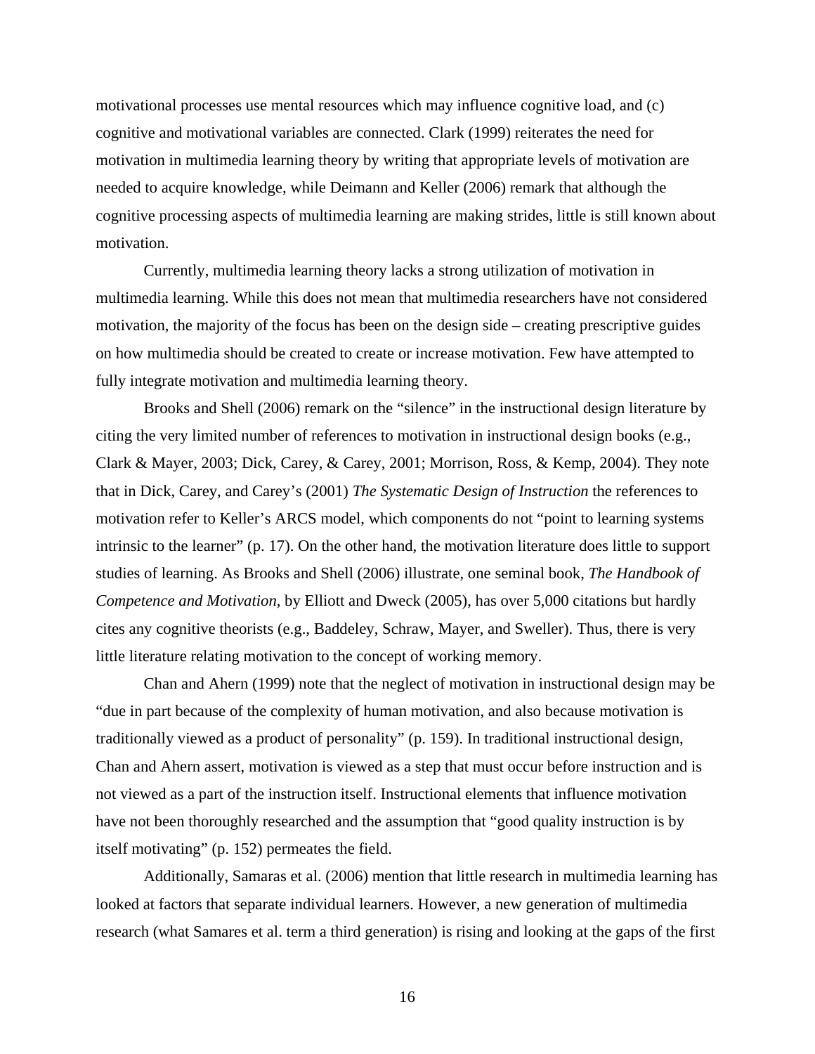motivational processes use mental resources which may influence cognitive load, and (c) cognitive and motivational variables are connected. Clark (1999) reiterates the need for motivation in multimedia learning theory by writing that appropriate levels of motivation are needed to acquire knowledge, while Deimann and Keller (2006) remark that although the cognitive processing aspects of multimedia learning are making strides, little is still known about motivation.

Currently, multimedia learning theory lacks a strong utilization of motivation in multimedia learning. While this does not mean that multimedia researchers have not considered motivation, the majority of the focus has been on the design side – creating prescriptive guides on how multimedia should be created to create or increase motivation. Few have attempted to fully integrate motivation and multimedia learning theory.

Brooks and Shell (2006) remark on the "silence" in the instructional design literature by citing the very limited number of references to motivation in instructional design books (e.g., Clark & Mayer, 2003; Dick, Carey, & Carey, 2001; Morrison, Ross, & Kemp, 2004). They note that in Dick, Carey, and Carey's (2001) *The Systematic Design of Instruction* the references to motivation refer to Keller's ARCS model, which components do not "point to learning systems intrinsic to the learner" (p. 17). On the other hand, the motivation literature does little to support studies of learning. As Brooks and Shell (2006) illustrate, one seminal book, *The Handbook of Competence and Motivation*, by Elliott and Dweck (2005), has over 5,000 citations but hardly cites any cognitive theorists (e.g., Baddeley, Schraw, Mayer, and Sweller). Thus, there is very little literature relating motivation to the concept of working memory.

Chan and Ahern (1999) note that the neglect of motivation in instructional design may be "due in part because of the complexity of human motivation, and also because motivation is traditionally viewed as a product of personality" (p. 159). In traditional instructional design, Chan and Ahern assert, motivation is viewed as a step that must occur before instruction and is not viewed as a part of the instruction itself. Instructional elements that influence motivation have not been thoroughly researched and the assumption that "good quality instruction is by itself motivating" (p. 152) permeates the field.

Additionally, Samaras et al. (2006) mention that little research in multimedia learning has looked at factors that separate individual learners. However, a new generation of multimedia research (what Samares et al. term a third generation) is rising and looking at the gaps of the first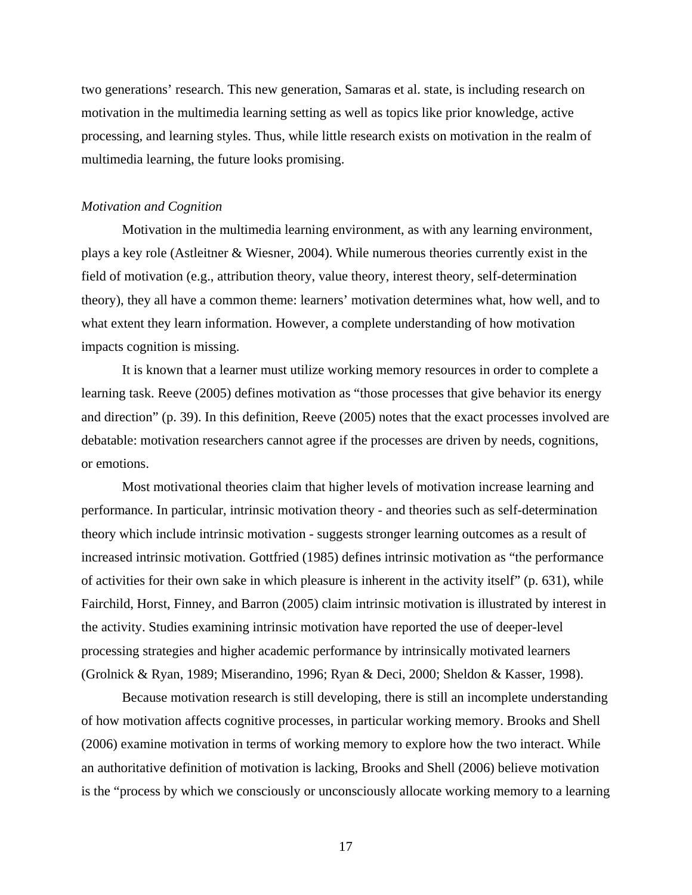two generations' research. This new generation, Samaras et al. state, is including research on motivation in the multimedia learning setting as well as topics like prior knowledge, active processing, and learning styles. Thus, while little research exists on motivation in the realm of multimedia learning, the future looks promising.

### *Motivation and Cognition*

Motivation in the multimedia learning environment, as with any learning environment, plays a key role (Astleitner & Wiesner, 2004). While numerous theories currently exist in the field of motivation (e.g., attribution theory, value theory, interest theory, self-determination theory), they all have a common theme: learners' motivation determines what, how well, and to what extent they learn information. However, a complete understanding of how motivation impacts cognition is missing.

It is known that a learner must utilize working memory resources in order to complete a learning task. Reeve (2005) defines motivation as "those processes that give behavior its energy and direction" (p. 39). In this definition, Reeve (2005) notes that the exact processes involved are debatable: motivation researchers cannot agree if the processes are driven by needs, cognitions, or emotions.

Most motivational theories claim that higher levels of motivation increase learning and performance. In particular, intrinsic motivation theory - and theories such as self-determination theory which include intrinsic motivation - suggests stronger learning outcomes as a result of increased intrinsic motivation. Gottfried (1985) defines intrinsic motivation as "the performance of activities for their own sake in which pleasure is inherent in the activity itself" (p. 631), while Fairchild, Horst, Finney, and Barron (2005) claim intrinsic motivation is illustrated by interest in the activity. Studies examining intrinsic motivation have reported the use of deeper-level processing strategies and higher academic performance by intrinsically motivated learners (Grolnick & Ryan, 1989; Miserandino, 1996; Ryan & Deci, 2000; Sheldon & Kasser, 1998).

Because motivation research is still developing, there is still an incomplete understanding of how motivation affects cognitive processes, in particular working memory. Brooks and Shell (2006) examine motivation in terms of working memory to explore how the two interact. While an authoritative definition of motivation is lacking, Brooks and Shell (2006) believe motivation is the "process by which we consciously or unconsciously allocate working memory to a learning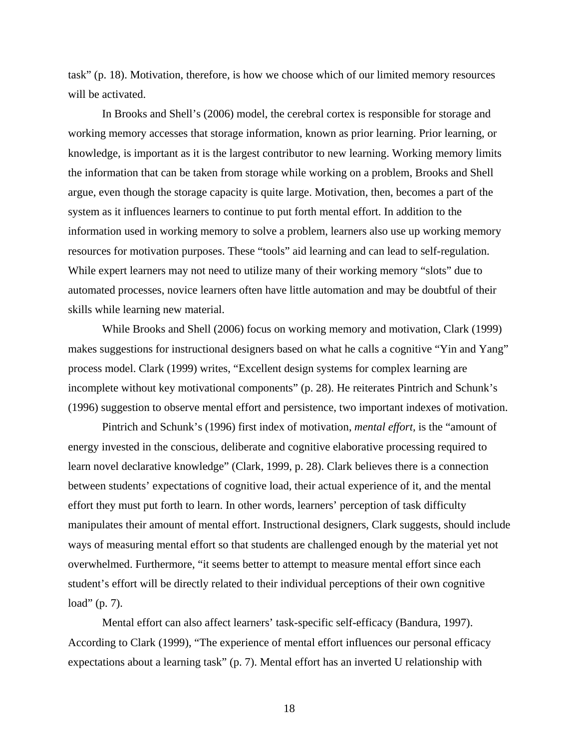task" (p. 18). Motivation, therefore, is how we choose which of our limited memory resources will be activated.

In Brooks and Shell's (2006) model, the cerebral cortex is responsible for storage and working memory accesses that storage information, known as prior learning. Prior learning, or knowledge, is important as it is the largest contributor to new learning. Working memory limits the information that can be taken from storage while working on a problem, Brooks and Shell argue, even though the storage capacity is quite large. Motivation, then, becomes a part of the system as it influences learners to continue to put forth mental effort. In addition to the information used in working memory to solve a problem, learners also use up working memory resources for motivation purposes. These "tools" aid learning and can lead to self-regulation. While expert learners may not need to utilize many of their working memory "slots" due to automated processes, novice learners often have little automation and may be doubtful of their skills while learning new material.

While Brooks and Shell (2006) focus on working memory and motivation, Clark (1999) makes suggestions for instructional designers based on what he calls a cognitive "Yin and Yang" process model. Clark (1999) writes, "Excellent design systems for complex learning are incomplete without key motivational components" (p. 28). He reiterates Pintrich and Schunk's (1996) suggestion to observe mental effort and persistence, two important indexes of motivation.

Pintrich and Schunk's (1996) first index of motivation, *mental effort*, is the "amount of energy invested in the conscious, deliberate and cognitive elaborative processing required to learn novel declarative knowledge" (Clark, 1999, p. 28). Clark believes there is a connection between students' expectations of cognitive load, their actual experience of it, and the mental effort they must put forth to learn. In other words, learners' perception of task difficulty manipulates their amount of mental effort. Instructional designers, Clark suggests, should include ways of measuring mental effort so that students are challenged enough by the material yet not overwhelmed. Furthermore, "it seems better to attempt to measure mental effort since each student's effort will be directly related to their individual perceptions of their own cognitive load" (p. 7).

Mental effort can also affect learners' task-specific self-efficacy (Bandura, 1997). According to Clark (1999), "The experience of mental effort influences our personal efficacy expectations about a learning task" (p. 7). Mental effort has an inverted U relationship with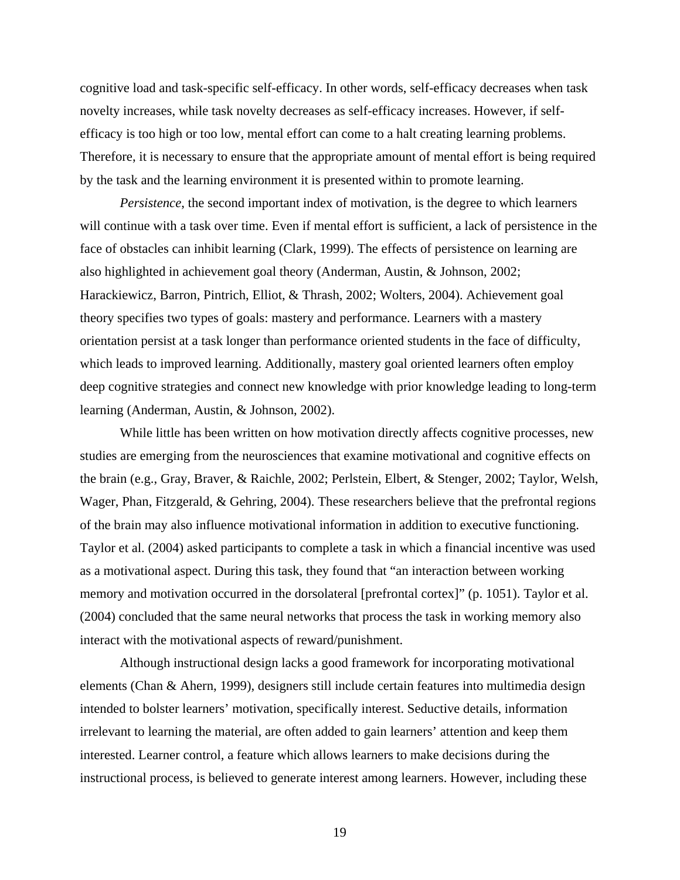cognitive load and task-specific self-efficacy. In other words, self-efficacy decreases when task novelty increases, while task novelty decreases as self-efficacy increases. However, if self-efficacy is too high or too low, mental effort can come to a halt creating learning problems. Therefore, it is necessary to ensure that the appropriate amount of mental effort is being required by the task and the learning environment it is presented within to promote learning.

*Persistence*, the second important index of motivation, is the degree to which learners will continue with a task over time. Even if mental effort is sufficient, a lack of persistence in the face of obstacles can inhibit learning (Clark, 1999). The effects of persistence on learning are also highlighted in achievement goal theory (Anderman, Austin, & Johnson, 2002; Harackiewicz, Barron, Pintrich, Elliot, & Thrash, 2002; Wolters, 2004). Achievement goal theory specifies two types of goals: mastery and performance. Learners with a mastery orientation persist at a task longer than performance oriented students in the face of difficulty, which leads to improved learning. Additionally, mastery goal oriented learners often employ deep cognitive strategies and connect new knowledge with prior knowledge leading to long-term learning (Anderman, Austin, & Johnson, 2002).

While little has been written on how motivation directly affects cognitive processes, new studies are emerging from the neurosciences that examine motivational and cognitive effects on the brain (e.g., Gray, Braver, & Raichle, 2002; Perlstein, Elbert, & Stenger, 2002; Taylor, Welsh, Wager, Phan, Fitzgerald, & Gehring, 2004). These researchers believe that the prefrontal regions of the brain may also influence motivational information in addition to executive functioning. Taylor et al. (2004) asked participants to complete a task in which a financial incentive was used as a motivational aspect. During this task, they found that "an interaction between working memory and motivation occurred in the dorsolateral [prefrontal cortex]" (p. 1051). Taylor et al. (2004) concluded that the same neural networks that process the task in working memory also interact with the motivational aspects of reward/punishment.

Although instructional design lacks a good framework for incorporating motivational elements (Chan & Ahern, 1999), designers still include certain features into multimedia design intended to bolster learners' motivation, specifically interest. Seductive details, information irrelevant to learning the material, are often added to gain learners' attention and keep them interested. Learner control, a feature which allows learners to make decisions during the instructional process, is believed to generate interest among learners. However, including these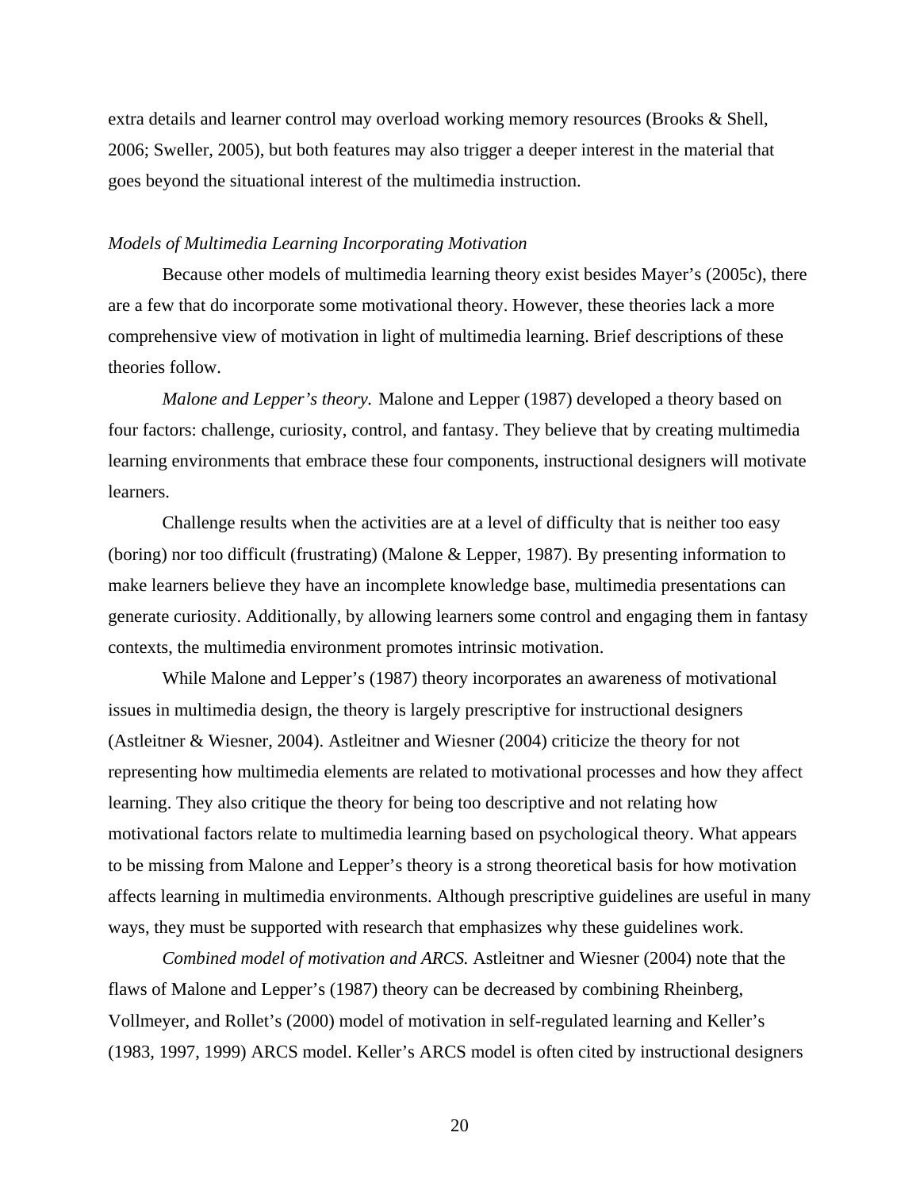extra details and learner control may overload working memory resources (Brooks & Shell, 2006; Sweller, 2005), but both features may also trigger a deeper interest in the material that goes beyond the situational interest of the multimedia instruction.

### *Models of Multimedia Learning Incorporating Motivation*

Because other models of multimedia learning theory exist besides Mayer's (2005c), there are a few that do incorporate some motivational theory. However, these theories lack a more comprehensive view of motivation in light of multimedia learning. Brief descriptions of these theories follow.

*Malone and Lepper's theory.* Malone and Lepper (1987) developed a theory based on four factors: challenge, curiosity, control, and fantasy. They believe that by creating multimedia learning environments that embrace these four components, instructional designers will motivate learners.

Challenge results when the activities are at a level of difficulty that is neither too easy (boring) nor too difficult (frustrating) (Malone & Lepper, 1987). By presenting information to make learners believe they have an incomplete knowledge base, multimedia presentations can generate curiosity. Additionally, by allowing learners some control and engaging them in fantasy contexts, the multimedia environment promotes intrinsic motivation.

While Malone and Lepper's (1987) theory incorporates an awareness of motivational issues in multimedia design, the theory is largely prescriptive for instructional designers (Astleitner & Wiesner, 2004). Astleitner and Wiesner (2004) criticize the theory for not representing how multimedia elements are related to motivational processes and how they affect learning. They also critique the theory for being too descriptive and not relating how motivational factors relate to multimedia learning based on psychological theory. What appears to be missing from Malone and Lepper's theory is a strong theoretical basis for how motivation affects learning in multimedia environments. Although prescriptive guidelines are useful in many ways, they must be supported with research that emphasizes why these guidelines work.

*Combined model of motivation and ARCS.* Astleitner and Wiesner (2004) note that the flaws of Malone and Lepper's (1987) theory can be decreased by combining Rheinberg, Vollmeyer, and Rollet's (2000) model of motivation in self-regulated learning and Keller's (1983, 1997, 1999) ARCS model. Keller's ARCS model is often cited by instructional designers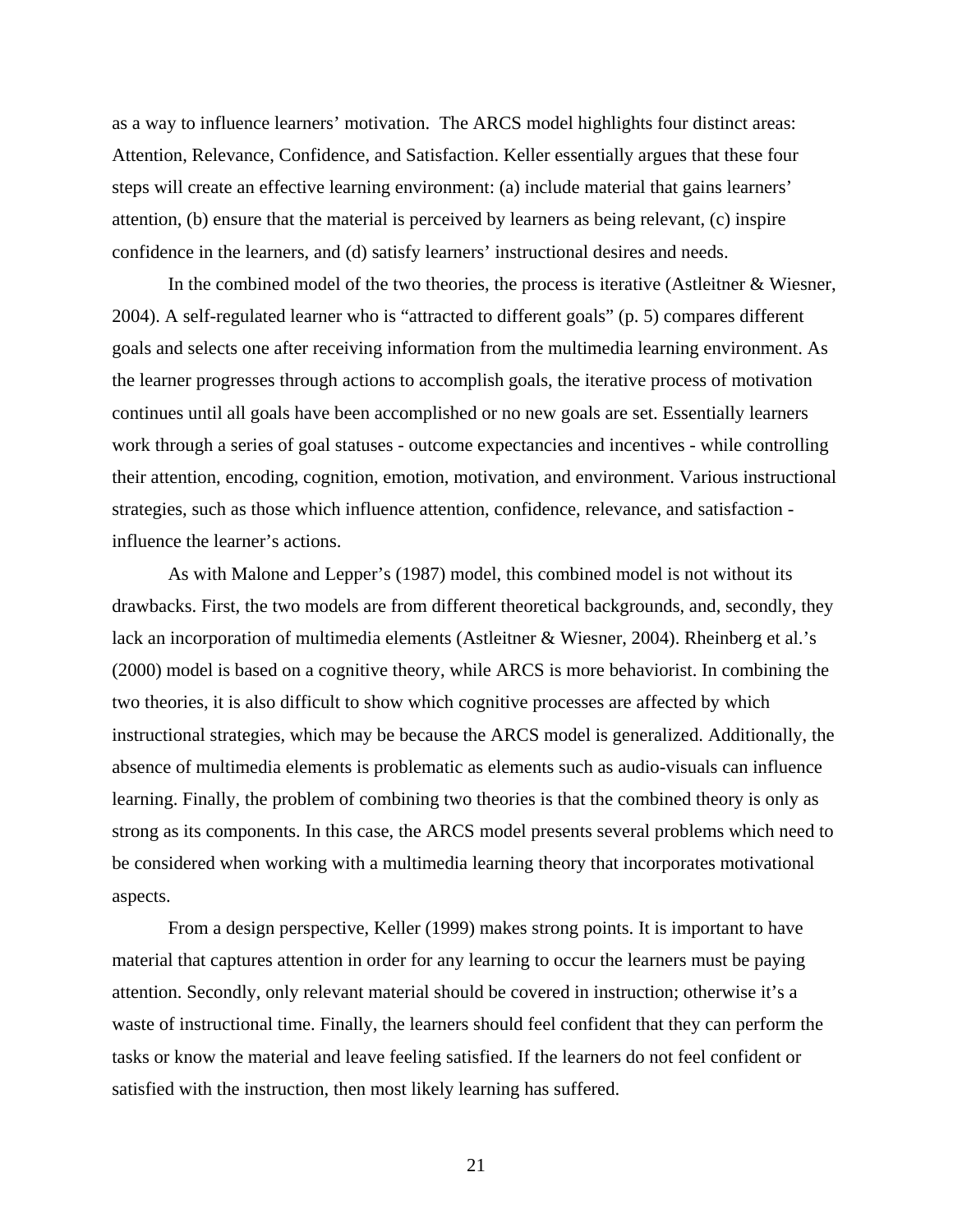as a way to influence learners' motivation. The ARCS model highlights four distinct areas: Attention, Relevance, Confidence, and Satisfaction. Keller essentially argues that these four steps will create an effective learning environment: (a) include material that gains learners' attention, (b) ensure that the material is perceived by learners as being relevant, (c) inspire confidence in the learners, and (d) satisfy learners' instructional desires and needs.

In the combined model of the two theories, the process is iterative (Astleitner & Wiesner, 2004). A self-regulated learner who is "attracted to different goals" (p. 5) compares different goals and selects one after receiving information from the multimedia learning environment. As the learner progresses through actions to accomplish goals, the iterative process of motivation continues until all goals have been accomplished or no new goals are set. Essentially learners work through a series of goal statuses - outcome expectancies and incentives - while controlling their attention, encoding, cognition, emotion, motivation, and environment. Various instructional strategies, such as those which influence attention, confidence, relevance, and satisfaction - influence the learner's actions.

As with Malone and Lepper's (1987) model, this combined model is not without its drawbacks. First, the two models are from different theoretical backgrounds, and, secondly, they lack an incorporation of multimedia elements (Astleitner & Wiesner, 2004). Rheinberg et al.'s (2000) model is based on a cognitive theory, while ARCS is more behaviorist. In combining the two theories, it is also difficult to show which cognitive processes are affected by which instructional strategies, which may be because the ARCS model is generalized. Additionally, the absence of multimedia elements is problematic as elements such as audio-visuals can influence learning. Finally, the problem of combining two theories is that the combined theory is only as strong as its components. In this case, the ARCS model presents several problems which need to be considered when working with a multimedia learning theory that incorporates motivational aspects.

From a design perspective, Keller (1999) makes strong points. It is important to have material that captures attention in order for any learning to occur the learners must be paying attention. Secondly, only relevant material should be covered in instruction; otherwise it's a waste of instructional time. Finally, the learners should feel confident that they can perform the tasks or know the material and leave feeling satisfied. If the learners do not feel confident or satisfied with the instruction, then most likely learning has suffered.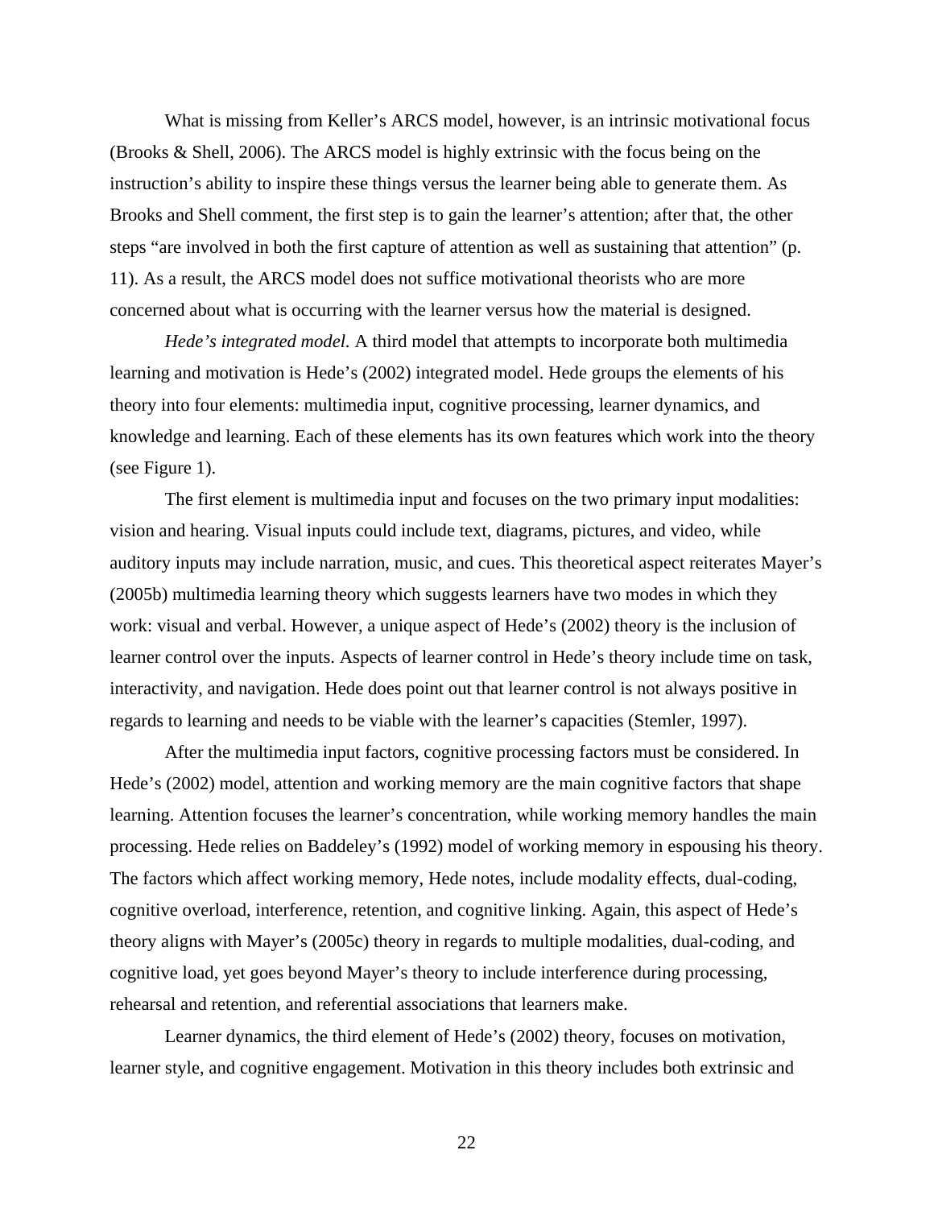What is missing from Keller's ARCS model, however, is an intrinsic motivational focus (Brooks & Shell, 2006). The ARCS model is highly extrinsic with the focus being on the instruction's ability to inspire these things versus the learner being able to generate them. As Brooks and Shell comment, the first step is to gain the learner's attention; after that, the other steps "are involved in both the first capture of attention as well as sustaining that attention" (p. 11). As a result, the ARCS model does not suffice motivational theorists who are more concerned about what is occurring with the learner versus how the material is designed.

*Hede's integrated model.* A third model that attempts to incorporate both multimedia learning and motivation is Hede's (2002) integrated model. Hede groups the elements of his theory into four elements: multimedia input, cognitive processing, learner dynamics, and knowledge and learning. Each of these elements has its own features which work into the theory (see Figure 1).

The first element is multimedia input and focuses on the two primary input modalities: vision and hearing. Visual inputs could include text, diagrams, pictures, and video, while auditory inputs may include narration, music, and cues. This theoretical aspect reiterates Mayer's (2005b) multimedia learning theory which suggests learners have two modes in which they work: visual and verbal. However, a unique aspect of Hede's (2002) theory is the inclusion of learner control over the inputs. Aspects of learner control in Hede's theory include time on task, interactivity, and navigation. Hede does point out that learner control is not always positive in regards to learning and needs to be viable with the learner's capacities (Stemler, 1997).

After the multimedia input factors, cognitive processing factors must be considered. In Hede's (2002) model, attention and working memory are the main cognitive factors that shape learning. Attention focuses the learner's concentration, while working memory handles the main processing. Hede relies on Baddeley's (1992) model of working memory in espousing his theory. The factors which affect working memory, Hede notes, include modality effects, dual-coding, cognitive overload, interference, retention, and cognitive linking. Again, this aspect of Hede's theory aligns with Mayer's (2005c) theory in regards to multiple modalities, dual-coding, and cognitive load, yet goes beyond Mayer's theory to include interference during processing, rehearsal and retention, and referential associations that learners make.

Learner dynamics, the third element of Hede's (2002) theory, focuses on motivation, learner style, and cognitive engagement. Motivation in this theory includes both extrinsic and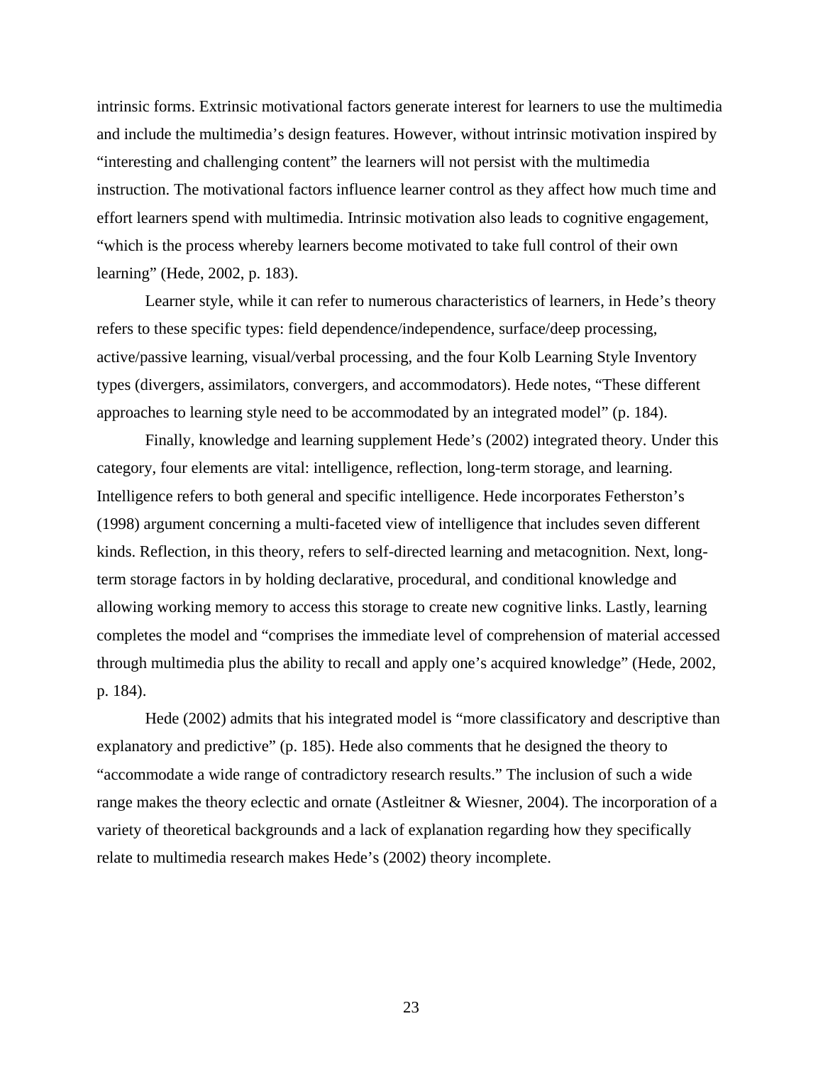intrinsic forms. Extrinsic motivational factors generate interest for learners to use the multimedia and include the multimedia's design features. However, without intrinsic motivation inspired by "interesting and challenging content" the learners will not persist with the multimedia instruction. The motivational factors influence learner control as they affect how much time and effort learners spend with multimedia. Intrinsic motivation also leads to cognitive engagement, "which is the process whereby learners become motivated to take full control of their own learning" (Hede, 2002, p. 183).

Learner style, while it can refer to numerous characteristics of learners, in Hede's theory refers to these specific types: field dependence/independence, surface/deep processing, active/passive learning, visual/verbal processing, and the four Kolb Learning Style Inventory types (divergers, assimilators, convergers, and accommodators). Hede notes, "These different approaches to learning style need to be accommodated by an integrated model" (p. 184).

Finally, knowledge and learning supplement Hede's (2002) integrated theory. Under this category, four elements are vital: intelligence, reflection, long-term storage, and learning. Intelligence refers to both general and specific intelligence. Hede incorporates Fetherston's (1998) argument concerning a multi-faceted view of intelligence that includes seven different kinds. Reflection, in this theory, refers to self-directed learning and metacognition. Next, long-term storage factors in by holding declarative, procedural, and conditional knowledge and allowing working memory to access this storage to create new cognitive links. Lastly, learning completes the model and "comprises the immediate level of comprehension of material accessed through multimedia plus the ability to recall and apply one's acquired knowledge" (Hede, 2002, p. 184).

Hede (2002) admits that his integrated model is "more classificatory and descriptive than explanatory and predictive" (p. 185). Hede also comments that he designed the theory to "accommodate a wide range of contradictory research results." The inclusion of such a wide range makes the theory eclectic and ornate (Astleitner & Wiesner, 2004). The incorporation of a variety of theoretical backgrounds and a lack of explanation regarding how they specifically relate to multimedia research makes Hede's (2002) theory incomplete.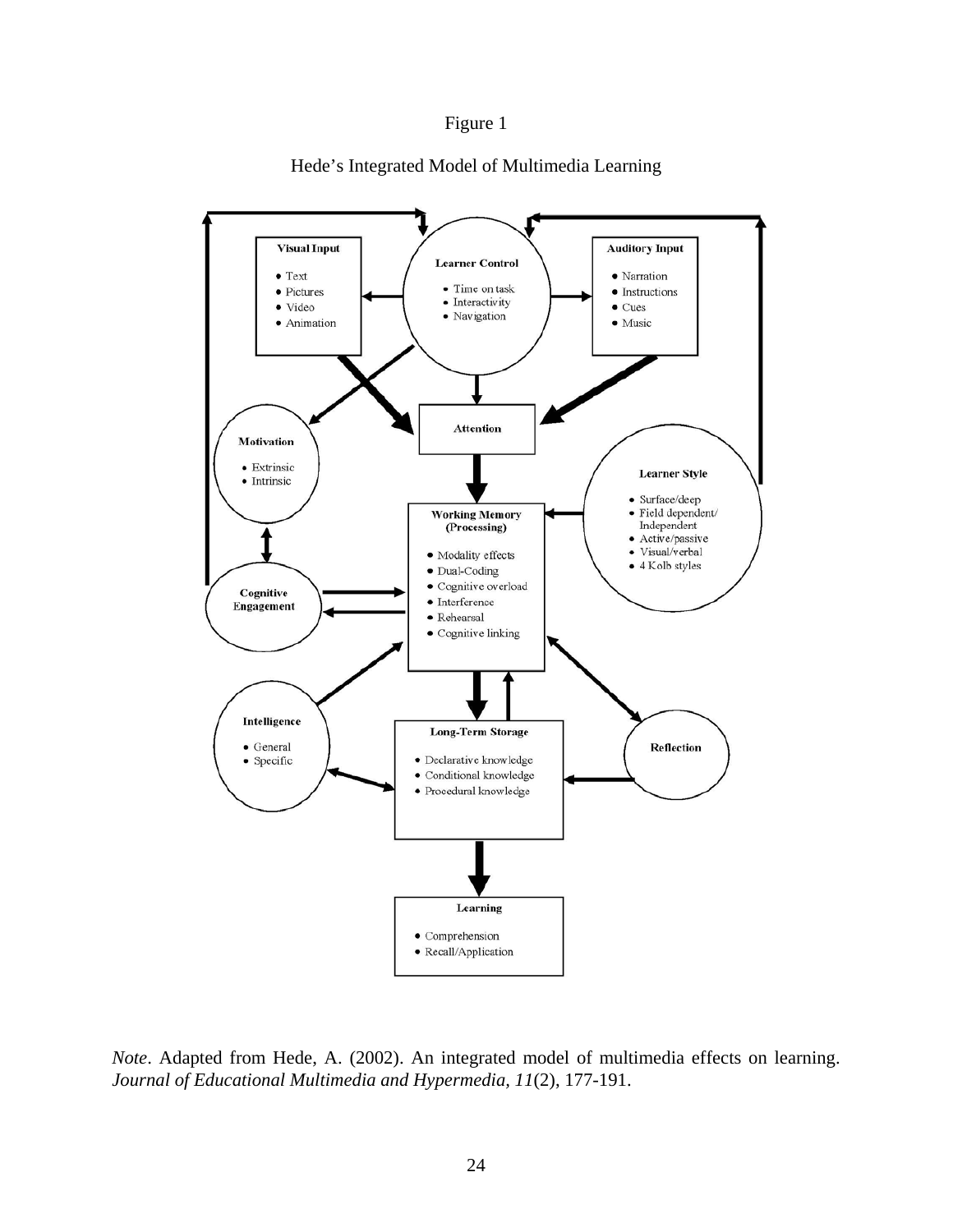Figure 1

Hede's Integrated Model of Multimedia Learning

**Visual Input**

- Text
- Pictures
- Video
- Animation

**Learner Control**

- Time on task
- Interactivity
- Navigation

**Auditory Input**

- Narration
- Instructions
- Cues
- Music

**Attention**

**Motivation**

- Extrinsic
- Intrinsic

**Learner Style**

- Surface/deep
- Field dependent/ Independent
- Active/passive
- Visual/verbal
- 4 Kolb styles

**Working Memory (Processing)**

- Modality effects
- Dual-Coding
- Cognitive overload
- Interference
- Rehearsal
- Cognitive linking

**Cognitive Engagement**

**Intelligence**

- General
- Specific

**Long-Term Storage**

- Declarative knowledge
- Conditional knowledge
- Procedural knowledge

**Reflection**

**Learning**

- Comprehension
- Recall/Application

*Note*. Adapted from Hede, A. (2002). An integrated model of multimedia effects on learning. *Journal of Educational Multimedia and Hypermedia, 11*(2), 177-191.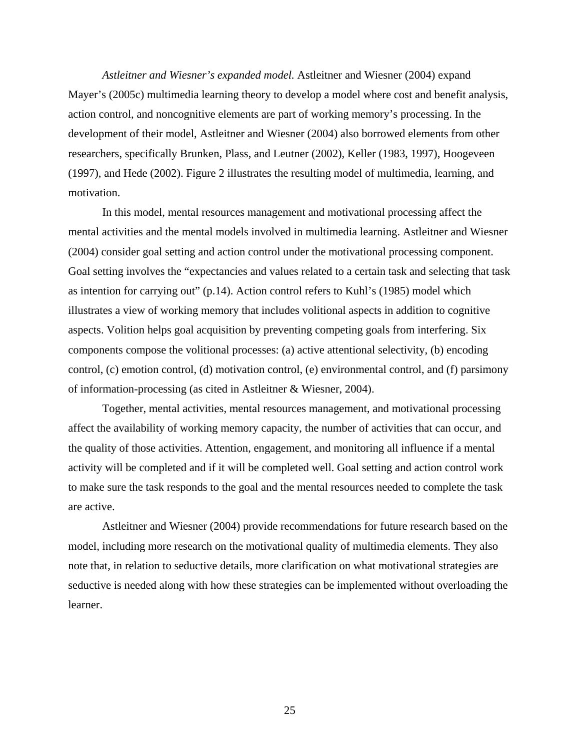*Astleitner and Wiesner's expanded model.* Astleitner and Wiesner (2004) expand Mayer's (2005c) multimedia learning theory to develop a model where cost and benefit analysis, action control, and noncognitive elements are part of working memory's processing. In the development of their model, Astleitner and Wiesner (2004) also borrowed elements from other researchers, specifically Brunken, Plass, and Leutner (2002), Keller (1983, 1997), Hoogeveen (1997), and Hede (2002). Figure 2 illustrates the resulting model of multimedia, learning, and motivation.

In this model, mental resources management and motivational processing affect the mental activities and the mental models involved in multimedia learning. Astleitner and Wiesner (2004) consider goal setting and action control under the motivational processing component. Goal setting involves the "expectancies and values related to a certain task and selecting that task as intention for carrying out" (p.14). Action control refers to Kuhl's (1985) model which illustrates a view of working memory that includes volitional aspects in addition to cognitive aspects. Volition helps goal acquisition by preventing competing goals from interfering. Six components compose the volitional processes: (a) active attentional selectivity, (b) encoding control, (c) emotion control, (d) motivation control, (e) environmental control, and (f) parsimony of information-processing (as cited in Astleitner & Wiesner, 2004).

Together, mental activities, mental resources management, and motivational processing affect the availability of working memory capacity, the number of activities that can occur, and the quality of those activities. Attention, engagement, and monitoring all influence if a mental activity will be completed and if it will be completed well. Goal setting and action control work to make sure the task responds to the goal and the mental resources needed to complete the task are active.

Astleitner and Wiesner (2004) provide recommendations for future research based on the model, including more research on the motivational quality of multimedia elements. They also note that, in relation to seductive details, more clarification on what motivational strategies are seductive is needed along with how these strategies can be implemented without overloading the learner.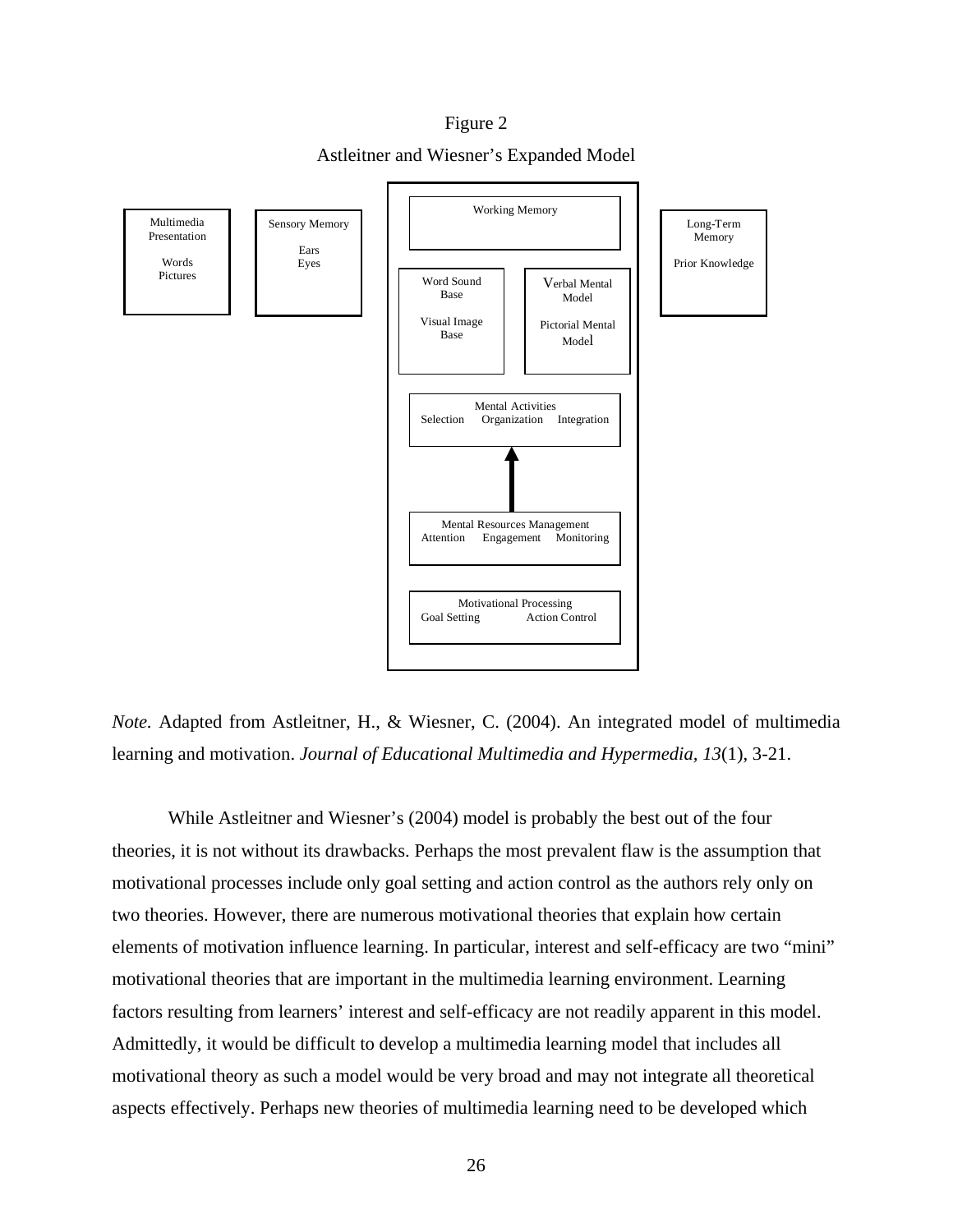Figure 2

Astleitner and Wiesner's Expanded Model

Multimedia Presentation

Words
Pictures

Sensory Memory

Ears
Eyes

Working Memory

Word Sound Base

Visual Image Base

Verbal Mental Model

Pictorial Mental Model

Mental Activities
Selection Organization Integration

Mental Resources Management
Attention Engagement Monitoring

Motivational Processing
Goal Setting Action Control

Long-Term Memory

Prior Knowledge

*Note.* Adapted from Astleitner, H., & Wiesner, C. (2004). An integrated model of multimedia learning and motivation. *Journal of Educational Multimedia and Hypermedia, 13*(1), 3-21.

While Astleitner and Wiesner's (2004) model is probably the best out of the four theories, it is not without its drawbacks. Perhaps the most prevalent flaw is the assumption that motivational processes include only goal setting and action control as the authors rely only on two theories. However, there are numerous motivational theories that explain how certain elements of motivation influence learning. In particular, interest and self-efficacy are two "mini" motivational theories that are important in the multimedia learning environment. Learning factors resulting from learners' interest and self-efficacy are not readily apparent in this model. Admittedly, it would be difficult to develop a multimedia learning model that includes all motivational theory as such a model would be very broad and may not integrate all theoretical aspects effectively. Perhaps new theories of multimedia learning need to be developed which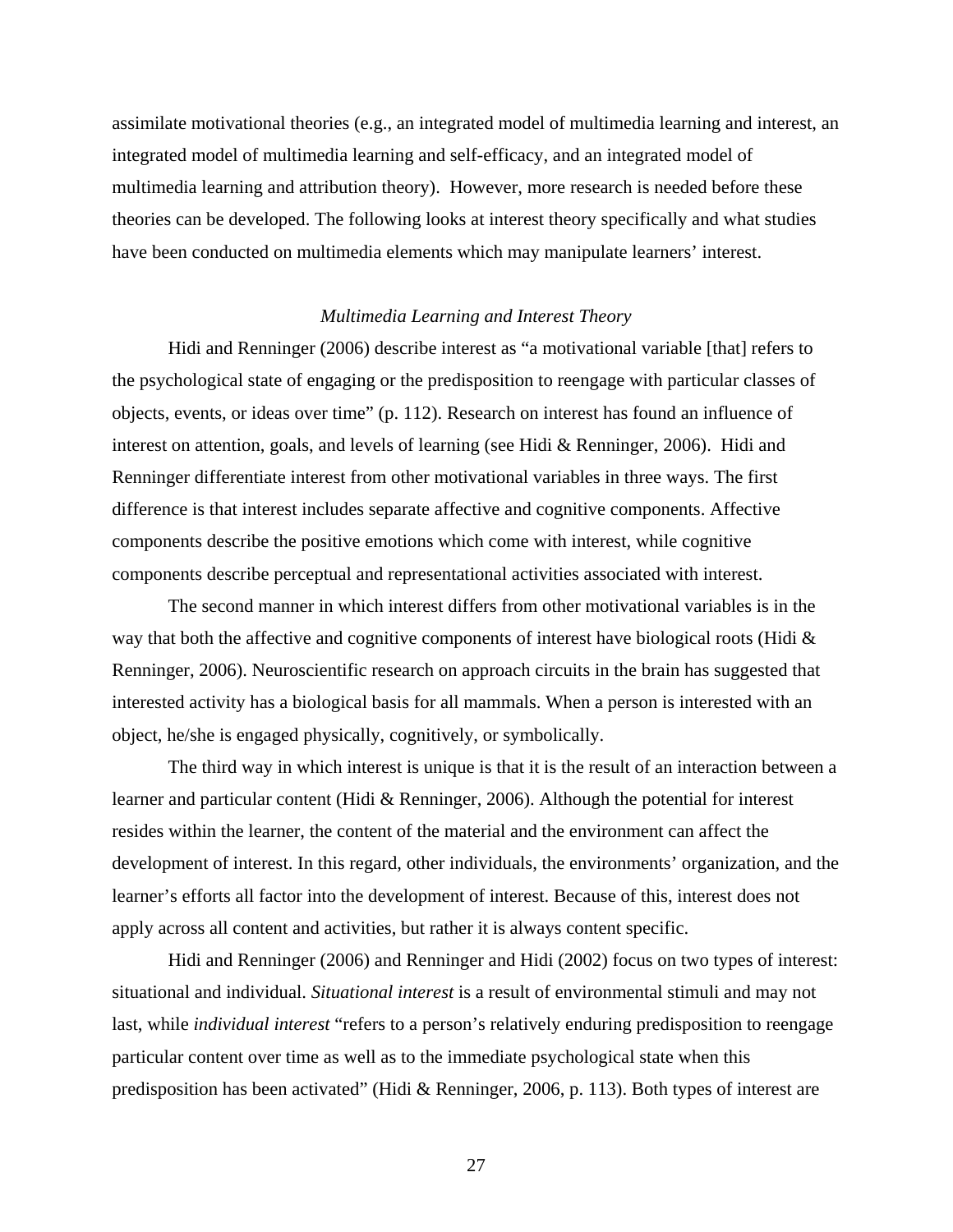assimilate motivational theories (e.g., an integrated model of multimedia learning and interest, an integrated model of multimedia learning and self-efficacy, and an integrated model of multimedia learning and attribution theory). However, more research is needed before these theories can be developed. The following looks at interest theory specifically and what studies have been conducted on multimedia elements which may manipulate learners' interest.

### *Multimedia Learning and Interest Theory*

Hidi and Renninger (2006) describe interest as "a motivational variable [that] refers to the psychological state of engaging or the predisposition to reengage with particular classes of objects, events, or ideas over time" (p. 112). Research on interest has found an influence of interest on attention, goals, and levels of learning (see Hidi & Renninger, 2006). Hidi and Renninger differentiate interest from other motivational variables in three ways. The first difference is that interest includes separate affective and cognitive components. Affective components describe the positive emotions which come with interest, while cognitive components describe perceptual and representational activities associated with interest.

The second manner in which interest differs from other motivational variables is in the way that both the affective and cognitive components of interest have biological roots (Hidi & Renninger, 2006). Neuroscientific research on approach circuits in the brain has suggested that interested activity has a biological basis for all mammals. When a person is interested with an object, he/she is engaged physically, cognitively, or symbolically.

The third way in which interest is unique is that it is the result of an interaction between a learner and particular content (Hidi & Renninger, 2006). Although the potential for interest resides within the learner, the content of the material and the environment can affect the development of interest. In this regard, other individuals, the environments' organization, and the learner's efforts all factor into the development of interest. Because of this, interest does not apply across all content and activities, but rather it is always content specific.

Hidi and Renninger (2006) and Renninger and Hidi (2002) focus on two types of interest: situational and individual. *Situational interest* is a result of environmental stimuli and may not last, while *individual interest* "refers to a person's relatively enduring predisposition to reengage particular content over time as well as to the immediate psychological state when this predisposition has been activated" (Hidi & Renninger, 2006, p. 113). Both types of interest are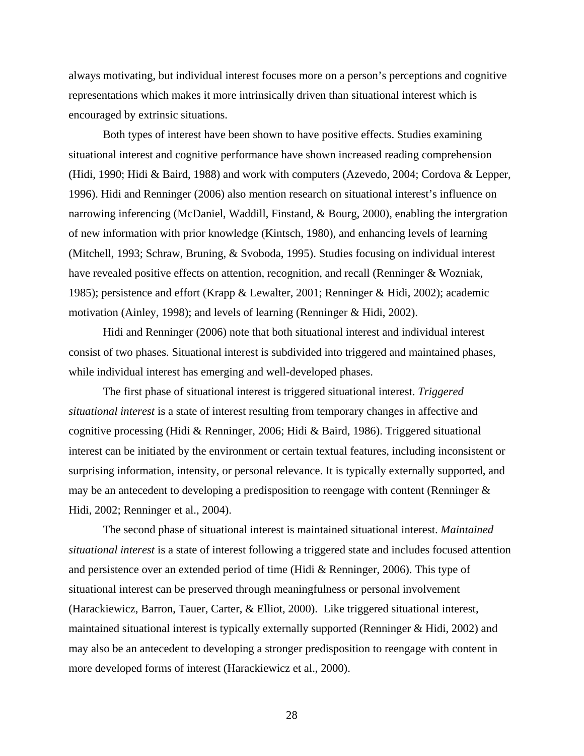always motivating, but individual interest focuses more on a person's perceptions and cognitive representations which makes it more intrinsically driven than situational interest which is encouraged by extrinsic situations.

Both types of interest have been shown to have positive effects. Studies examining situational interest and cognitive performance have shown increased reading comprehension (Hidi, 1990; Hidi & Baird, 1988) and work with computers (Azevedo, 2004; Cordova & Lepper, 1996). Hidi and Renninger (2006) also mention research on situational interest's influence on narrowing inferencing (McDaniel, Waddill, Finstand, & Bourg, 2000), enabling the intergration of new information with prior knowledge (Kintsch, 1980), and enhancing levels of learning (Mitchell, 1993; Schraw, Bruning, & Svoboda, 1995). Studies focusing on individual interest have revealed positive effects on attention, recognition, and recall (Renninger & Wozniak, 1985); persistence and effort (Krapp & Lewalter, 2001; Renninger & Hidi, 2002); academic motivation (Ainley, 1998); and levels of learning (Renninger & Hidi, 2002).

Hidi and Renninger (2006) note that both situational interest and individual interest consist of two phases. Situational interest is subdivided into triggered and maintained phases, while individual interest has emerging and well-developed phases.

The first phase of situational interest is triggered situational interest. *Triggered situational interest* is a state of interest resulting from temporary changes in affective and cognitive processing (Hidi & Renninger, 2006; Hidi & Baird, 1986). Triggered situational interest can be initiated by the environment or certain textual features, including inconsistent or surprising information, intensity, or personal relevance. It is typically externally supported, and may be an antecedent to developing a predisposition to reengage with content (Renninger & Hidi, 2002; Renninger et al., 2004).

The second phase of situational interest is maintained situational interest. *Maintained situational interest* is a state of interest following a triggered state and includes focused attention and persistence over an extended period of time (Hidi & Renninger, 2006). This type of situational interest can be preserved through meaningfulness or personal involvement (Harackiewicz, Barron, Tauer, Carter, & Elliot, 2000). Like triggered situational interest, maintained situational interest is typically externally supported (Renninger & Hidi, 2002) and may also be an antecedent to developing a stronger predisposition to reengage with content in more developed forms of interest (Harackiewicz et al., 2000).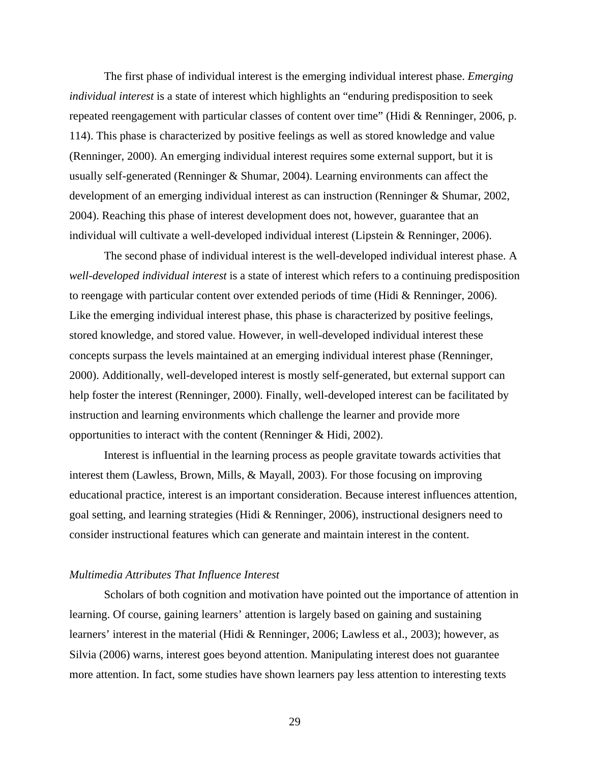The first phase of individual interest is the emerging individual interest phase. *Emerging individual interest* is a state of interest which highlights an "enduring predisposition to seek repeated reengagement with particular classes of content over time" (Hidi & Renninger, 2006, p. 114). This phase is characterized by positive feelings as well as stored knowledge and value (Renninger, 2000). An emerging individual interest requires some external support, but it is usually self-generated (Renninger & Shumar, 2004). Learning environments can affect the development of an emerging individual interest as can instruction (Renninger & Shumar, 2002, 2004). Reaching this phase of interest development does not, however, guarantee that an individual will cultivate a well-developed individual interest (Lipstein & Renninger, 2006).

The second phase of individual interest is the well-developed individual interest phase. A *well-developed individual interest* is a state of interest which refers to a continuing predisposition to reengage with particular content over extended periods of time (Hidi & Renninger, 2006). Like the emerging individual interest phase, this phase is characterized by positive feelings, stored knowledge, and stored value. However, in well-developed individual interest these concepts surpass the levels maintained at an emerging individual interest phase (Renninger, 2000). Additionally, well-developed interest is mostly self-generated, but external support can help foster the interest (Renninger, 2000). Finally, well-developed interest can be facilitated by instruction and learning environments which challenge the learner and provide more opportunities to interact with the content (Renninger & Hidi, 2002).

Interest is influential in the learning process as people gravitate towards activities that interest them (Lawless, Brown, Mills, & Mayall, 2003). For those focusing on improving educational practice, interest is an important consideration. Because interest influences attention, goal setting, and learning strategies (Hidi & Renninger, 2006), instructional designers need to consider instructional features which can generate and maintain interest in the content.

### *Multimedia Attributes That Influence Interest*

Scholars of both cognition and motivation have pointed out the importance of attention in learning. Of course, gaining learners' attention is largely based on gaining and sustaining learners' interest in the material (Hidi & Renninger, 2006; Lawless et al., 2003); however, as Silvia (2006) warns, interest goes beyond attention. Manipulating interest does not guarantee more attention. In fact, some studies have shown learners pay less attention to interesting texts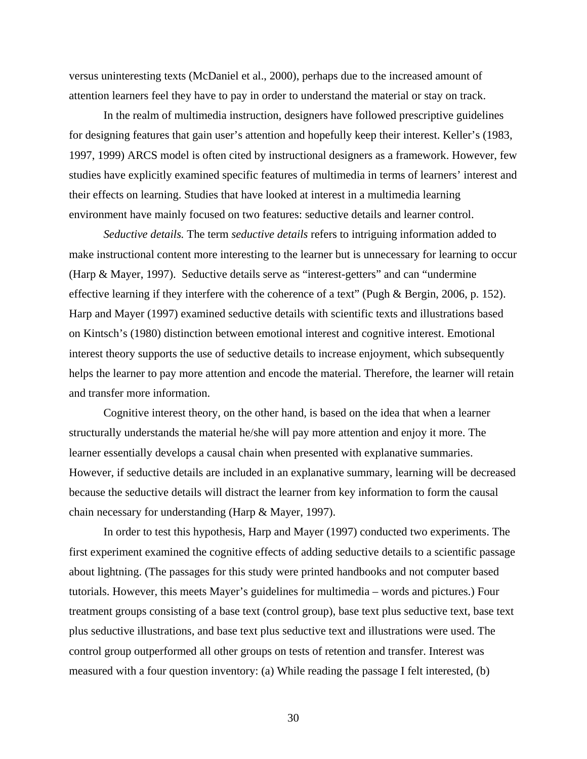versus uninteresting texts (McDaniel et al., 2000), perhaps due to the increased amount of attention learners feel they have to pay in order to understand the material or stay on track.

In the realm of multimedia instruction, designers have followed prescriptive guidelines for designing features that gain user's attention and hopefully keep their interest. Keller's (1983, 1997, 1999) ARCS model is often cited by instructional designers as a framework. However, few studies have explicitly examined specific features of multimedia in terms of learners' interest and their effects on learning. Studies that have looked at interest in a multimedia learning environment have mainly focused on two features: seductive details and learner control.

*Seductive details.* The term *seductive details* refers to intriguing information added to make instructional content more interesting to the learner but is unnecessary for learning to occur (Harp & Mayer, 1997). Seductive details serve as "interest-getters" and can "undermine effective learning if they interfere with the coherence of a text" (Pugh & Bergin, 2006, p. 152). Harp and Mayer (1997) examined seductive details with scientific texts and illustrations based on Kintsch's (1980) distinction between emotional interest and cognitive interest. Emotional interest theory supports the use of seductive details to increase enjoyment, which subsequently helps the learner to pay more attention and encode the material. Therefore, the learner will retain and transfer more information.

Cognitive interest theory, on the other hand, is based on the idea that when a learner structurally understands the material he/she will pay more attention and enjoy it more. The learner essentially develops a causal chain when presented with explanative summaries. However, if seductive details are included in an explanative summary, learning will be decreased because the seductive details will distract the learner from key information to form the causal chain necessary for understanding (Harp & Mayer, 1997).

In order to test this hypothesis, Harp and Mayer (1997) conducted two experiments. The first experiment examined the cognitive effects of adding seductive details to a scientific passage about lightning. (The passages for this study were printed handbooks and not computer based tutorials. However, this meets Mayer's guidelines for multimedia – words and pictures.) Four treatment groups consisting of a base text (control group), base text plus seductive text, base text plus seductive illustrations, and base text plus seductive text and illustrations were used. The control group outperformed all other groups on tests of retention and transfer. Interest was measured with a four question inventory: (a) While reading the passage I felt interested, (b)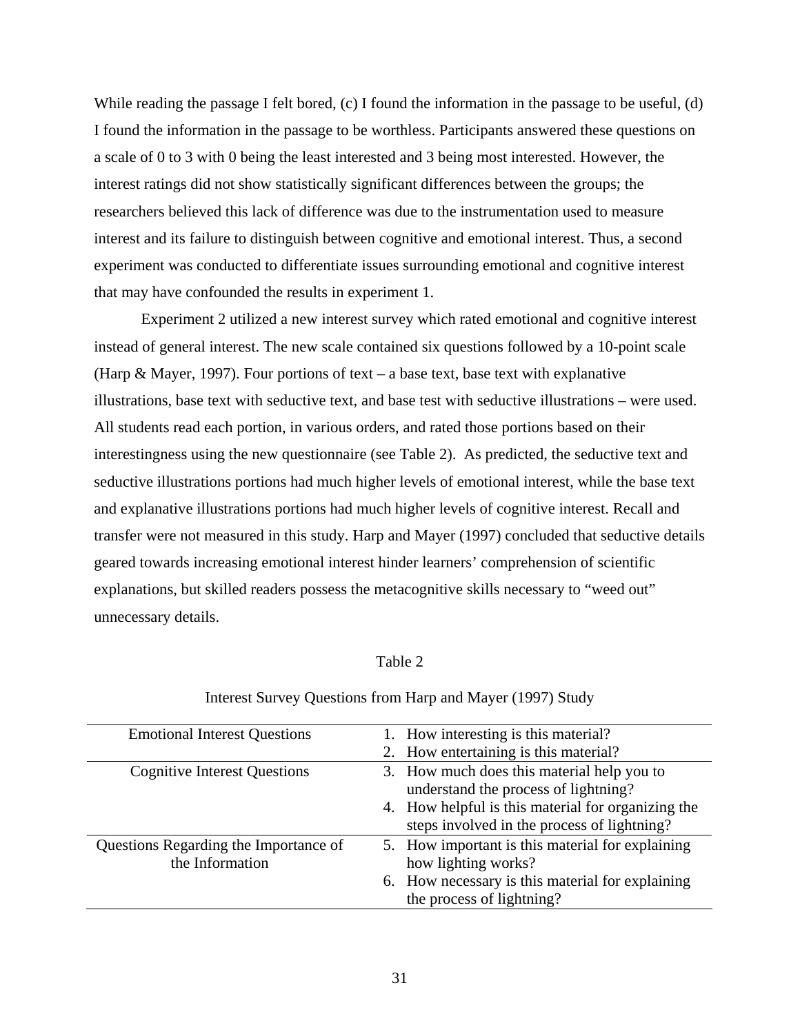While reading the passage I felt bored, (c) I found the information in the passage to be useful, (d) I found the information in the passage to be worthless. Participants answered these questions on a scale of 0 to 3 with 0 being the least interested and 3 being most interested. However, the interest ratings did not show statistically significant differences between the groups; the researchers believed this lack of difference was due to the instrumentation used to measure interest and its failure to distinguish between cognitive and emotional interest. Thus, a second experiment was conducted to differentiate issues surrounding emotional and cognitive interest that may have confounded the results in experiment 1.

Experiment 2 utilized a new interest survey which rated emotional and cognitive interest instead of general interest. The new scale contained six questions followed by a 10-point scale (Harp & Mayer, 1997). Four portions of text – a base text, base text with explanative illustrations, base text with seductive text, and base test with seductive illustrations – were used. All students read each portion, in various orders, and rated those portions based on their interestingness using the new questionnaire (see Table 2). As predicted, the seductive text and seductive illustrations portions had much higher levels of emotional interest, while the base text and explanative illustrations portions had much higher levels of cognitive interest. Recall and transfer were not measured in this study. Harp and Mayer (1997) concluded that seductive details geared towards increasing emotional interest hinder learners' comprehension of scientific explanations, but skilled readers possess the metacognitive skills necessary to "weed out" unnecessary details.

Table 2

Interest Survey Questions from Harp and Mayer (1997) Study

| | |
|---|---|
| Emotional Interest Questions | 1. How interesting is this material?<br>2. How entertaining is this material? |
| Cognitive Interest Questions | 3. How much does this material help you to understand the process of lightning?<br>4. How helpful is this material for organizing the steps involved in the process of lightning? |
| Questions Regarding the Importance of the Information | 5. How important is this material for explaining how lighting works?<br>6. How necessary is this material for explaining the process of lightning? |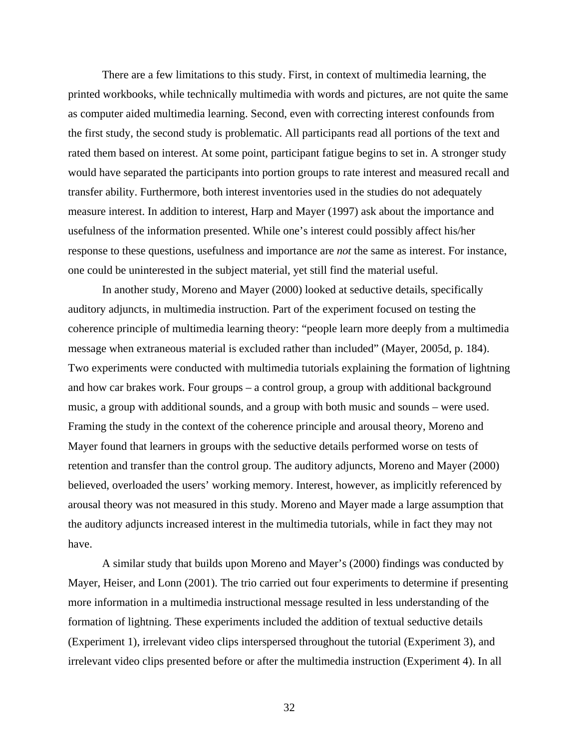There are a few limitations to this study. First, in context of multimedia learning, the printed workbooks, while technically multimedia with words and pictures, are not quite the same as computer aided multimedia learning. Second, even with correcting interest confounds from the first study, the second study is problematic. All participants read all portions of the text and rated them based on interest. At some point, participant fatigue begins to set in. A stronger study would have separated the participants into portion groups to rate interest and measured recall and transfer ability. Furthermore, both interest inventories used in the studies do not adequately measure interest. In addition to interest, Harp and Mayer (1997) ask about the importance and usefulness of the information presented. While one's interest could possibly affect his/her response to these questions, usefulness and importance are *not* the same as interest. For instance, one could be uninterested in the subject material, yet still find the material useful.

In another study, Moreno and Mayer (2000) looked at seductive details, specifically auditory adjuncts, in multimedia instruction. Part of the experiment focused on testing the coherence principle of multimedia learning theory: "people learn more deeply from a multimedia message when extraneous material is excluded rather than included" (Mayer, 2005d, p. 184). Two experiments were conducted with multimedia tutorials explaining the formation of lightning and how car brakes work. Four groups – a control group, a group with additional background music, a group with additional sounds, and a group with both music and sounds – were used. Framing the study in the context of the coherence principle and arousal theory, Moreno and Mayer found that learners in groups with the seductive details performed worse on tests of retention and transfer than the control group. The auditory adjuncts, Moreno and Mayer (2000) believed, overloaded the users' working memory. Interest, however, as implicitly referenced by arousal theory was not measured in this study. Moreno and Mayer made a large assumption that the auditory adjuncts increased interest in the multimedia tutorials, while in fact they may not have.

A similar study that builds upon Moreno and Mayer's (2000) findings was conducted by Mayer, Heiser, and Lonn (2001). The trio carried out four experiments to determine if presenting more information in a multimedia instructional message resulted in less understanding of the formation of lightning. These experiments included the addition of textual seductive details (Experiment 1), irrelevant video clips interspersed throughout the tutorial (Experiment 3), and irrelevant video clips presented before or after the multimedia instruction (Experiment 4). In all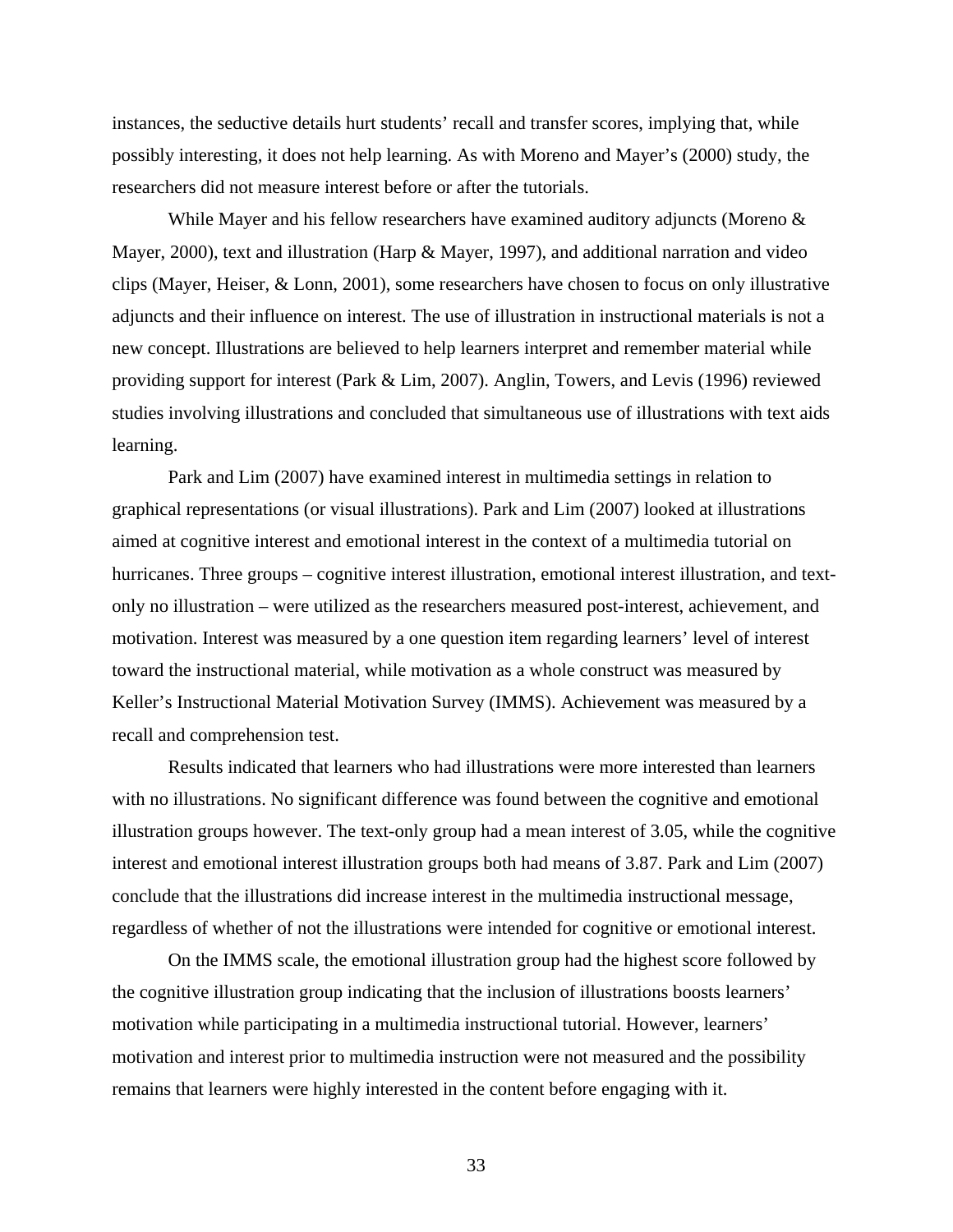instances, the seductive details hurt students' recall and transfer scores, implying that, while possibly interesting, it does not help learning. As with Moreno and Mayer's (2000) study, the researchers did not measure interest before or after the tutorials.

While Mayer and his fellow researchers have examined auditory adjuncts (Moreno & Mayer, 2000), text and illustration (Harp & Mayer, 1997), and additional narration and video clips (Mayer, Heiser, & Lonn, 2001), some researchers have chosen to focus on only illustrative adjuncts and their influence on interest. The use of illustration in instructional materials is not a new concept. Illustrations are believed to help learners interpret and remember material while providing support for interest (Park & Lim, 2007). Anglin, Towers, and Levis (1996) reviewed studies involving illustrations and concluded that simultaneous use of illustrations with text aids learning.

Park and Lim (2007) have examined interest in multimedia settings in relation to graphical representations (or visual illustrations). Park and Lim (2007) looked at illustrations aimed at cognitive interest and emotional interest in the context of a multimedia tutorial on hurricanes. Three groups – cognitive interest illustration, emotional interest illustration, and text-only no illustration – were utilized as the researchers measured post-interest, achievement, and motivation. Interest was measured by a one question item regarding learners' level of interest toward the instructional material, while motivation as a whole construct was measured by Keller's Instructional Material Motivation Survey (IMMS). Achievement was measured by a recall and comprehension test.

Results indicated that learners who had illustrations were more interested than learners with no illustrations. No significant difference was found between the cognitive and emotional illustration groups however. The text-only group had a mean interest of 3.05, while the cognitive interest and emotional interest illustration groups both had means of 3.87. Park and Lim (2007) conclude that the illustrations did increase interest in the multimedia instructional message, regardless of whether of not the illustrations were intended for cognitive or emotional interest.

On the IMMS scale, the emotional illustration group had the highest score followed by the cognitive illustration group indicating that the inclusion of illustrations boosts learners' motivation while participating in a multimedia instructional tutorial. However, learners' motivation and interest prior to multimedia instruction were not measured and the possibility remains that learners were highly interested in the content before engaging with it.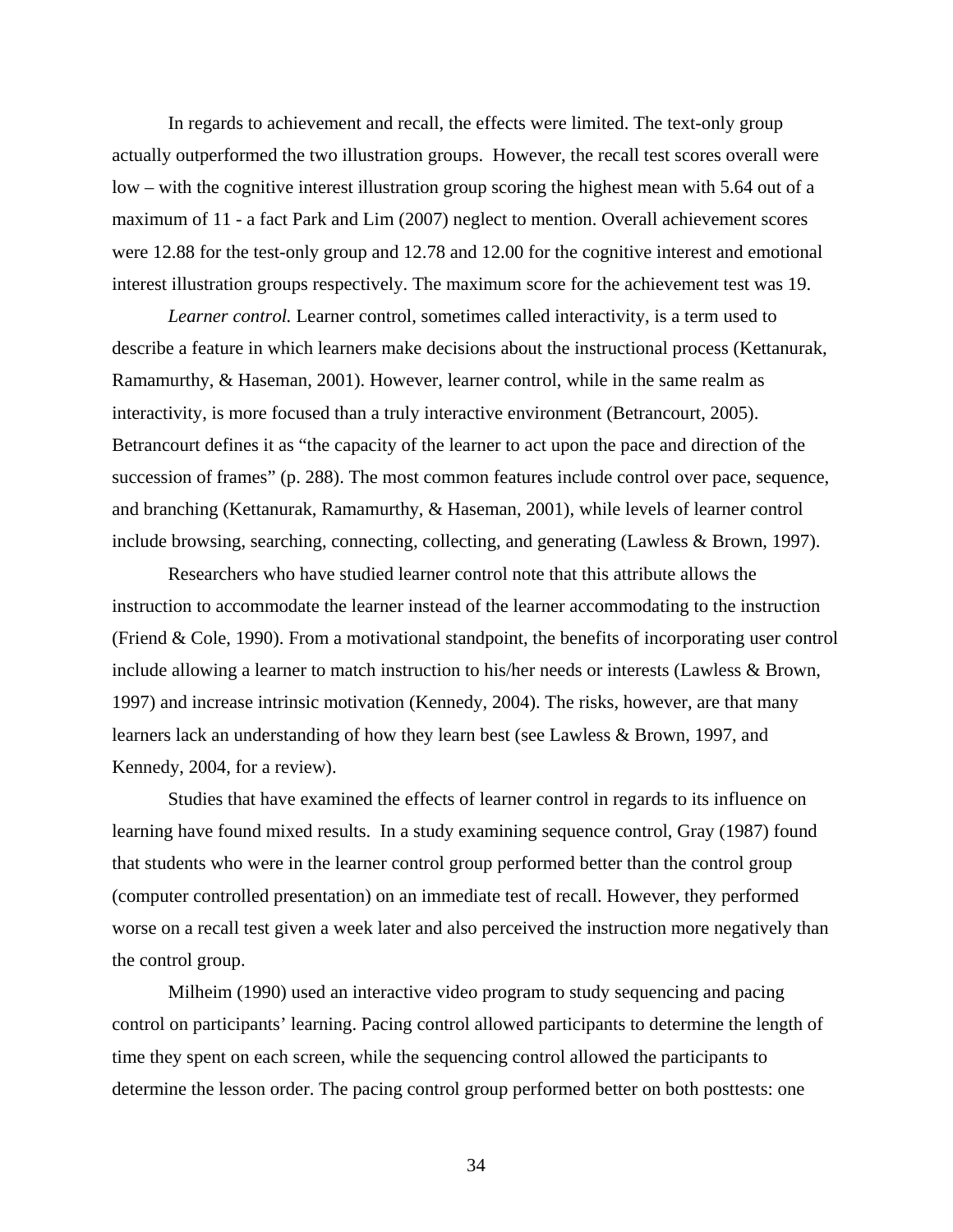In regards to achievement and recall, the effects were limited. The text-only group actually outperformed the two illustration groups.  However, the recall test scores overall were low – with the cognitive interest illustration group scoring the highest mean with 5.64 out of a maximum of 11 - a fact Park and Lim (2007) neglect to mention. Overall achievement scores were 12.88 for the test-only group and 12.78 and 12.00 for the cognitive interest and emotional interest illustration groups respectively. The maximum score for the achievement test was 19.

*Learner control.* Learner control, sometimes called interactivity, is a term used to describe a feature in which learners make decisions about the instructional process (Kettanurak, Ramamurthy, & Haseman, 2001). However, learner control, while in the same realm as interactivity, is more focused than a truly interactive environment (Betrancourt, 2005). Betrancourt defines it as "the capacity of the learner to act upon the pace and direction of the succession of frames" (p. 288). The most common features include control over pace, sequence, and branching (Kettanurak, Ramamurthy, & Haseman, 2001), while levels of learner control include browsing, searching, connecting, collecting, and generating (Lawless & Brown, 1997).

Researchers who have studied learner control note that this attribute allows the instruction to accommodate the learner instead of the learner accommodating to the instruction (Friend & Cole, 1990). From a motivational standpoint, the benefits of incorporating user control include allowing a learner to match instruction to his/her needs or interests (Lawless & Brown, 1997) and increase intrinsic motivation (Kennedy, 2004). The risks, however, are that many learners lack an understanding of how they learn best (see Lawless & Brown, 1997, and Kennedy, 2004, for a review).

Studies that have examined the effects of learner control in regards to its influence on learning have found mixed results.  In a study examining sequence control, Gray (1987) found that students who were in the learner control group performed better than the control group (computer controlled presentation) on an immediate test of recall. However, they performed worse on a recall test given a week later and also perceived the instruction more negatively than the control group.

Milheim (1990) used an interactive video program to study sequencing and pacing control on participants' learning. Pacing control allowed participants to determine the length of time they spent on each screen, while the sequencing control allowed the participants to determine the lesson order. The pacing control group performed better on both posttests: one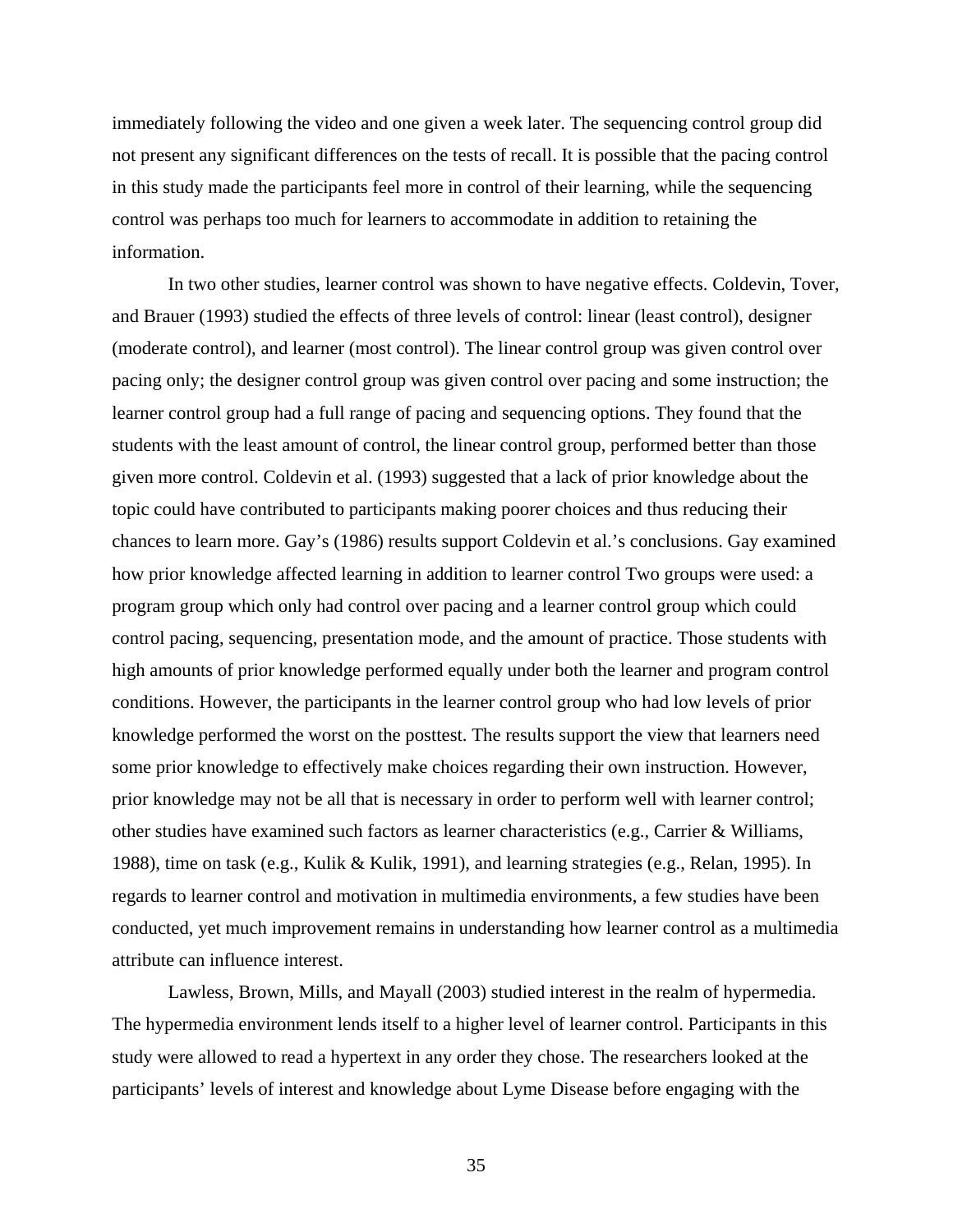immediately following the video and one given a week later. The sequencing control group did not present any significant differences on the tests of recall. It is possible that the pacing control in this study made the participants feel more in control of their learning, while the sequencing control was perhaps too much for learners to accommodate in addition to retaining the information.

In two other studies, learner control was shown to have negative effects. Coldevin, Tover, and Brauer (1993) studied the effects of three levels of control: linear (least control), designer (moderate control), and learner (most control). The linear control group was given control over pacing only; the designer control group was given control over pacing and some instruction; the learner control group had a full range of pacing and sequencing options. They found that the students with the least amount of control, the linear control group, performed better than those given more control. Coldevin et al. (1993) suggested that a lack of prior knowledge about the topic could have contributed to participants making poorer choices and thus reducing their chances to learn more. Gay's (1986) results support Coldevin et al.'s conclusions. Gay examined how prior knowledge affected learning in addition to learner control Two groups were used: a program group which only had control over pacing and a learner control group which could control pacing, sequencing, presentation mode, and the amount of practice. Those students with high amounts of prior knowledge performed equally under both the learner and program control conditions. However, the participants in the learner control group who had low levels of prior knowledge performed the worst on the posttest. The results support the view that learners need some prior knowledge to effectively make choices regarding their own instruction. However, prior knowledge may not be all that is necessary in order to perform well with learner control; other studies have examined such factors as learner characteristics (e.g., Carrier & Williams, 1988), time on task (e.g., Kulik & Kulik, 1991), and learning strategies (e.g., Relan, 1995). In regards to learner control and motivation in multimedia environments, a few studies have been conducted, yet much improvement remains in understanding how learner control as a multimedia attribute can influence interest.

Lawless, Brown, Mills, and Mayall (2003) studied interest in the realm of hypermedia. The hypermedia environment lends itself to a higher level of learner control. Participants in this study were allowed to read a hypertext in any order they chose. The researchers looked at the participants' levels of interest and knowledge about Lyme Disease before engaging with the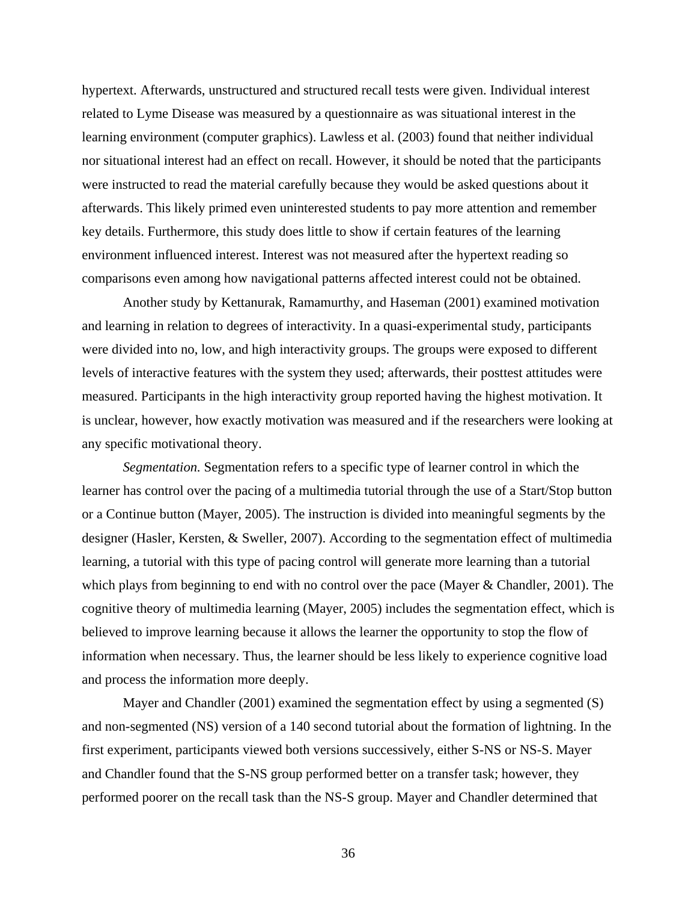hypertext. Afterwards, unstructured and structured recall tests were given. Individual interest related to Lyme Disease was measured by a questionnaire as was situational interest in the learning environment (computer graphics). Lawless et al. (2003) found that neither individual nor situational interest had an effect on recall. However, it should be noted that the participants were instructed to read the material carefully because they would be asked questions about it afterwards. This likely primed even uninterested students to pay more attention and remember key details. Furthermore, this study does little to show if certain features of the learning environment influenced interest. Interest was not measured after the hypertext reading so comparisons even among how navigational patterns affected interest could not be obtained.

Another study by Kettanurak, Ramamurthy, and Haseman (2001) examined motivation and learning in relation to degrees of interactivity. In a quasi-experimental study, participants were divided into no, low, and high interactivity groups. The groups were exposed to different levels of interactive features with the system they used; afterwards, their posttest attitudes were measured. Participants in the high interactivity group reported having the highest motivation. It is unclear, however, how exactly motivation was measured and if the researchers were looking at any specific motivational theory.

*Segmentation.* Segmentation refers to a specific type of learner control in which the learner has control over the pacing of a multimedia tutorial through the use of a Start/Stop button or a Continue button (Mayer, 2005). The instruction is divided into meaningful segments by the designer (Hasler, Kersten, & Sweller, 2007). According to the segmentation effect of multimedia learning, a tutorial with this type of pacing control will generate more learning than a tutorial which plays from beginning to end with no control over the pace (Mayer & Chandler, 2001). The cognitive theory of multimedia learning (Mayer, 2005) includes the segmentation effect, which is believed to improve learning because it allows the learner the opportunity to stop the flow of information when necessary. Thus, the learner should be less likely to experience cognitive load and process the information more deeply.

Mayer and Chandler (2001) examined the segmentation effect by using a segmented (S) and non-segmented (NS) version of a 140 second tutorial about the formation of lightning. In the first experiment, participants viewed both versions successively, either S-NS or NS-S. Mayer and Chandler found that the S-NS group performed better on a transfer task; however, they performed poorer on the recall task than the NS-S group. Mayer and Chandler determined that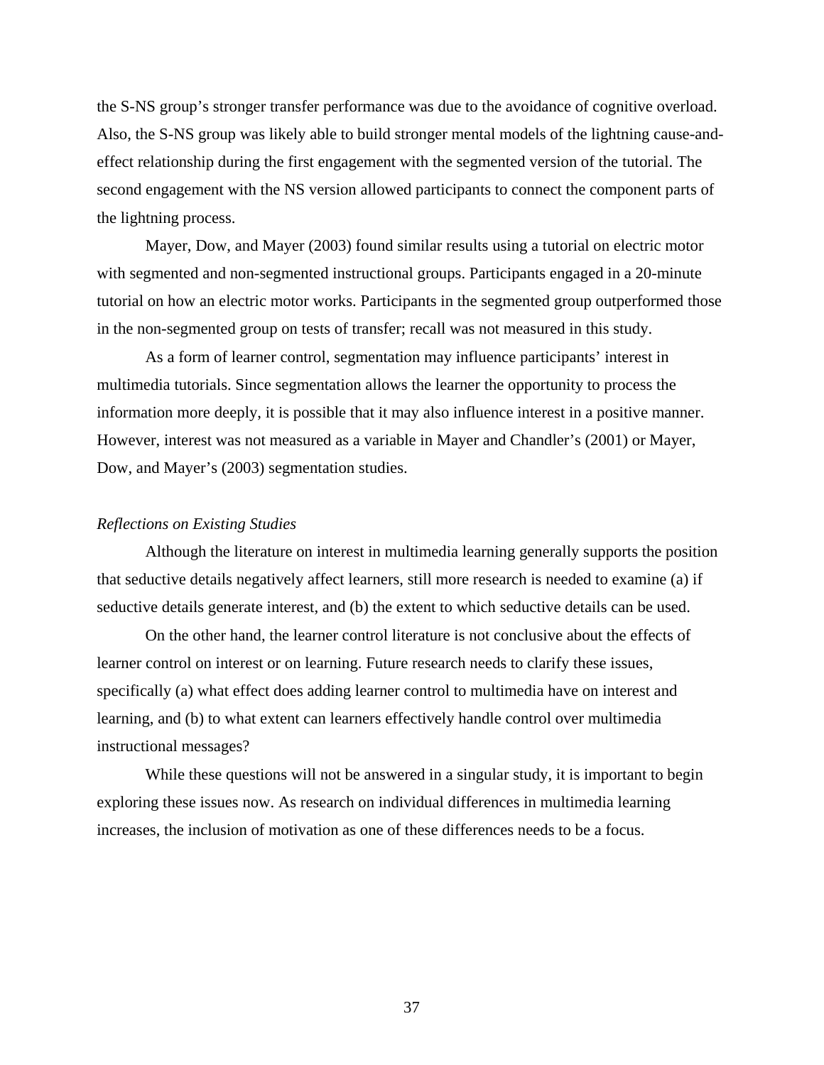the S-NS group's stronger transfer performance was due to the avoidance of cognitive overload. Also, the S-NS group was likely able to build stronger mental models of the lightning cause-and-effect relationship during the first engagement with the segmented version of the tutorial. The second engagement with the NS version allowed participants to connect the component parts of the lightning process.

Mayer, Dow, and Mayer (2003) found similar results using a tutorial on electric motor with segmented and non-segmented instructional groups. Participants engaged in a 20-minute tutorial on how an electric motor works. Participants in the segmented group outperformed those in the non-segmented group on tests of transfer; recall was not measured in this study.

As a form of learner control, segmentation may influence participants' interest in multimedia tutorials. Since segmentation allows the learner the opportunity to process the information more deeply, it is possible that it may also influence interest in a positive manner. However, interest was not measured as a variable in Mayer and Chandler's (2001) or Mayer, Dow, and Mayer's (2003) segmentation studies.

*Reflections on Existing Studies*

Although the literature on interest in multimedia learning generally supports the position that seductive details negatively affect learners, still more research is needed to examine (a) if seductive details generate interest, and (b) the extent to which seductive details can be used.

On the other hand, the learner control literature is not conclusive about the effects of learner control on interest or on learning. Future research needs to clarify these issues, specifically (a) what effect does adding learner control to multimedia have on interest and learning, and (b) to what extent can learners effectively handle control over multimedia instructional messages?

While these questions will not be answered in a singular study, it is important to begin exploring these issues now. As research on individual differences in multimedia learning increases, the inclusion of motivation as one of these differences needs to be a focus.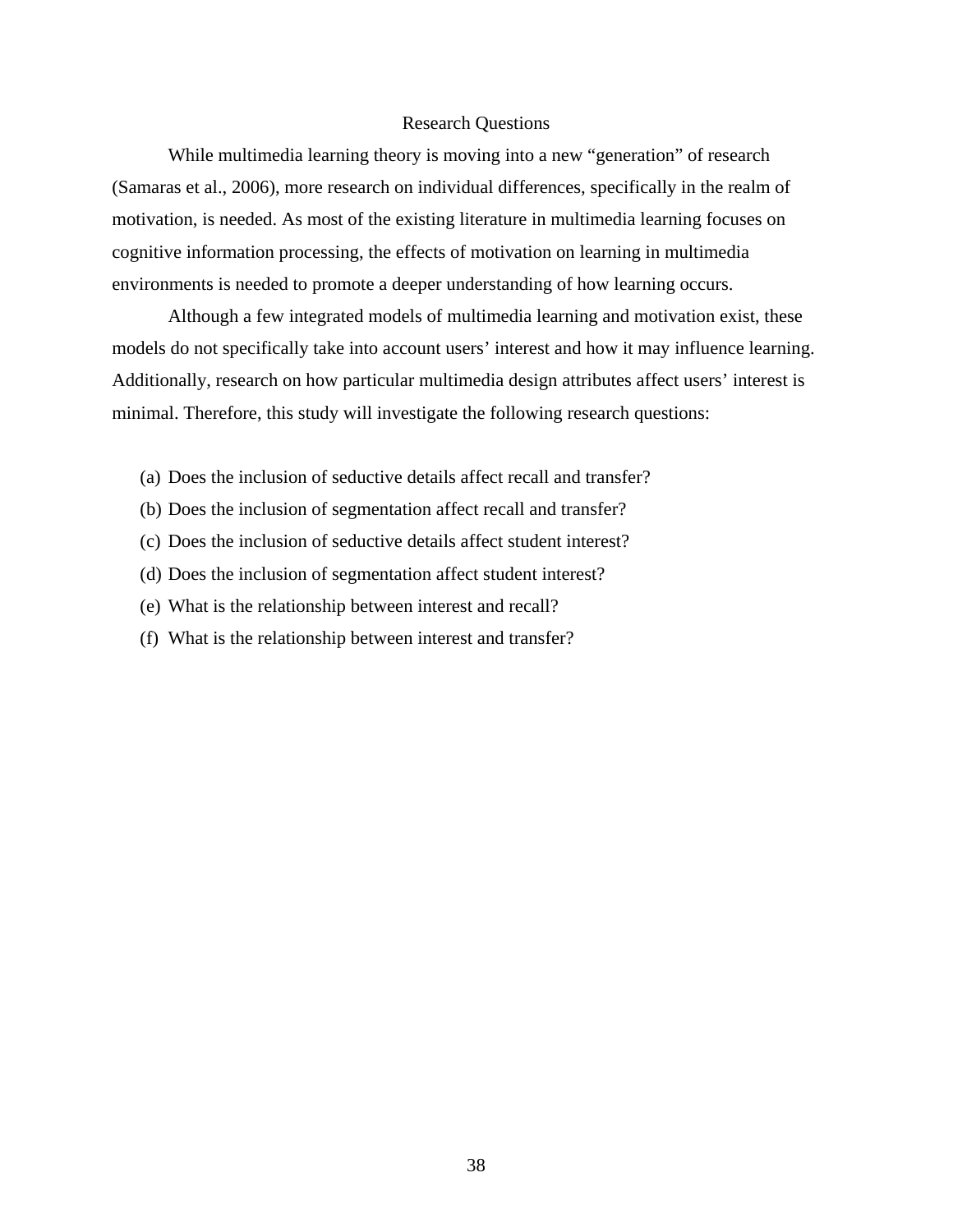## Research Questions

While multimedia learning theory is moving into a new “generation” of research (Samaras et al., 2006), more research on individual differences, specifically in the realm of motivation, is needed. As most of the existing literature in multimedia learning focuses on cognitive information processing, the effects of motivation on learning in multimedia environments is needed to promote a deeper understanding of how learning occurs.

Although a few integrated models of multimedia learning and motivation exist, these models do not specifically take into account users’ interest and how it may influence learning. Additionally, research on how particular multimedia design attributes affect users’ interest is minimal. Therefore, this study will investigate the following research questions:

(a) Does the inclusion of seductive details affect recall and transfer?
(b) Does the inclusion of segmentation affect recall and transfer?
(c) Does the inclusion of seductive details affect student interest?
(d) Does the inclusion of segmentation affect student interest?
(e) What is the relationship between interest and recall?
(f) What is the relationship between interest and transfer?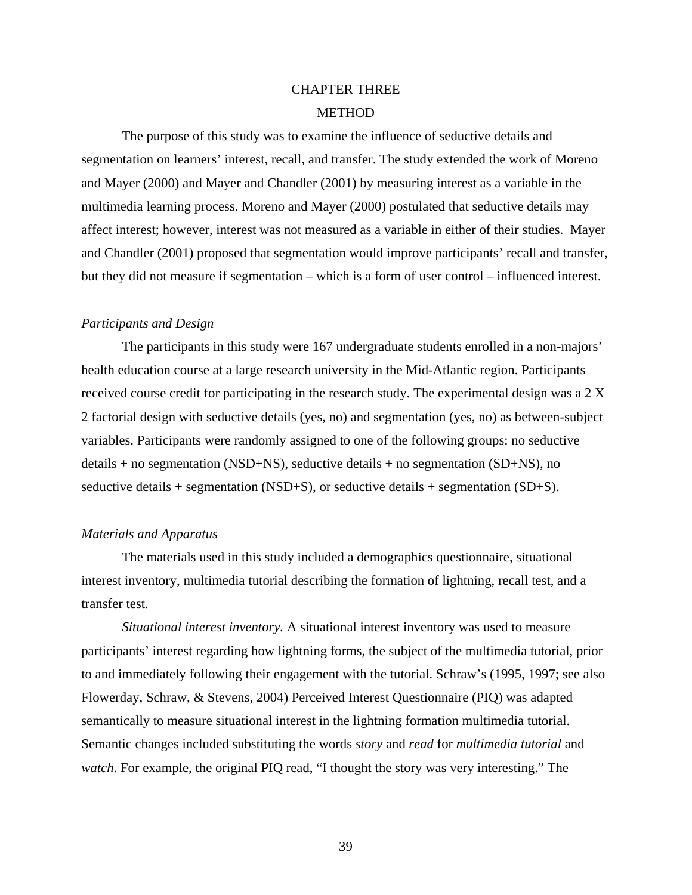# CHAPTER THREE

## METHOD

The purpose of this study was to examine the influence of seductive details and segmentation on learners' interest, recall, and transfer. The study extended the work of Moreno and Mayer (2000) and Mayer and Chandler (2001) by measuring interest as a variable in the multimedia learning process. Moreno and Mayer (2000) postulated that seductive details may affect interest; however, interest was not measured as a variable in either of their studies. Mayer and Chandler (2001) proposed that segmentation would improve participants' recall and transfer, but they did not measure if segmentation – which is a form of user control – influenced interest.

### *Participants and Design*

The participants in this study were 167 undergraduate students enrolled in a non-majors' health education course at a large research university in the Mid-Atlantic region. Participants received course credit for participating in the research study. The experimental design was a 2 X 2 factorial design with seductive details (yes, no) and segmentation (yes, no) as between-subject variables. Participants were randomly assigned to one of the following groups: no seductive details + no segmentation (NSD+NS), seductive details + no segmentation (SD+NS), no seductive details + segmentation (NSD+S), or seductive details + segmentation (SD+S).

### *Materials and Apparatus*

The materials used in this study included a demographics questionnaire, situational interest inventory, multimedia tutorial describing the formation of lightning, recall test, and a transfer test.

*Situational interest inventory.* A situational interest inventory was used to measure participants' interest regarding how lightning forms, the subject of the multimedia tutorial, prior to and immediately following their engagement with the tutorial. Schraw's (1995, 1997; see also Flowerday, Schraw, & Stevens, 2004) Perceived Interest Questionnaire (PIQ) was adapted semantically to measure situational interest in the lightning formation multimedia tutorial. Semantic changes included substituting the words *story* and *read* for *multimedia tutorial* and *watch*. For example, the original PIQ read, "I thought the story was very interesting." The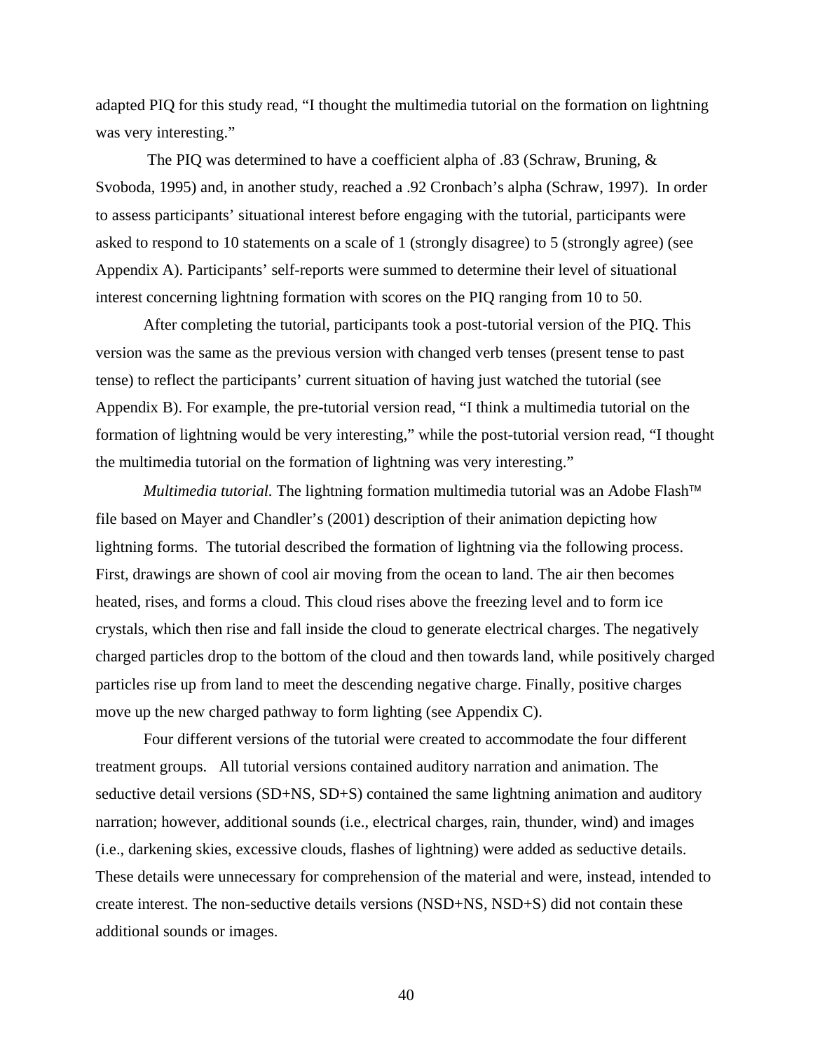adapted PIQ for this study read, “I thought the multimedia tutorial on the formation on lightning was very interesting.”

The PIQ was determined to have a coefficient alpha of .83 (Schraw, Bruning, & Svoboda, 1995) and, in another study, reached a .92 Cronbach’s alpha (Schraw, 1997). In order to assess participants’ situational interest before engaging with the tutorial, participants were asked to respond to 10 statements on a scale of 1 (strongly disagree) to 5 (strongly agree) (see Appendix A). Participants’ self-reports were summed to determine their level of situational interest concerning lightning formation with scores on the PIQ ranging from 10 to 50.

After completing the tutorial, participants took a post-tutorial version of the PIQ. This version was the same as the previous version with changed verb tenses (present tense to past tense) to reflect the participants’ current situation of having just watched the tutorial (see Appendix B). For example, the pre-tutorial version read, “I think a multimedia tutorial on the formation of lightning would be very interesting,” while the post-tutorial version read, “I thought the multimedia tutorial on the formation of lightning was very interesting.”

*Multimedia tutorial.* The lightning formation multimedia tutorial was an Adobe Flash™ file based on Mayer and Chandler’s (2001) description of their animation depicting how lightning forms. The tutorial described the formation of lightning via the following process. First, drawings are shown of cool air moving from the ocean to land. The air then becomes heated, rises, and forms a cloud. This cloud rises above the freezing level and to form ice crystals, which then rise and fall inside the cloud to generate electrical charges. The negatively charged particles drop to the bottom of the cloud and then towards land, while positively charged particles rise up from land to meet the descending negative charge. Finally, positive charges move up the new charged pathway to form lighting (see Appendix C).

Four different versions of the tutorial were created to accommodate the four different treatment groups. All tutorial versions contained auditory narration and animation. The seductive detail versions (SD+NS, SD+S) contained the same lightning animation and auditory narration; however, additional sounds (i.e., electrical charges, rain, thunder, wind) and images (i.e., darkening skies, excessive clouds, flashes of lightning) were added as seductive details. These details were unnecessary for comprehension of the material and were, instead, intended to create interest. The non-seductive details versions (NSD+NS, NSD+S) did not contain these additional sounds or images.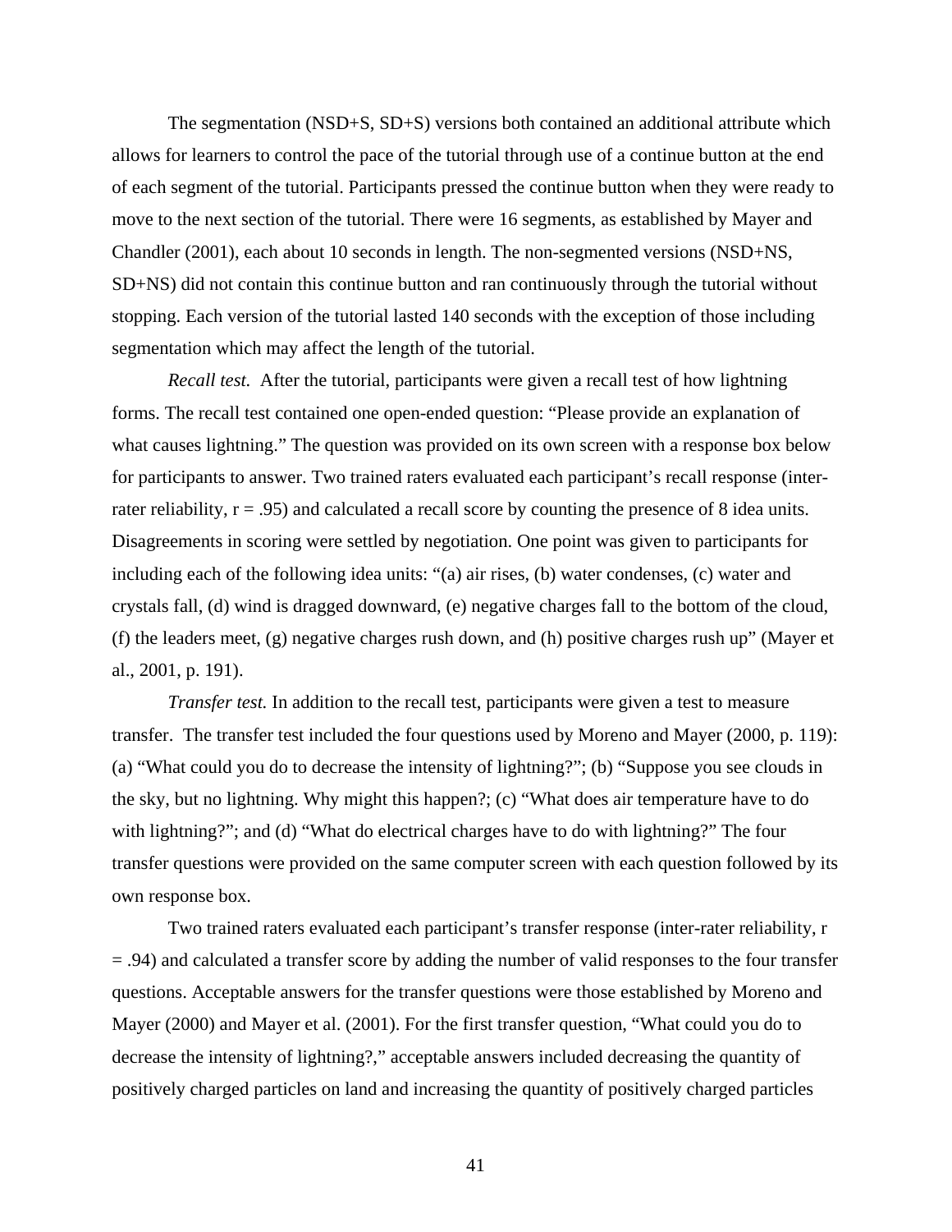The segmentation (NSD+S, SD+S) versions both contained an additional attribute which allows for learners to control the pace of the tutorial through use of a continue button at the end of each segment of the tutorial. Participants pressed the continue button when they were ready to move to the next section of the tutorial. There were 16 segments, as established by Mayer and Chandler (2001), each about 10 seconds in length. The non-segmented versions (NSD+NS, SD+NS) did not contain this continue button and ran continuously through the tutorial without stopping. Each version of the tutorial lasted 140 seconds with the exception of those including segmentation which may affect the length of the tutorial.

*Recall test.* After the tutorial, participants were given a recall test of how lightning forms. The recall test contained one open-ended question: "Please provide an explanation of what causes lightning." The question was provided on its own screen with a response box below for participants to answer. Two trained raters evaluated each participant's recall response (inter-rater reliability, r = .95) and calculated a recall score by counting the presence of 8 idea units. Disagreements in scoring were settled by negotiation. One point was given to participants for including each of the following idea units: "(a) air rises, (b) water condenses, (c) water and crystals fall, (d) wind is dragged downward, (e) negative charges fall to the bottom of the cloud, (f) the leaders meet, (g) negative charges rush down, and (h) positive charges rush up" (Mayer et al., 2001, p. 191).

*Transfer test.* In addition to the recall test, participants were given a test to measure transfer. The transfer test included the four questions used by Moreno and Mayer (2000, p. 119): (a) "What could you do to decrease the intensity of lightning?"; (b) "Suppose you see clouds in the sky, but no lightning. Why might this happen?; (c) "What does air temperature have to do with lightning?"; and (d) "What do electrical charges have to do with lightning?" The four transfer questions were provided on the same computer screen with each question followed by its own response box.

Two trained raters evaluated each participant's transfer response (inter-rater reliability, r = .94) and calculated a transfer score by adding the number of valid responses to the four transfer questions. Acceptable answers for the transfer questions were those established by Moreno and Mayer (2000) and Mayer et al. (2001). For the first transfer question, "What could you do to decrease the intensity of lightning?," acceptable answers included decreasing the quantity of positively charged particles on land and increasing the quantity of positively charged particles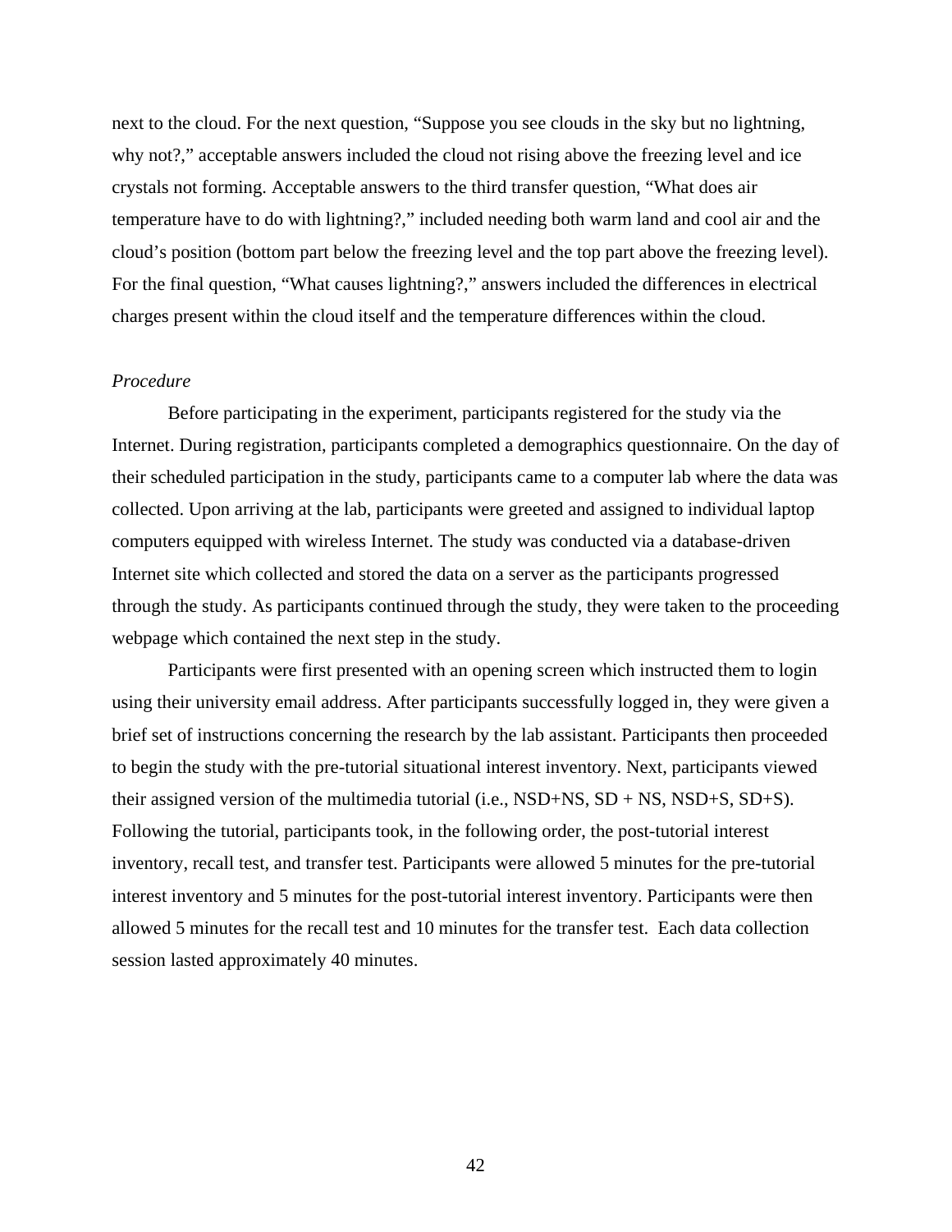next to the cloud. For the next question, “Suppose you see clouds in the sky but no lightning, why not?,” acceptable answers included the cloud not rising above the freezing level and ice crystals not forming. Acceptable answers to the third transfer question, “What does air temperature have to do with lightning?,” included needing both warm land and cool air and the cloud’s position (bottom part below the freezing level and the top part above the freezing level). For the final question, “What causes lightning?,” answers included the differences in electrical charges present within the cloud itself and the temperature differences within the cloud.

*Procedure*

Before participating in the experiment, participants registered for the study via the Internet. During registration, participants completed a demographics questionnaire. On the day of their scheduled participation in the study, participants came to a computer lab where the data was collected. Upon arriving at the lab, participants were greeted and assigned to individual laptop computers equipped with wireless Internet. The study was conducted via a database-driven Internet site which collected and stored the data on a server as the participants progressed through the study. As participants continued through the study, they were taken to the proceeding webpage which contained the next step in the study.

Participants were first presented with an opening screen which instructed them to login using their university email address. After participants successfully logged in, they were given a brief set of instructions concerning the research by the lab assistant. Participants then proceeded to begin the study with the pre-tutorial situational interest inventory. Next, participants viewed their assigned version of the multimedia tutorial (i.e., NSD+NS, SD + NS, NSD+S, SD+S). Following the tutorial, participants took, in the following order, the post-tutorial interest inventory, recall test, and transfer test. Participants were allowed 5 minutes for the pre-tutorial interest inventory and 5 minutes for the post-tutorial interest inventory. Participants were then allowed 5 minutes for the recall test and 10 minutes for the transfer test. Each data collection session lasted approximately 40 minutes.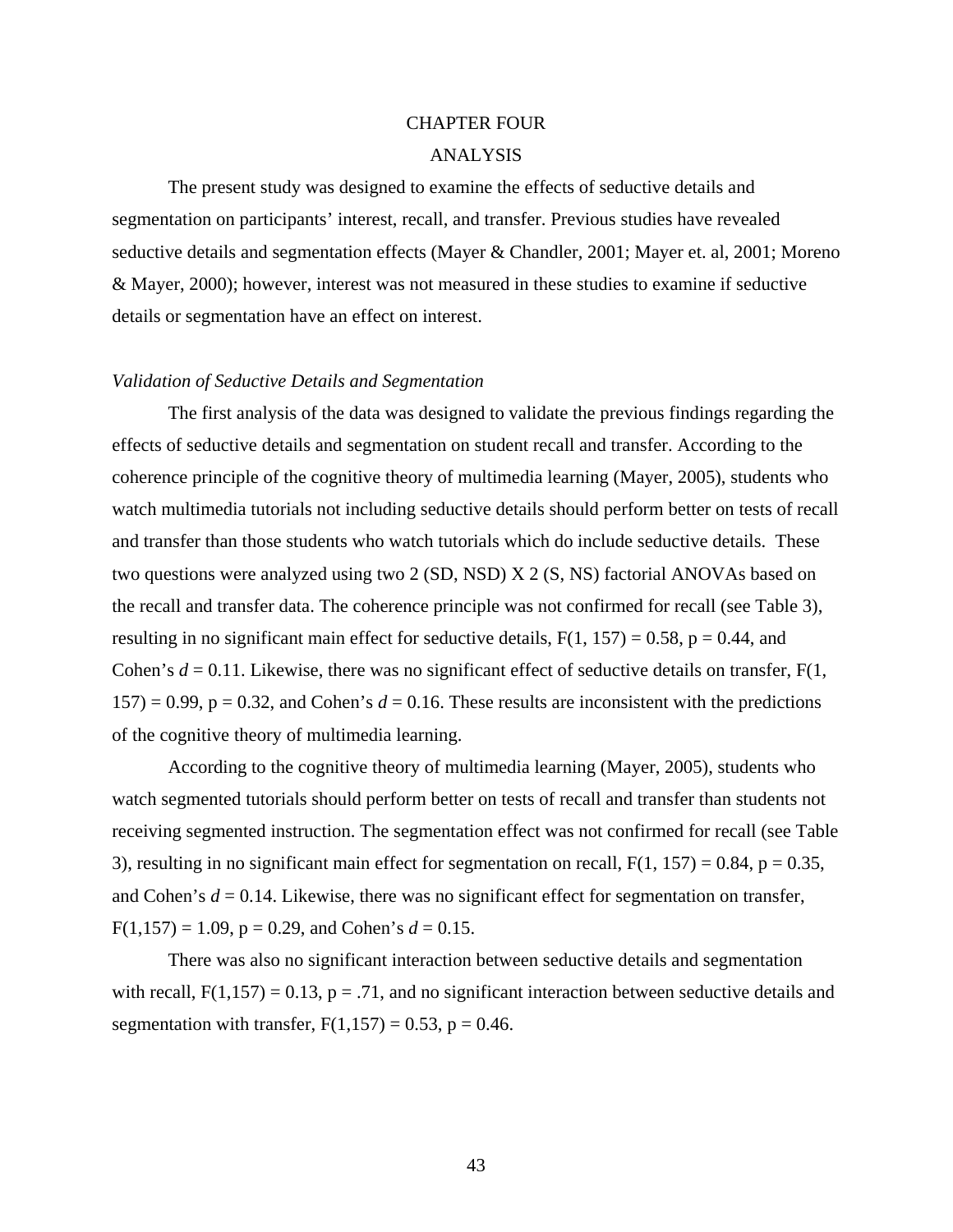# CHAPTER FOUR

# ANALYSIS

The present study was designed to examine the effects of seductive details and segmentation on participants' interest, recall, and transfer. Previous studies have revealed seductive details and segmentation effects (Mayer & Chandler, 2001; Mayer et. al, 2001; Moreno & Mayer, 2000); however, interest was not measured in these studies to examine if seductive details or segmentation have an effect on interest.

### *Validation of Seductive Details and Segmentation*

The first analysis of the data was designed to validate the previous findings regarding the effects of seductive details and segmentation on student recall and transfer. According to the coherence principle of the cognitive theory of multimedia learning (Mayer, 2005), students who watch multimedia tutorials not including seductive details should perform better on tests of recall and transfer than those students who watch tutorials which do include seductive details. These two questions were analyzed using two 2 (SD, NSD) X 2 (S, NS) factorial ANOVAs based on the recall and transfer data. The coherence principle was not confirmed for recall (see Table 3), resulting in no significant main effect for seductive details, $F(1, 157) = 0.58$, $p = 0.44$, and Cohen's $d = 0.11$. Likewise, there was no significant effect of seductive details on transfer, $F(1, 157) = 0.99$, $p = 0.32$, and Cohen's $d = 0.16$. These results are inconsistent with the predictions of the cognitive theory of multimedia learning.

According to the cognitive theory of multimedia learning (Mayer, 2005), students who watch segmented tutorials should perform better on tests of recall and transfer than students not receiving segmented instruction. The segmentation effect was not confirmed for recall (see Table 3), resulting in no significant main effect for segmentation on recall, $F(1, 157) = 0.84$, $p = 0.35$, and Cohen's $d = 0.14$. Likewise, there was no significant effect for segmentation on transfer, $F(1,157) = 1.09$, $p = 0.29$, and Cohen's $d = 0.15$.

There was also no significant interaction between seductive details and segmentation with recall, $F(1,157) = 0.13$, $p = .71$, and no significant interaction between seductive details and segmentation with transfer, $F(1,157) = 0.53$, $p = 0.46$.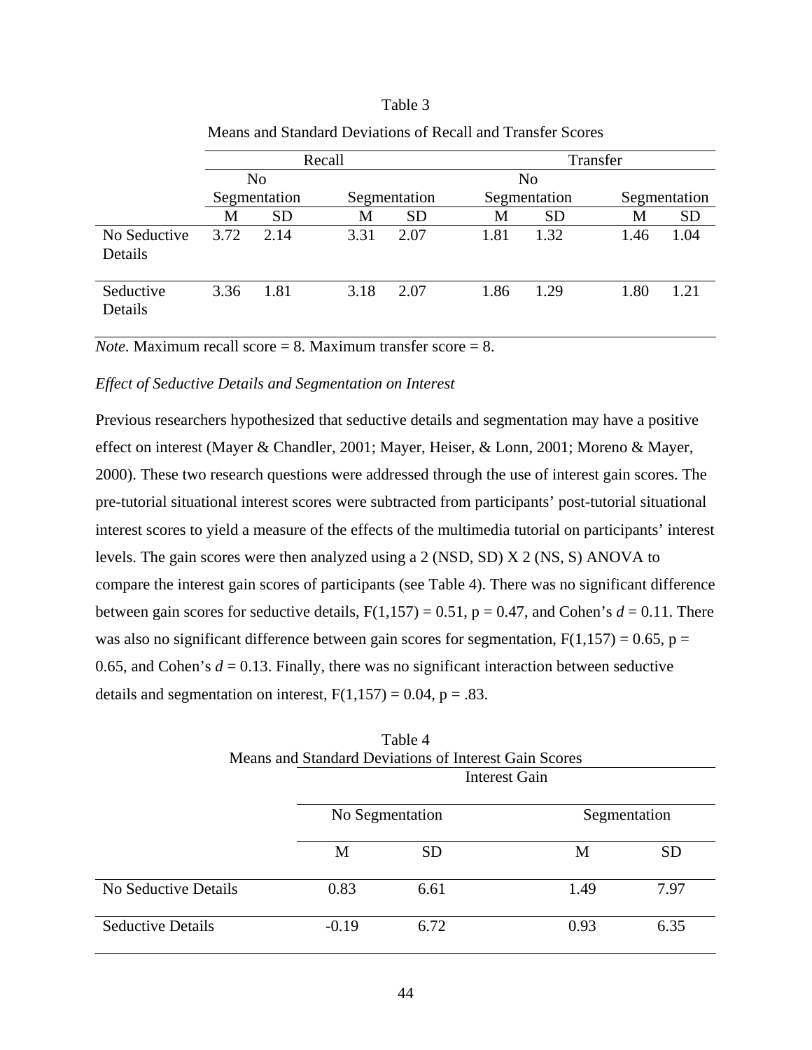Table 3

Means and Standard Deviations of Recall and Transfer Scores

| | Recall | | | | Transfer | | | |
|---|---|---|---|---|---|---|---|---|
| | No Segmentation | | Segmentation | | No Segmentation | | Segmentation | |
| | M | SD | M | SD | M | SD | M | SD |
| No Seductive Details | 3.72 | 2.14 | 3.31 | 2.07 | 1.81 | 1.32 | 1.46 | 1.04 |
| Seductive Details | 3.36 | 1.81 | 3.18 | 2.07 | 1.86 | 1.29 | 1.80 | 1.21 |

*Note.* Maximum recall score = 8. Maximum transfer score = 8.

*Effect of Seductive Details and Segmentation on Interest*

Previous researchers hypothesized that seductive details and segmentation may have a positive effect on interest (Mayer & Chandler, 2001; Mayer, Heiser, & Lonn, 2001; Moreno & Mayer, 2000). These two research questions were addressed through the use of interest gain scores. The pre-tutorial situational interest scores were subtracted from participants' post-tutorial situational interest scores to yield a measure of the effects of the multimedia tutorial on participants' interest levels. The gain scores were then analyzed using a 2 (NSD, SD) X 2 (NS, S) ANOVA to compare the interest gain scores of participants (see Table 4). There was no significant difference between gain scores for seductive details, $F(1,157) = 0.51$, $p = 0.47$, and Cohen's $d = 0.11$. There was also no significant difference between gain scores for segmentation, $F(1,157) = 0.65$, $p = 0.65$, and Cohen's $d = 0.13$. Finally, there was no significant interaction between seductive details and segmentation on interest, $F(1,157) = 0.04$, $p = .83$.

Table 4

Means and Standard Deviations of Interest Gain Scores

| | Interest Gain | | | |
|---|---|---|---|---|
| | No Segmentation | | Segmentation | |
| | M | SD | M | SD |
| No Seductive Details | 0.83 | 6.61 | 1.49 | 7.97 |
| Seductive Details | -0.19 | 6.72 | 0.93 | 6.35 |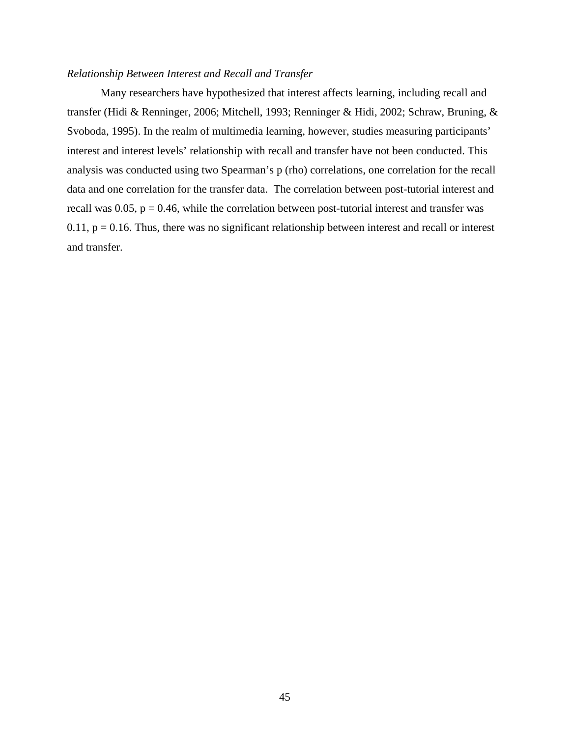*Relationship Between Interest and Recall and Transfer*

Many researchers have hypothesized that interest affects learning, including recall and transfer (Hidi & Renninger, 2006; Mitchell, 1993; Renninger & Hidi, 2002; Schraw, Bruning, & Svoboda, 1995). In the realm of multimedia learning, however, studies measuring participants' interest and interest levels' relationship with recall and transfer have not been conducted. This analysis was conducted using two Spearman's p (rho) correlations, one correlation for the recall data and one correlation for the transfer data. The correlation between post-tutorial interest and recall was 0.05, $p = 0.46$, while the correlation between post-tutorial interest and transfer was 0.11, $p = 0.16$. Thus, there was no significant relationship between interest and recall or interest and transfer.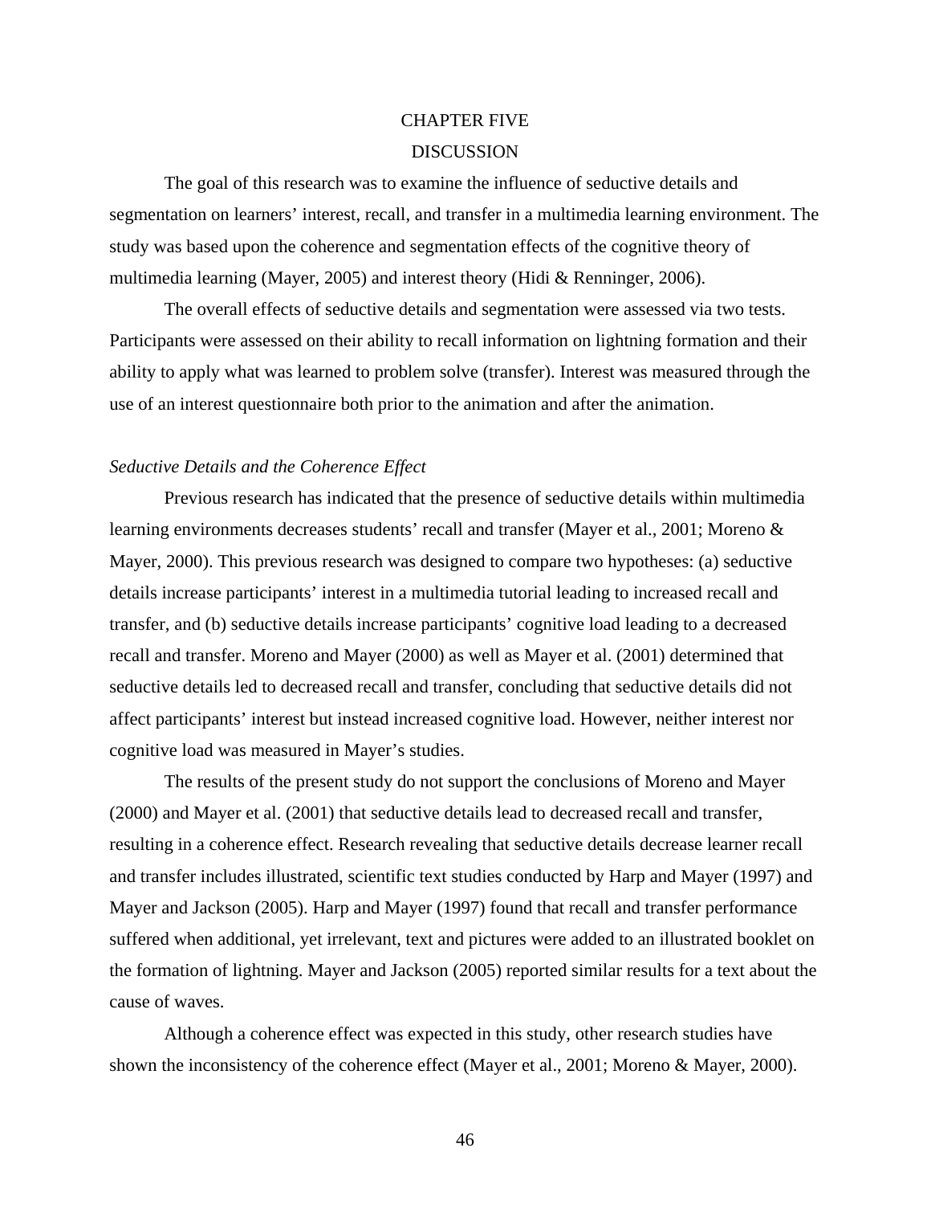# CHAPTER FIVE

# DISCUSSION

The goal of this research was to examine the influence of seductive details and segmentation on learners' interest, recall, and transfer in a multimedia learning environment. The study was based upon the coherence and segmentation effects of the cognitive theory of multimedia learning (Mayer, 2005) and interest theory (Hidi & Renninger, 2006).

The overall effects of seductive details and segmentation were assessed via two tests. Participants were assessed on their ability to recall information on lightning formation and their ability to apply what was learned to problem solve (transfer). Interest was measured through the use of an interest questionnaire both prior to the animation and after the animation.

### *Seductive Details and the Coherence Effect*

Previous research has indicated that the presence of seductive details within multimedia learning environments decreases students' recall and transfer (Mayer et al., 2001; Moreno & Mayer, 2000). This previous research was designed to compare two hypotheses: (a) seductive details increase participants' interest in a multimedia tutorial leading to increased recall and transfer, and (b) seductive details increase participants' cognitive load leading to a decreased recall and transfer. Moreno and Mayer (2000) as well as Mayer et al. (2001) determined that seductive details led to decreased recall and transfer, concluding that seductive details did not affect participants' interest but instead increased cognitive load. However, neither interest nor cognitive load was measured in Mayer's studies.

The results of the present study do not support the conclusions of Moreno and Mayer (2000) and Mayer et al. (2001) that seductive details lead to decreased recall and transfer, resulting in a coherence effect. Research revealing that seductive details decrease learner recall and transfer includes illustrated, scientific text studies conducted by Harp and Mayer (1997) and Mayer and Jackson (2005). Harp and Mayer (1997) found that recall and transfer performance suffered when additional, yet irrelevant, text and pictures were added to an illustrated booklet on the formation of lightning. Mayer and Jackson (2005) reported similar results for a text about the cause of waves.

Although a coherence effect was expected in this study, other research studies have shown the inconsistency of the coherence effect (Mayer et al., 2001; Moreno & Mayer, 2000).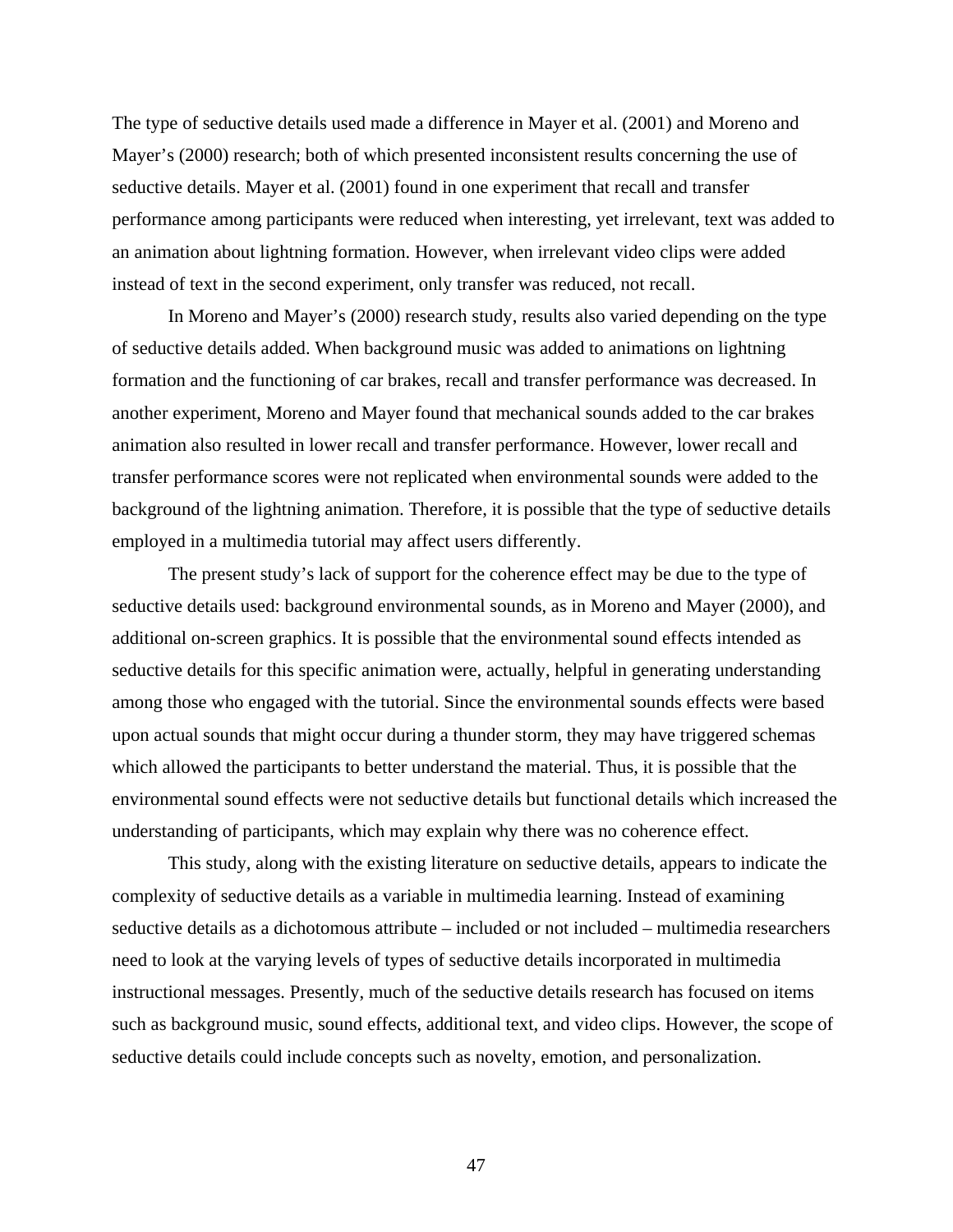The type of seductive details used made a difference in Mayer et al. (2001) and Moreno and Mayer's (2000) research; both of which presented inconsistent results concerning the use of seductive details. Mayer et al. (2001) found in one experiment that recall and transfer performance among participants were reduced when interesting, yet irrelevant, text was added to an animation about lightning formation. However, when irrelevant video clips were added instead of text in the second experiment, only transfer was reduced, not recall.

In Moreno and Mayer's (2000) research study, results also varied depending on the type of seductive details added. When background music was added to animations on lightning formation and the functioning of car brakes, recall and transfer performance was decreased. In another experiment, Moreno and Mayer found that mechanical sounds added to the car brakes animation also resulted in lower recall and transfer performance. However, lower recall and transfer performance scores were not replicated when environmental sounds were added to the background of the lightning animation. Therefore, it is possible that the type of seductive details employed in a multimedia tutorial may affect users differently.

The present study's lack of support for the coherence effect may be due to the type of seductive details used: background environmental sounds, as in Moreno and Mayer (2000), and additional on-screen graphics. It is possible that the environmental sound effects intended as seductive details for this specific animation were, actually, helpful in generating understanding among those who engaged with the tutorial. Since the environmental sounds effects were based upon actual sounds that might occur during a thunder storm, they may have triggered schemas which allowed the participants to better understand the material. Thus, it is possible that the environmental sound effects were not seductive details but functional details which increased the understanding of participants, which may explain why there was no coherence effect.

This study, along with the existing literature on seductive details, appears to indicate the complexity of seductive details as a variable in multimedia learning. Instead of examining seductive details as a dichotomous attribute – included or not included – multimedia researchers need to look at the varying levels of types of seductive details incorporated in multimedia instructional messages. Presently, much of the seductive details research has focused on items such as background music, sound effects, additional text, and video clips. However, the scope of seductive details could include concepts such as novelty, emotion, and personalization.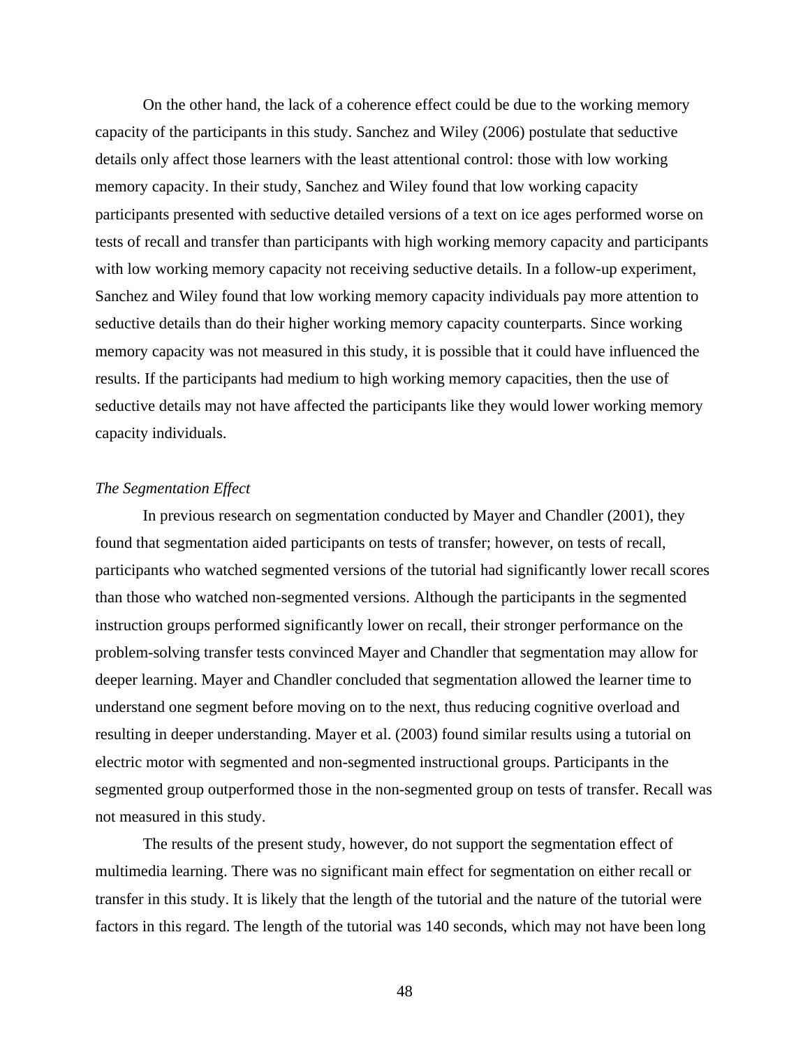On the other hand, the lack of a coherence effect could be due to the working memory capacity of the participants in this study. Sanchez and Wiley (2006) postulate that seductive details only affect those learners with the least attentional control: those with low working memory capacity. In their study, Sanchez and Wiley found that low working capacity participants presented with seductive detailed versions of a text on ice ages performed worse on tests of recall and transfer than participants with high working memory capacity and participants with low working memory capacity not receiving seductive details. In a follow-up experiment, Sanchez and Wiley found that low working memory capacity individuals pay more attention to seductive details than do their higher working memory capacity counterparts. Since working memory capacity was not measured in this study, it is possible that it could have influenced the results. If the participants had medium to high working memory capacities, then the use of seductive details may not have affected the participants like they would lower working memory capacity individuals.

*The Segmentation Effect*

In previous research on segmentation conducted by Mayer and Chandler (2001), they found that segmentation aided participants on tests of transfer; however, on tests of recall, participants who watched segmented versions of the tutorial had significantly lower recall scores than those who watched non-segmented versions. Although the participants in the segmented instruction groups performed significantly lower on recall, their stronger performance on the problem-solving transfer tests convinced Mayer and Chandler that segmentation may allow for deeper learning. Mayer and Chandler concluded that segmentation allowed the learner time to understand one segment before moving on to the next, thus reducing cognitive overload and resulting in deeper understanding. Mayer et al. (2003) found similar results using a tutorial on electric motor with segmented and non-segmented instructional groups. Participants in the segmented group outperformed those in the non-segmented group on tests of transfer. Recall was not measured in this study.

The results of the present study, however, do not support the segmentation effect of multimedia learning. There was no significant main effect for segmentation on either recall or transfer in this study. It is likely that the length of the tutorial and the nature of the tutorial were factors in this regard. The length of the tutorial was 140 seconds, which may not have been long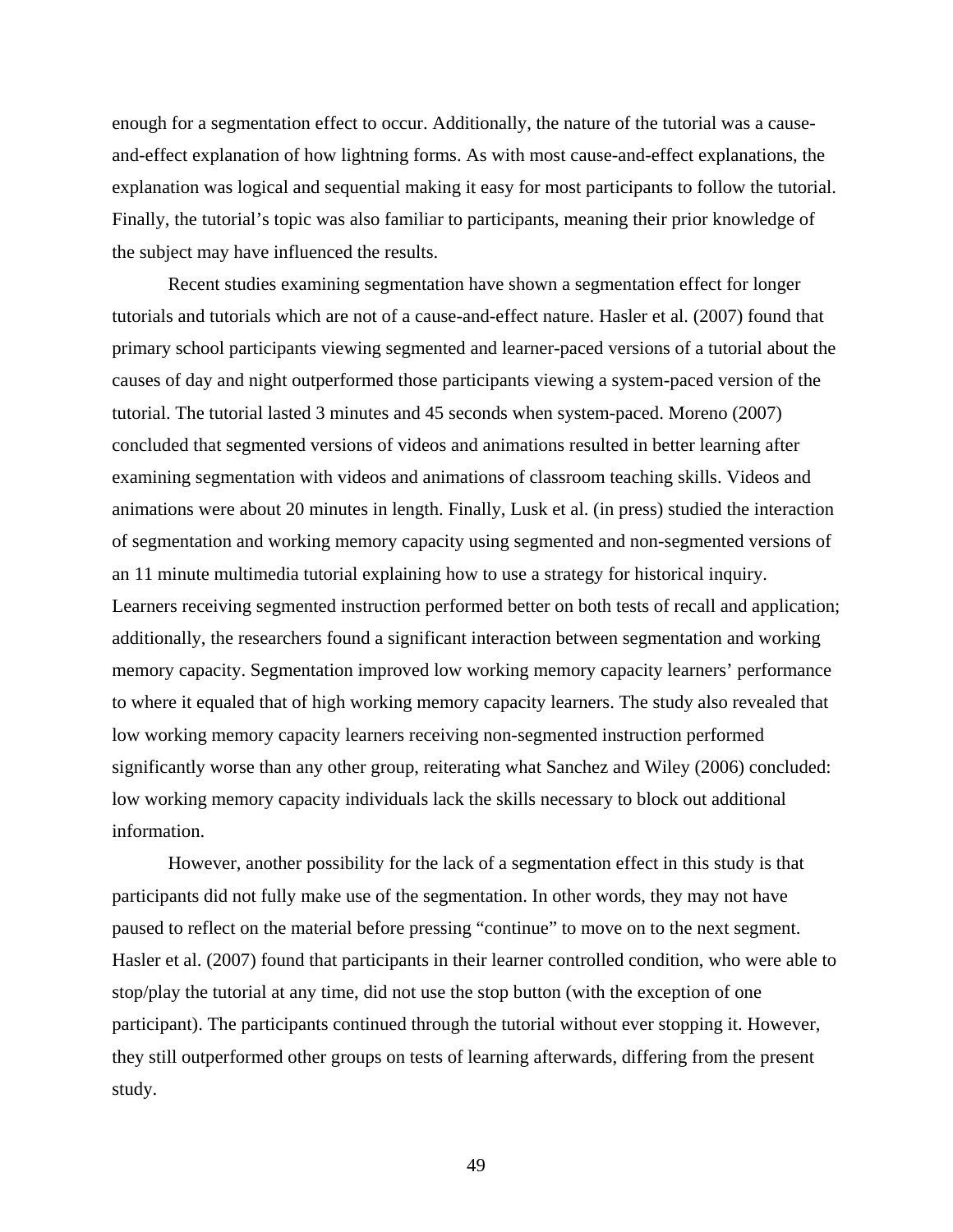enough for a segmentation effect to occur. Additionally, the nature of the tutorial was a cause-and-effect explanation of how lightning forms. As with most cause-and-effect explanations, the explanation was logical and sequential making it easy for most participants to follow the tutorial. Finally, the tutorial's topic was also familiar to participants, meaning their prior knowledge of the subject may have influenced the results.

Recent studies examining segmentation have shown a segmentation effect for longer tutorials and tutorials which are not of a cause-and-effect nature. Hasler et al. (2007) found that primary school participants viewing segmented and learner-paced versions of a tutorial about the causes of day and night outperformed those participants viewing a system-paced version of the tutorial. The tutorial lasted 3 minutes and 45 seconds when system-paced. Moreno (2007) concluded that segmented versions of videos and animations resulted in better learning after examining segmentation with videos and animations of classroom teaching skills. Videos and animations were about 20 minutes in length. Finally, Lusk et al. (in press) studied the interaction of segmentation and working memory capacity using segmented and non-segmented versions of an 11 minute multimedia tutorial explaining how to use a strategy for historical inquiry. Learners receiving segmented instruction performed better on both tests of recall and application; additionally, the researchers found a significant interaction between segmentation and working memory capacity. Segmentation improved low working memory capacity learners' performance to where it equaled that of high working memory capacity learners. The study also revealed that low working memory capacity learners receiving non-segmented instruction performed significantly worse than any other group, reiterating what Sanchez and Wiley (2006) concluded: low working memory capacity individuals lack the skills necessary to block out additional information.

However, another possibility for the lack of a segmentation effect in this study is that participants did not fully make use of the segmentation. In other words, they may not have paused to reflect on the material before pressing "continue" to move on to the next segment. Hasler et al. (2007) found that participants in their learner controlled condition, who were able to stop/play the tutorial at any time, did not use the stop button (with the exception of one participant). The participants continued through the tutorial without ever stopping it. However, they still outperformed other groups on tests of learning afterwards, differing from the present study.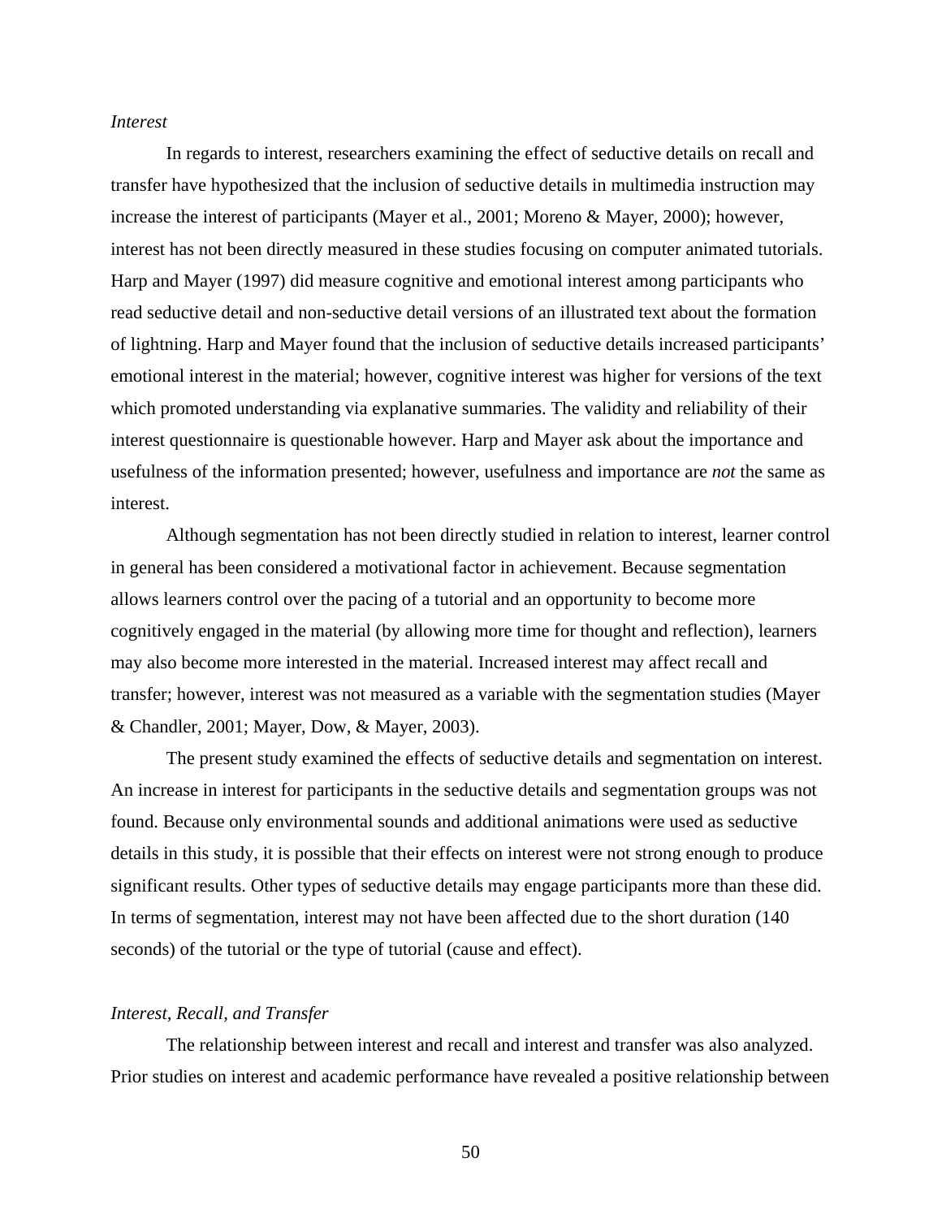*Interest*

In regards to interest, researchers examining the effect of seductive details on recall and transfer have hypothesized that the inclusion of seductive details in multimedia instruction may increase the interest of participants (Mayer et al., 2001; Moreno & Mayer, 2000); however, interest has not been directly measured in these studies focusing on computer animated tutorials. Harp and Mayer (1997) did measure cognitive and emotional interest among participants who read seductive detail and non-seductive detail versions of an illustrated text about the formation of lightning. Harp and Mayer found that the inclusion of seductive details increased participants' emotional interest in the material; however, cognitive interest was higher for versions of the text which promoted understanding via explanative summaries. The validity and reliability of their interest questionnaire is questionable however. Harp and Mayer ask about the importance and usefulness of the information presented; however, usefulness and importance are *not* the same as interest.

Although segmentation has not been directly studied in relation to interest, learner control in general has been considered a motivational factor in achievement. Because segmentation allows learners control over the pacing of a tutorial and an opportunity to become more cognitively engaged in the material (by allowing more time for thought and reflection), learners may also become more interested in the material. Increased interest may affect recall and transfer; however, interest was not measured as a variable with the segmentation studies (Mayer & Chandler, 2001; Mayer, Dow, & Mayer, 2003).

The present study examined the effects of seductive details and segmentation on interest. An increase in interest for participants in the seductive details and segmentation groups was not found. Because only environmental sounds and additional animations were used as seductive details in this study, it is possible that their effects on interest were not strong enough to produce significant results. Other types of seductive details may engage participants more than these did. In terms of segmentation, interest may not have been affected due to the short duration (140 seconds) of the tutorial or the type of tutorial (cause and effect).

*Interest, Recall, and Transfer*

The relationship between interest and recall and interest and transfer was also analyzed. Prior studies on interest and academic performance have revealed a positive relationship between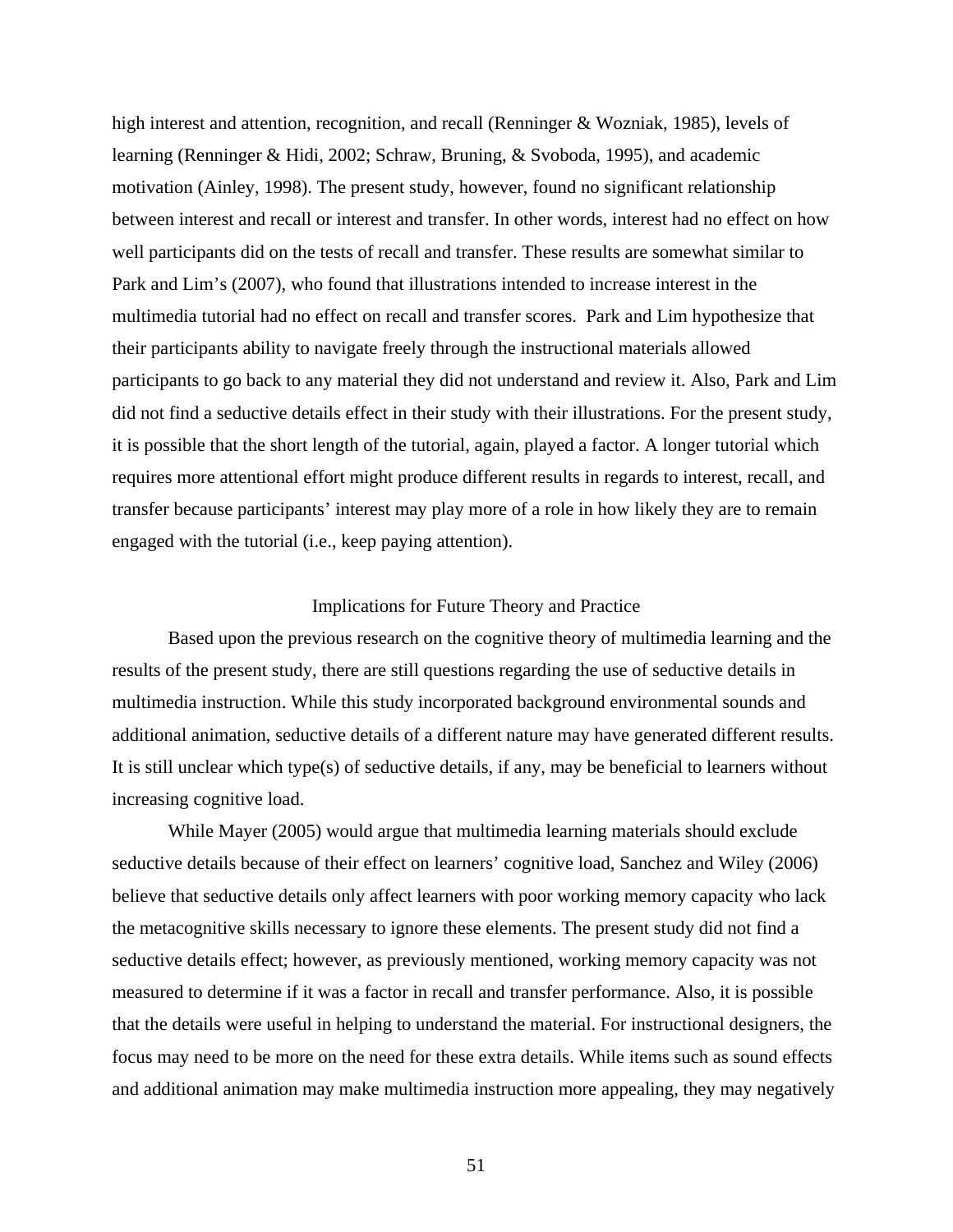high interest and attention, recognition, and recall (Renninger & Wozniak, 1985), levels of learning (Renninger & Hidi, 2002; Schraw, Bruning, & Svoboda, 1995), and academic motivation (Ainley, 1998). The present study, however, found no significant relationship between interest and recall or interest and transfer. In other words, interest had no effect on how well participants did on the tests of recall and transfer. These results are somewhat similar to Park and Lim's (2007), who found that illustrations intended to increase interest in the multimedia tutorial had no effect on recall and transfer scores. Park and Lim hypothesize that their participants ability to navigate freely through the instructional materials allowed participants to go back to any material they did not understand and review it. Also, Park and Lim did not find a seductive details effect in their study with their illustrations. For the present study, it is possible that the short length of the tutorial, again, played a factor. A longer tutorial which requires more attentional effort might produce different results in regards to interest, recall, and transfer because participants' interest may play more of a role in how likely they are to remain engaged with the tutorial (i.e., keep paying attention).

## Implications for Future Theory and Practice

Based upon the previous research on the cognitive theory of multimedia learning and the results of the present study, there are still questions regarding the use of seductive details in multimedia instruction. While this study incorporated background environmental sounds and additional animation, seductive details of a different nature may have generated different results. It is still unclear which type(s) of seductive details, if any, may be beneficial to learners without increasing cognitive load.

While Mayer (2005) would argue that multimedia learning materials should exclude seductive details because of their effect on learners' cognitive load, Sanchez and Wiley (2006) believe that seductive details only affect learners with poor working memory capacity who lack the metacognitive skills necessary to ignore these elements. The present study did not find a seductive details effect; however, as previously mentioned, working memory capacity was not measured to determine if it was a factor in recall and transfer performance. Also, it is possible that the details were useful in helping to understand the material. For instructional designers, the focus may need to be more on the need for these extra details. While items such as sound effects and additional animation may make multimedia instruction more appealing, they may negatively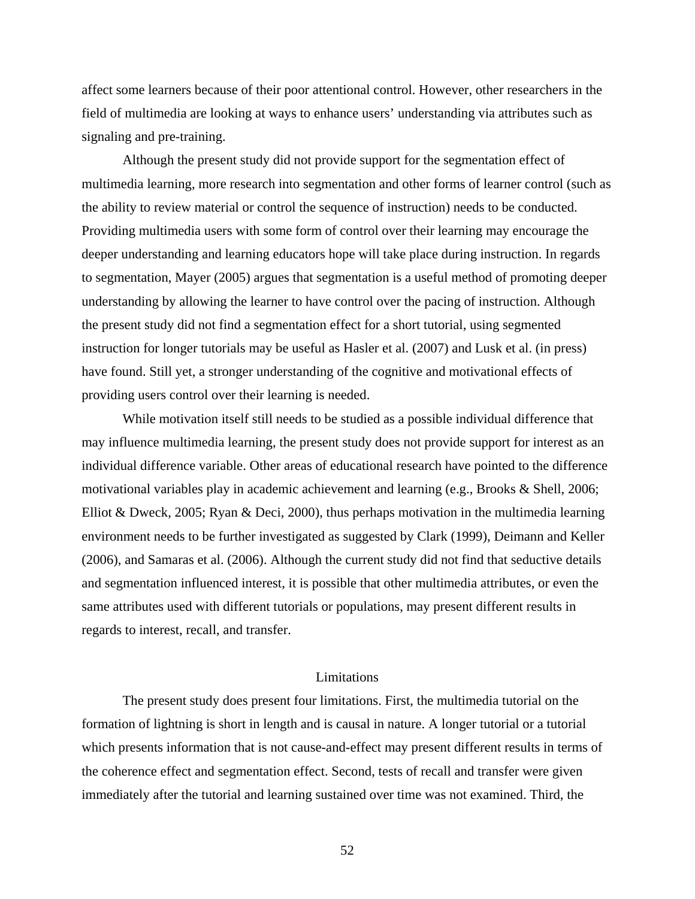affect some learners because of their poor attentional control. However, other researchers in the field of multimedia are looking at ways to enhance users' understanding via attributes such as signaling and pre-training.

Although the present study did not provide support for the segmentation effect of multimedia learning, more research into segmentation and other forms of learner control (such as the ability to review material or control the sequence of instruction) needs to be conducted. Providing multimedia users with some form of control over their learning may encourage the deeper understanding and learning educators hope will take place during instruction. In regards to segmentation, Mayer (2005) argues that segmentation is a useful method of promoting deeper understanding by allowing the learner to have control over the pacing of instruction. Although the present study did not find a segmentation effect for a short tutorial, using segmented instruction for longer tutorials may be useful as Hasler et al. (2007) and Lusk et al. (in press) have found. Still yet, a stronger understanding of the cognitive and motivational effects of providing users control over their learning is needed.

While motivation itself still needs to be studied as a possible individual difference that may influence multimedia learning, the present study does not provide support for interest as an individual difference variable. Other areas of educational research have pointed to the difference motivational variables play in academic achievement and learning (e.g., Brooks & Shell, 2006; Elliot & Dweck, 2005; Ryan & Deci, 2000), thus perhaps motivation in the multimedia learning environment needs to be further investigated as suggested by Clark (1999), Deimann and Keller (2006), and Samaras et al. (2006). Although the current study did not find that seductive details and segmentation influenced interest, it is possible that other multimedia attributes, or even the same attributes used with different tutorials or populations, may present different results in regards to interest, recall, and transfer.

## Limitations

The present study does present four limitations. First, the multimedia tutorial on the formation of lightning is short in length and is causal in nature. A longer tutorial or a tutorial which presents information that is not cause-and-effect may present different results in terms of the coherence effect and segmentation effect. Second, tests of recall and transfer were given immediately after the tutorial and learning sustained over time was not examined. Third, the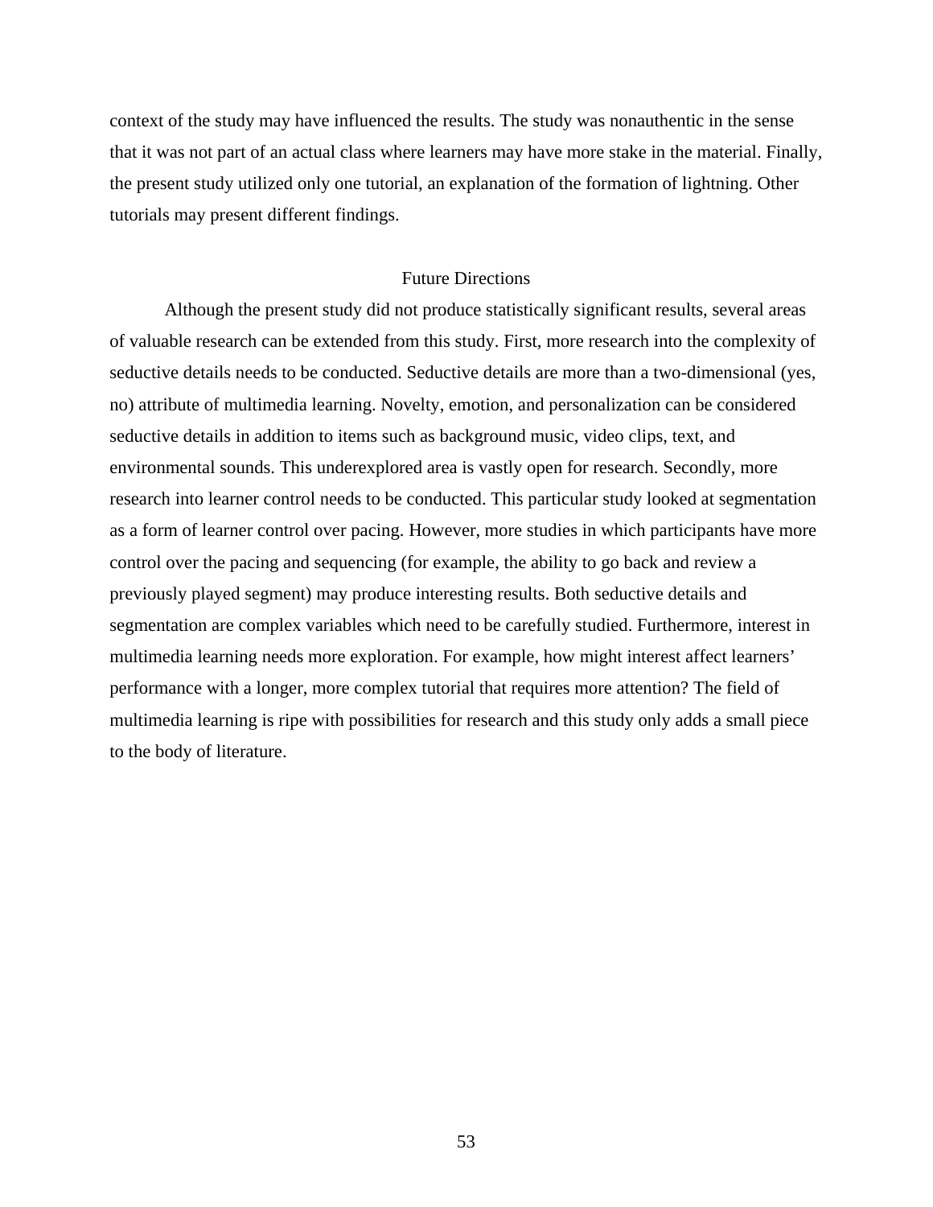context of the study may have influenced the results. The study was nonauthentic in the sense that it was not part of an actual class where learners may have more stake in the material. Finally, the present study utilized only one tutorial, an explanation of the formation of lightning. Other tutorials may present different findings.

## Future Directions

Although the present study did not produce statistically significant results, several areas of valuable research can be extended from this study. First, more research into the complexity of seductive details needs to be conducted. Seductive details are more than a two-dimensional (yes, no) attribute of multimedia learning. Novelty, emotion, and personalization can be considered seductive details in addition to items such as background music, video clips, text, and environmental sounds. This underexplored area is vastly open for research. Secondly, more research into learner control needs to be conducted. This particular study looked at segmentation as a form of learner control over pacing. However, more studies in which participants have more control over the pacing and sequencing (for example, the ability to go back and review a previously played segment) may produce interesting results. Both seductive details and segmentation are complex variables which need to be carefully studied. Furthermore, interest in multimedia learning needs more exploration. For example, how might interest affect learners' performance with a longer, more complex tutorial that requires more attention? The field of multimedia learning is ripe with possibilities for research and this study only adds a small piece to the body of literature.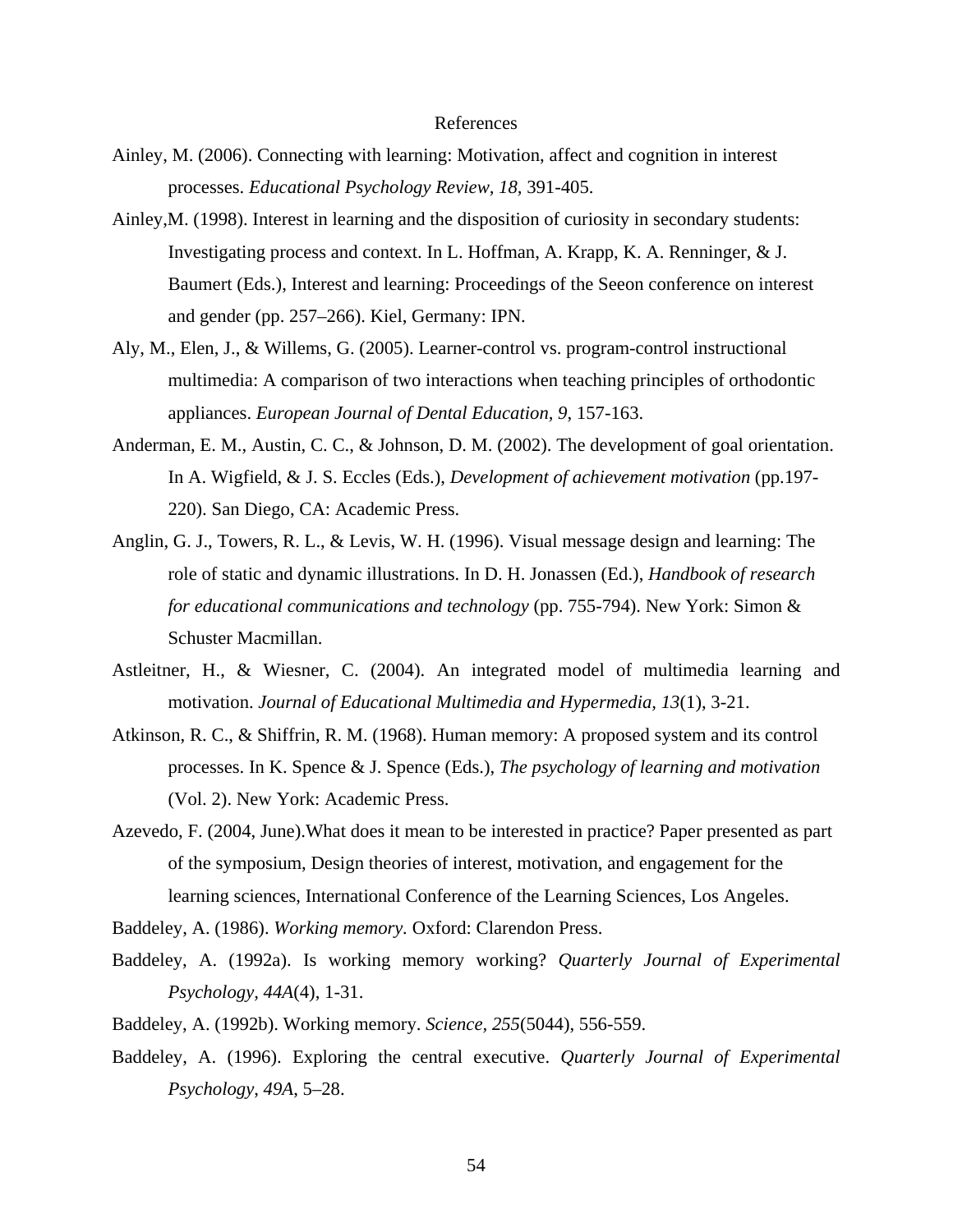# References

Ainley, M. (2006). Connecting with learning: Motivation, affect and cognition in interest processes. *Educational Psychology Review, 18*, 391-405.

Ainley,M. (1998). Interest in learning and the disposition of curiosity in secondary students: Investigating process and context. In L. Hoffman, A. Krapp, K. A. Renninger, & J. Baumert (Eds.), Interest and learning: Proceedings of the Seeon conference on interest and gender (pp. 257–266). Kiel, Germany: IPN.

Aly, M., Elen, J., & Willems, G. (2005). Learner-control vs. program-control instructional multimedia: A comparison of two interactions when teaching principles of orthodontic appliances. *European Journal of Dental Education, 9*, 157-163.

Anderman, E. M., Austin, C. C., & Johnson, D. M. (2002). The development of goal orientation. In A. Wigfield, & J. S. Eccles (Eds.), *Development of achievement motivation* (pp.197-220). San Diego, CA: Academic Press.

Anglin, G. J., Towers, R. L., & Levis, W. H. (1996). Visual message design and learning: The role of static and dynamic illustrations. In D. H. Jonassen (Ed.), *Handbook of research for educational communications and technology* (pp. 755-794). New York: Simon & Schuster Macmillan.

Astleitner, H., & Wiesner, C. (2004). An integrated model of multimedia learning and motivation. *Journal of Educational Multimedia and Hypermedia, 13*(1), 3-21.

Atkinson, R. C., & Shiffrin, R. M. (1968). Human memory: A proposed system and its control processes. In K. Spence & J. Spence (Eds.), *The psychology of learning and motivation* (Vol. 2). New York: Academic Press.

Azevedo, F. (2004, June).What does it mean to be interested in practice? Paper presented as part of the symposium, Design theories of interest, motivation, and engagement for the learning sciences, International Conference of the Learning Sciences, Los Angeles.

Baddeley, A. (1986). *Working memory*. Oxford: Clarendon Press.

Baddeley, A. (1992a). Is working memory working? *Quarterly Journal of Experimental Psychology*, *44A*(4), 1-31.

Baddeley, A. (1992b). Working memory. *Science*, *255*(5044), 556-559.

Baddeley, A. (1996). Exploring the central executive. *Quarterly Journal of Experimental Psychology*, *49A*, 5–28.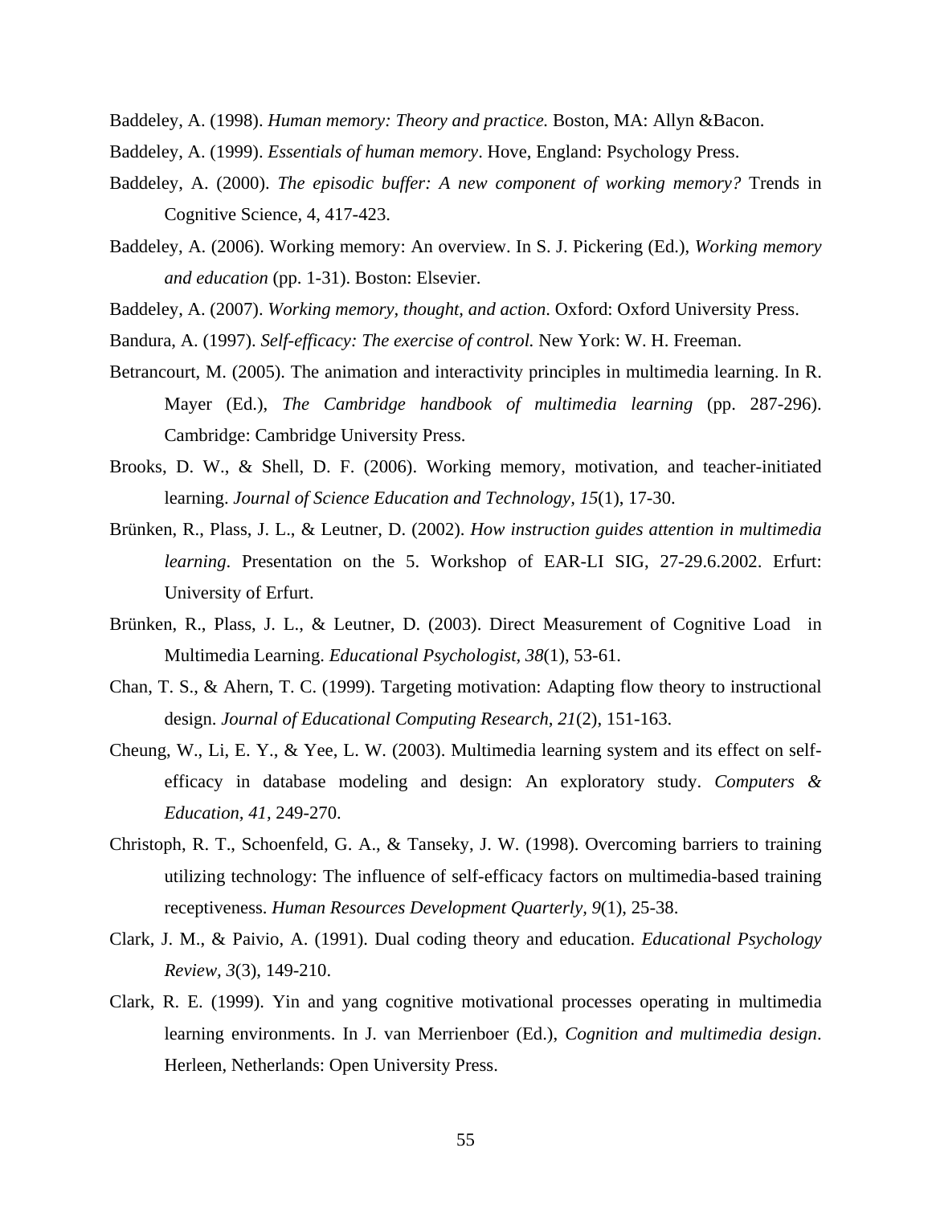Baddeley, A. (1998). *Human memory: Theory and practice.* Boston, MA: Allyn &Bacon.

Baddeley, A. (1999). *Essentials of human memory*. Hove, England: Psychology Press.

Baddeley, A. (2000). *The episodic buffer: A new component of working memory?* Trends in Cognitive Science, 4, 417-423.

Baddeley, A. (2006). Working memory: An overview. In S. J. Pickering (Ed.), *Working memory and education* (pp. 1-31). Boston: Elsevier.

Baddeley, A. (2007). *Working memory, thought, and action*. Oxford: Oxford University Press.

Bandura, A. (1997). *Self-efficacy: The exercise of control.* New York: W. H. Freeman.

Betrancourt, M. (2005). The animation and interactivity principles in multimedia learning. In R. Mayer (Ed.), *The Cambridge handbook of multimedia learning* (pp. 287-296). Cambridge: Cambridge University Press.

Brooks, D. W., & Shell, D. F. (2006). Working memory, motivation, and teacher-initiated learning. *Journal of Science Education and Technology, 15*(1), 17-30.

Brünken, R., Plass, J. L., & Leutner, D. (2002). *How instruction guides attention in multimedia learning*. Presentation on the 5. Workshop of EAR-LI SIG, 27-29.6.2002. Erfurt: University of Erfurt.

Brünken, R., Plass, J. L., & Leutner, D. (2003). Direct Measurement of Cognitive Load in Multimedia Learning. *Educational Psychologist, 38*(1), 53-61.

Chan, T. S., & Ahern, T. C. (1999). Targeting motivation: Adapting flow theory to instructional design. *Journal of Educational Computing Research, 21*(2), 151-163.

Cheung, W., Li, E. Y., & Yee, L. W. (2003). Multimedia learning system and its effect on self-efficacy in database modeling and design: An exploratory study. *Computers & Education, 41*, 249-270.

Christoph, R. T., Schoenfeld, G. A., & Tanseky, J. W. (1998). Overcoming barriers to training utilizing technology: The influence of self-efficacy factors on multimedia-based training receptiveness. *Human Resources Development Quarterly, 9*(1), 25-38.

Clark, J. M., & Paivio, A. (1991). Dual coding theory and education. *Educational Psychology Review, 3*(3), 149-210.

Clark, R. E. (1999). Yin and yang cognitive motivational processes operating in multimedia learning environments. In J. van Merrienboer (Ed.), *Cognition and multimedia design*. Herleen, Netherlands: Open University Press.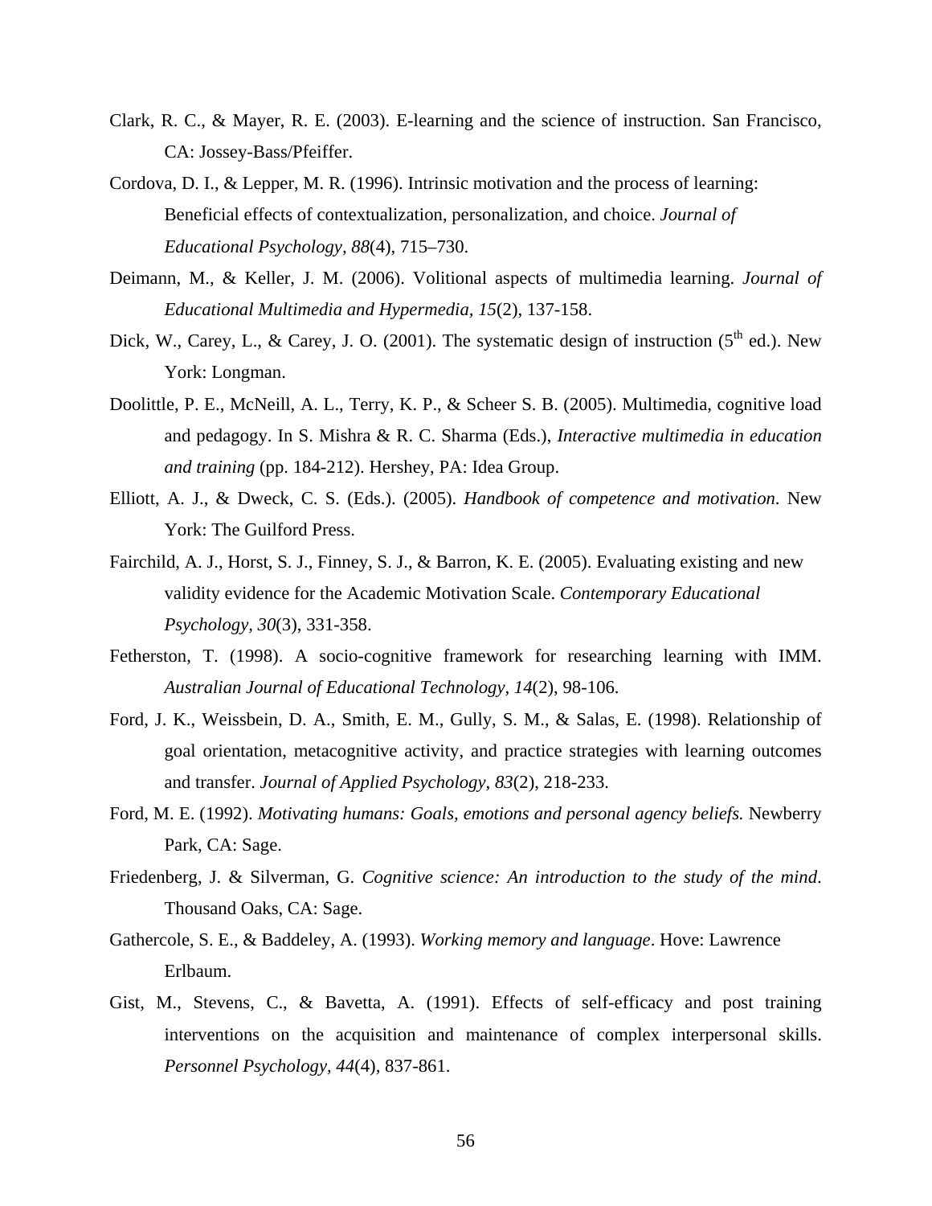Clark, R. C., & Mayer, R. E. (2003). E-learning and the science of instruction. San Francisco, CA: Jossey-Bass/Pfeiffer.

Cordova, D. I., & Lepper, M. R. (1996). Intrinsic motivation and the process of learning: Beneficial effects of contextualization, personalization, and choice. *Journal of Educational Psychology, 88*(4), 715–730.

Deimann, M., & Keller, J. M. (2006). Volitional aspects of multimedia learning. *Journal of Educational Multimedia and Hypermedia, 15*(2), 137-158.

Dick, W., Carey, L., & Carey, J. O. (2001). The systematic design of instruction (5th ed.). New York: Longman.

Doolittle, P. E., McNeill, A. L., Terry, K. P., & Scheer S. B. (2005). Multimedia, cognitive load and pedagogy. In S. Mishra & R. C. Sharma (Eds.), *Interactive multimedia in education and training* (pp. 184-212). Hershey, PA: Idea Group.

Elliott, A. J., & Dweck, C. S. (Eds.). (2005). *Handbook of competence and motivation*. New York: The Guilford Press.

Fairchild, A. J., Horst, S. J., Finney, S. J., & Barron, K. E. (2005). Evaluating existing and new validity evidence for the Academic Motivation Scale. *Contemporary Educational Psychology, 30*(3), 331-358.

Fetherston, T. (1998). A socio-cognitive framework for researching learning with IMM. *Australian Journal of Educational Technology, 14*(2), 98-106.

Ford, J. K., Weissbein, D. A., Smith, E. M., Gully, S. M., & Salas, E. (1998). Relationship of goal orientation, metacognitive activity, and practice strategies with learning outcomes and transfer. *Journal of Applied Psychology, 83*(2), 218-233.

Ford, M. E. (1992). *Motivating humans: Goals, emotions and personal agency beliefs.* Newberry Park, CA: Sage.

Friedenberg, J. & Silverman, G. *Cognitive science: An introduction to the study of the mind*. Thousand Oaks, CA: Sage.

Gathercole, S. E., & Baddeley, A. (1993). *Working memory and language*. Hove: Lawrence Erlbaum.

Gist, M., Stevens, C., & Bavetta, A. (1991). Effects of self-efficacy and post training interventions on the acquisition and maintenance of complex interpersonal skills. *Personnel Psychology, 44*(4), 837-861.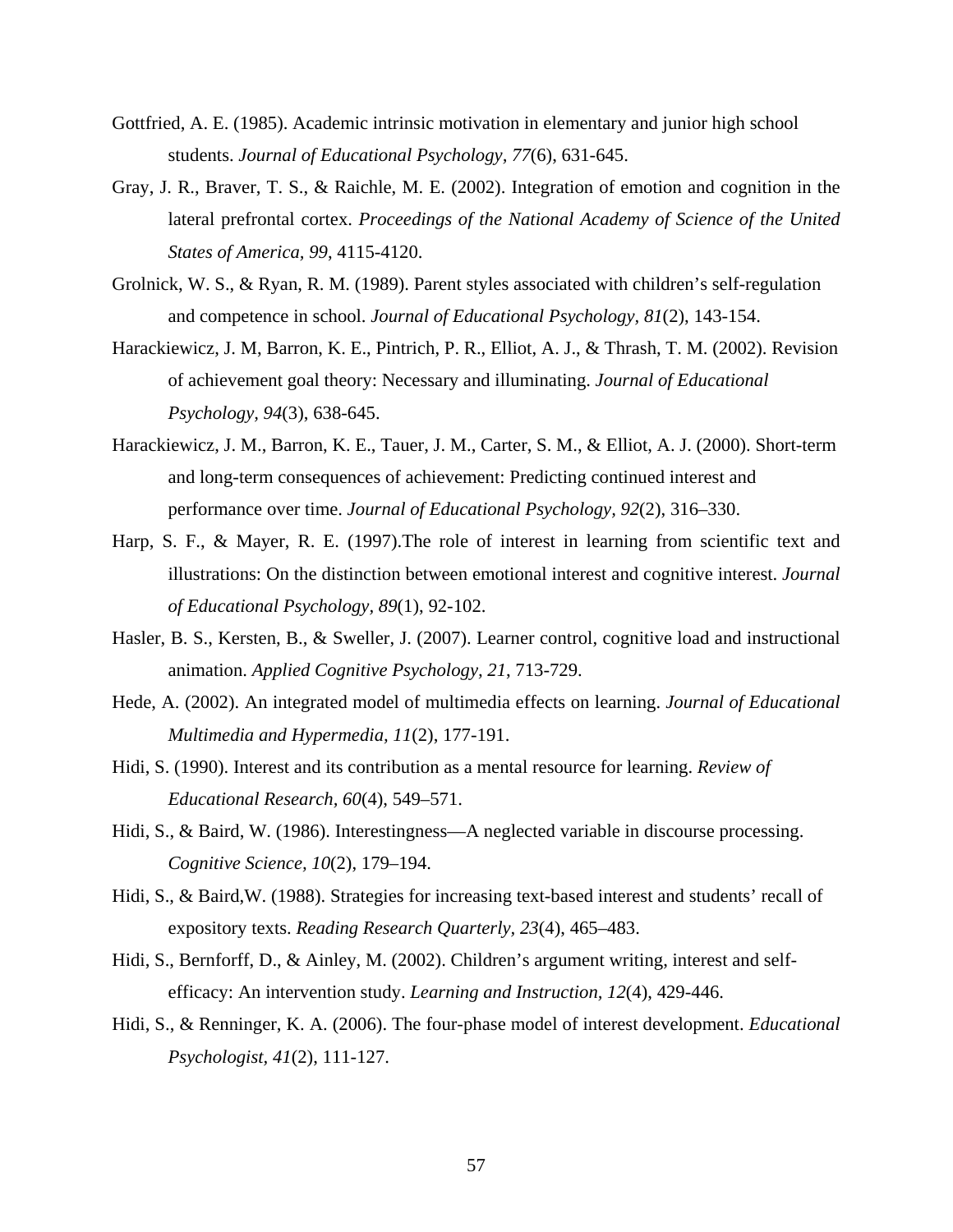Gottfried, A. E. (1985). Academic intrinsic motivation in elementary and junior high school students. *Journal of Educational Psychology, 77*(6), 631-645.

Gray, J. R., Braver, T. S., & Raichle, M. E. (2002). Integration of emotion and cognition in the lateral prefrontal cortex. *Proceedings of the National Academy of Science of the United States of America, 99*, 4115-4120.

Grolnick, W. S., & Ryan, R. M. (1989). Parent styles associated with children's self-regulation and competence in school. *Journal of Educational Psychology, 81*(2), 143-154.

Harackiewicz, J. M, Barron, K. E., Pintrich, P. R., Elliot, A. J., & Thrash, T. M. (2002). Revision of achievement goal theory: Necessary and illuminating. *Journal of Educational Psychology, 94*(3), 638-645.

Harackiewicz, J. M., Barron, K. E., Tauer, J. M., Carter, S. M., & Elliot, A. J. (2000). Short-term and long-term consequences of achievement: Predicting continued interest and performance over time. *Journal of Educational Psychology, 92*(2), 316–330.

Harp, S. F., & Mayer, R. E. (1997).The role of interest in learning from scientific text and illustrations: On the distinction between emotional interest and cognitive interest. *Journal of Educational Psychology, 89*(1), 92-102.

Hasler, B. S., Kersten, B., & Sweller, J. (2007). Learner control, cognitive load and instructional animation. *Applied Cognitive Psychology, 21*, 713-729.

Hede, A. (2002). An integrated model of multimedia effects on learning. *Journal of Educational Multimedia and Hypermedia, 11*(2), 177-191.

Hidi, S. (1990). Interest and its contribution as a mental resource for learning. *Review of Educational Research, 60*(4), 549–571.

Hidi, S., & Baird, W. (1986). Interestingness—A neglected variable in discourse processing. *Cognitive Science, 10*(2), 179–194.

Hidi, S., & Baird,W. (1988). Strategies for increasing text-based interest and students' recall of expository texts. *Reading Research Quarterly, 23*(4), 465–483.

Hidi, S., Bernforff, D., & Ainley, M. (2002). Children's argument writing, interest and self-efficacy: An intervention study. *Learning and Instruction, 12*(4), 429-446.

Hidi, S., & Renninger, K. A. (2006). The four-phase model of interest development. *Educational Psychologist, 41*(2), 111-127.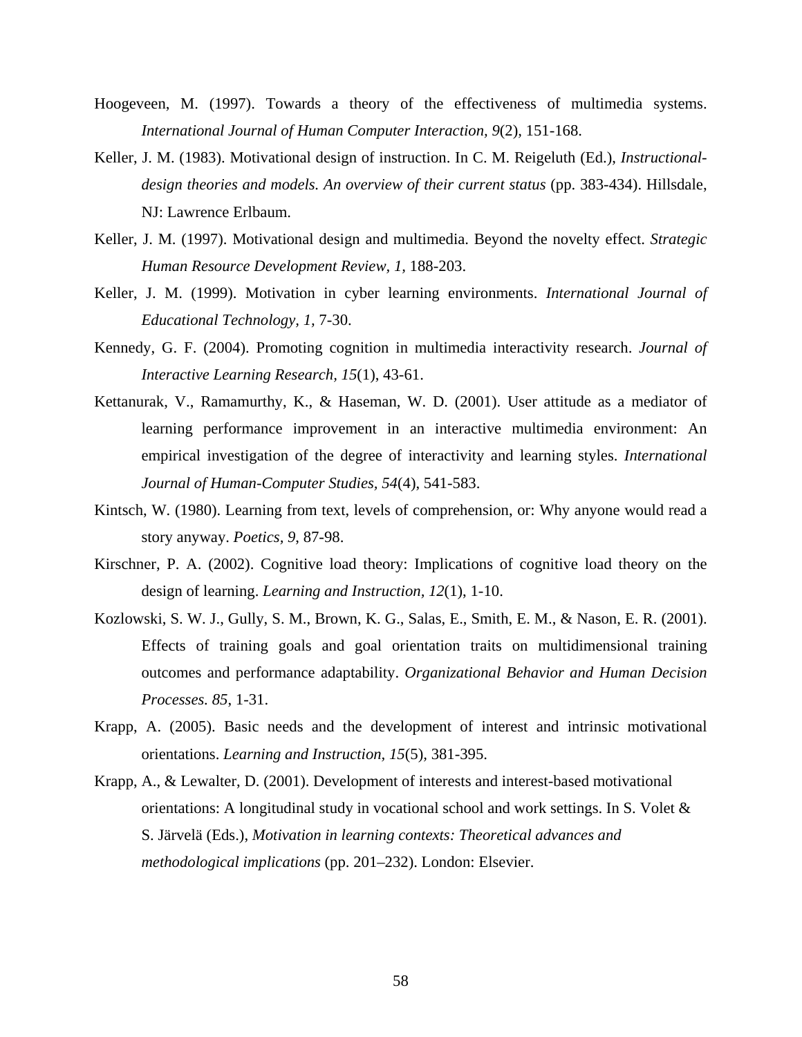Hoogeveen, M. (1997). Towards a theory of the effectiveness of multimedia systems. *International Journal of Human Computer Interaction, 9*(2), 151-168.

Keller, J. M. (1983). Motivational design of instruction. In C. M. Reigeluth (Ed.), *Instructional-design theories and models. An overview of their current status* (pp. 383-434). Hillsdale, NJ: Lawrence Erlbaum.

Keller, J. M. (1997). Motivational design and multimedia. Beyond the novelty effect. *Strategic Human Resource Development Review, 1,* 188-203.

Keller, J. M. (1999). Motivation in cyber learning environments. *International Journal of Educational Technology, 1,* 7-30.

Kennedy, G. F. (2004). Promoting cognition in multimedia interactivity research. *Journal of Interactive Learning Research, 15*(1), 43-61.

Kettanurak, V., Ramamurthy, K., & Haseman, W. D. (2001). User attitude as a mediator of learning performance improvement in an interactive multimedia environment: An empirical investigation of the degree of interactivity and learning styles. *International Journal of Human-Computer Studies, 54*(4), 541-583.

Kintsch, W. (1980). Learning from text, levels of comprehension, or: Why anyone would read a story anyway. *Poetics, 9,* 87-98.

Kirschner, P. A. (2002). Cognitive load theory: Implications of cognitive load theory on the design of learning. *Learning and Instruction, 12*(1), 1-10.

Kozlowski, S. W. J., Gully, S. M., Brown, K. G., Salas, E., Smith, E. M., & Nason, E. R. (2001). Effects of training goals and goal orientation traits on multidimensional training outcomes and performance adaptability. *Organizational Behavior and Human Decision Processes. 85,* 1-31.

Krapp, A. (2005). Basic needs and the development of interest and intrinsic motivational orientations. *Learning and Instruction, 15*(5), 381-395.

Krapp, A., & Lewalter, D. (2001). Development of interests and interest-based motivational orientations: A longitudinal study in vocational school and work settings. In S. Volet & S. Järvelä (Eds.), *Motivation in learning contexts: Theoretical advances and methodological implications* (pp. 201–232). London: Elsevier.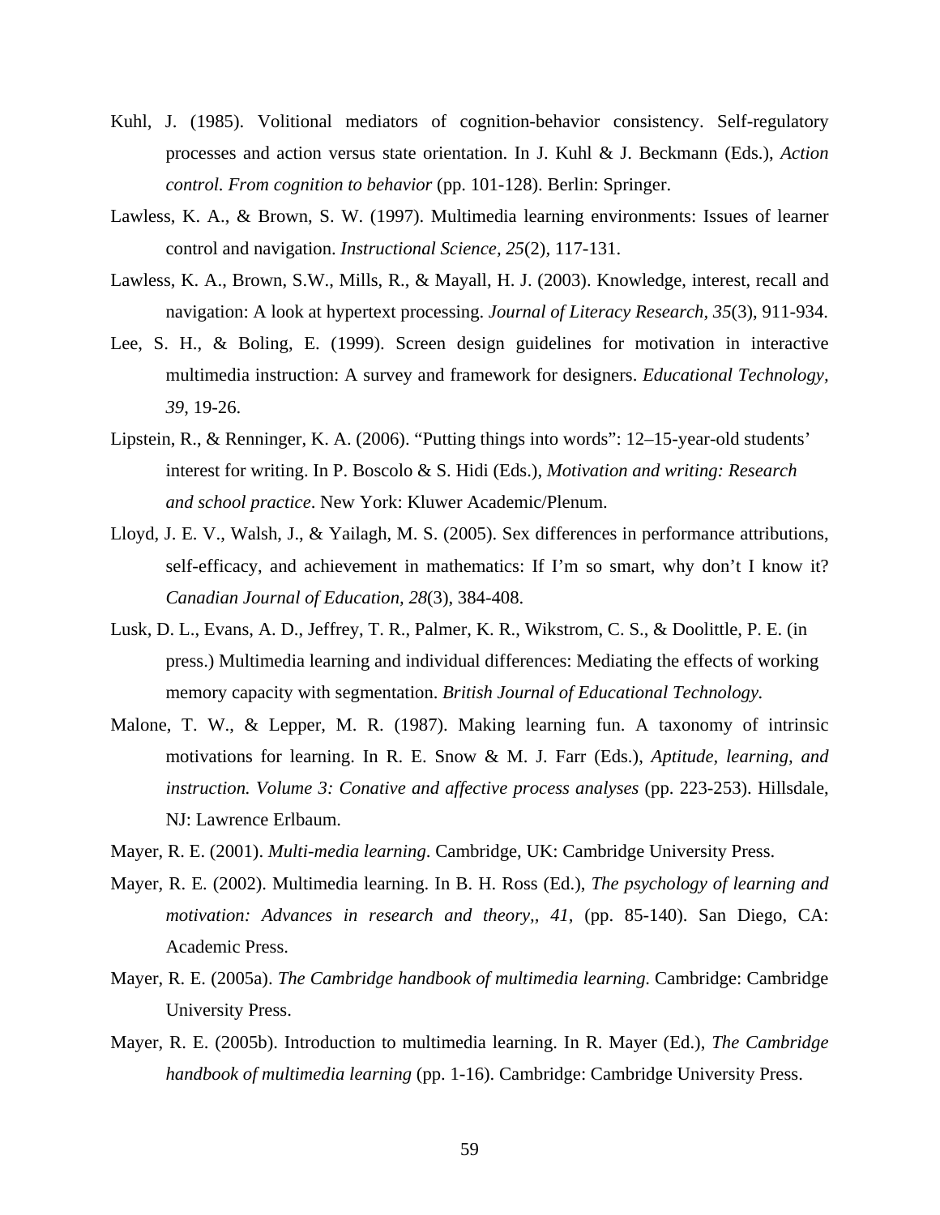Kuhl, J. (1985). Volitional mediators of cognition-behavior consistency. Self-regulatory processes and action versus state orientation. In J. Kuhl & J. Beckmann (Eds.), *Action control. From cognition to behavior* (pp. 101-128). Berlin: Springer.

Lawless, K. A., & Brown, S. W. (1997). Multimedia learning environments: Issues of learner control and navigation. *Instructional Science, 25*(2), 117-131.

Lawless, K. A., Brown, S.W., Mills, R., & Mayall, H. J. (2003). Knowledge, interest, recall and navigation: A look at hypertext processing. *Journal of Literacy Research, 35*(3), 911-934.

Lee, S. H., & Boling, E. (1999). Screen design guidelines for motivation in interactive multimedia instruction: A survey and framework for designers. *Educational Technology, 39*, 19-26.

Lipstein, R., & Renninger, K. A. (2006). "Putting things into words": 12–15-year-old students' interest for writing. In P. Boscolo & S. Hidi (Eds.), *Motivation and writing: Research and school practice*. New York: Kluwer Academic/Plenum.

Lloyd, J. E. V., Walsh, J., & Yailagh, M. S. (2005). Sex differences in performance attributions, self-efficacy, and achievement in mathematics: If I'm so smart, why don't I know it? *Canadian Journal of Education, 28*(3), 384-408.

Lusk, D. L., Evans, A. D., Jeffrey, T. R., Palmer, K. R., Wikstrom, C. S., & Doolittle, P. E. (in press.) Multimedia learning and individual differences: Mediating the effects of working memory capacity with segmentation. *British Journal of Educational Technology.*

Malone, T. W., & Lepper, M. R. (1987). Making learning fun. A taxonomy of intrinsic motivations for learning. In R. E. Snow & M. J. Farr (Eds.), *Aptitude, learning, and instruction. Volume 3: Conative and affective process analyses* (pp. 223-253). Hillsdale, NJ: Lawrence Erlbaum.

Mayer, R. E. (2001). *Multi-media learning*. Cambridge, UK: Cambridge University Press.

Mayer, R. E. (2002). Multimedia learning. In B. H. Ross (Ed.), *The psychology of learning and motivation: Advances in research and theory,, 41*, (pp. 85-140). San Diego, CA: Academic Press.

Mayer, R. E. (2005a). *The Cambridge handbook of multimedia learning.* Cambridge: Cambridge University Press.

Mayer, R. E. (2005b). Introduction to multimedia learning. In R. Mayer (Ed.), *The Cambridge handbook of multimedia learning* (pp. 1-16). Cambridge: Cambridge University Press.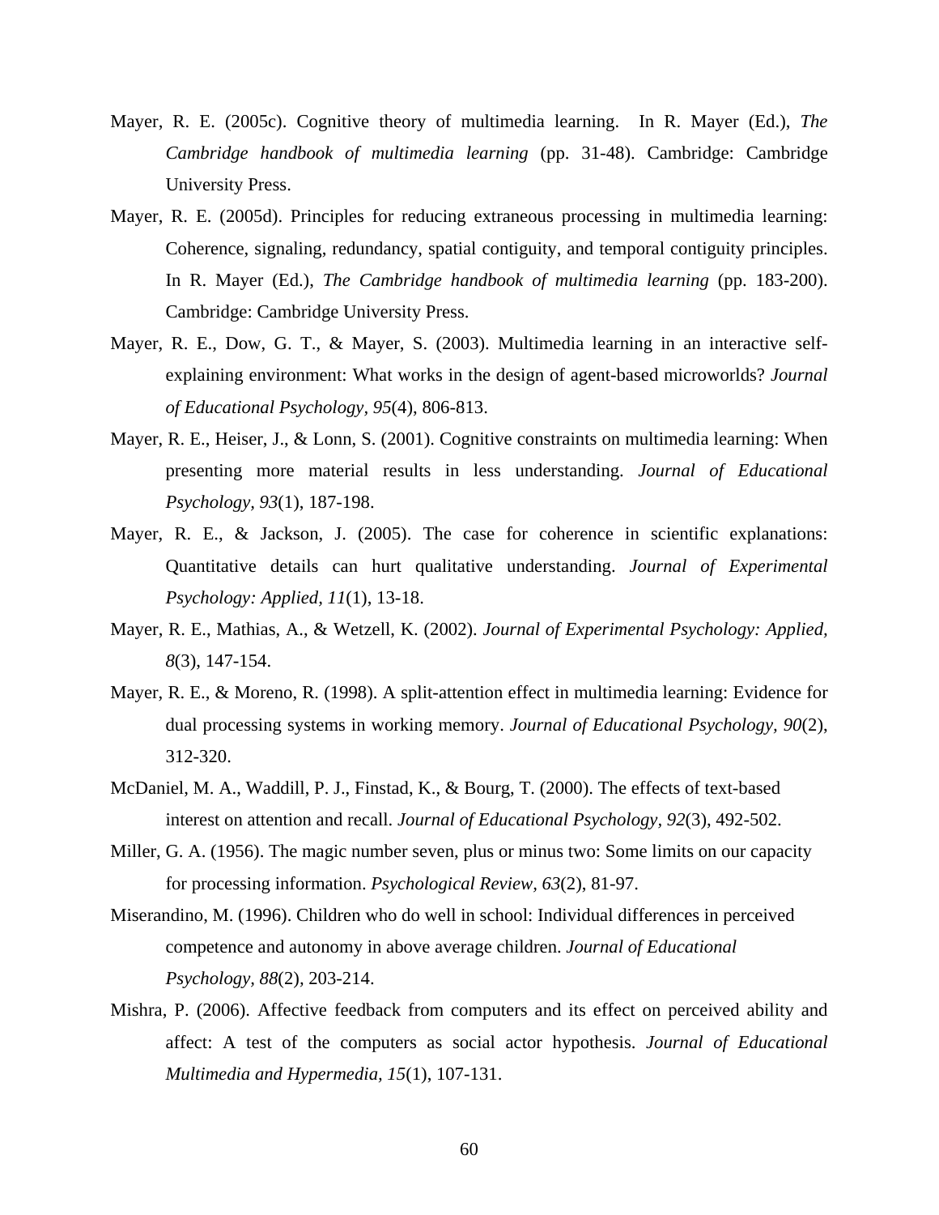Mayer, R. E. (2005c). Cognitive theory of multimedia learning. In R. Mayer (Ed.), *The Cambridge handbook of multimedia learning* (pp. 31-48). Cambridge: Cambridge University Press.

Mayer, R. E. (2005d). Principles for reducing extraneous processing in multimedia learning: Coherence, signaling, redundancy, spatial contiguity, and temporal contiguity principles. In R. Mayer (Ed.), *The Cambridge handbook of multimedia learning* (pp. 183-200). Cambridge: Cambridge University Press.

Mayer, R. E., Dow, G. T., & Mayer, S. (2003). Multimedia learning in an interactive self-explaining environment: What works in the design of agent-based microworlds? *Journal of Educational Psychology, 95*(4), 806-813.

Mayer, R. E., Heiser, J., & Lonn, S. (2001). Cognitive constraints on multimedia learning: When presenting more material results in less understanding. *Journal of Educational Psychology*, *93*(1), 187-198.

Mayer, R. E., & Jackson, J. (2005). The case for coherence in scientific explanations: Quantitative details can hurt qualitative understanding. *Journal of Experimental Psychology: Applied*, *11*(1), 13-18.

Mayer, R. E., Mathias, A., & Wetzell, K. (2002). *Journal of Experimental Psychology: Applied, 8*(3), 147-154.

Mayer, R. E., & Moreno, R. (1998). A split-attention effect in multimedia learning: Evidence for dual processing systems in working memory. *Journal of Educational Psychology, 90*(2), 312-320.

McDaniel, M. A., Waddill, P. J., Finstad, K., & Bourg, T. (2000). The effects of text-based interest on attention and recall. *Journal of Educational Psychology, 92*(3), 492-502.

Miller, G. A. (1956). The magic number seven, plus or minus two: Some limits on our capacity for processing information. *Psychological Review, 63*(2), 81-97.

Miserandino, M. (1996). Children who do well in school: Individual differences in perceived competence and autonomy in above average children. *Journal of Educational Psychology, 88*(2), 203-214.

Mishra, P. (2006). Affective feedback from computers and its effect on perceived ability and affect: A test of the computers as social actor hypothesis. *Journal of Educational Multimedia and Hypermedia, 15*(1), 107-131.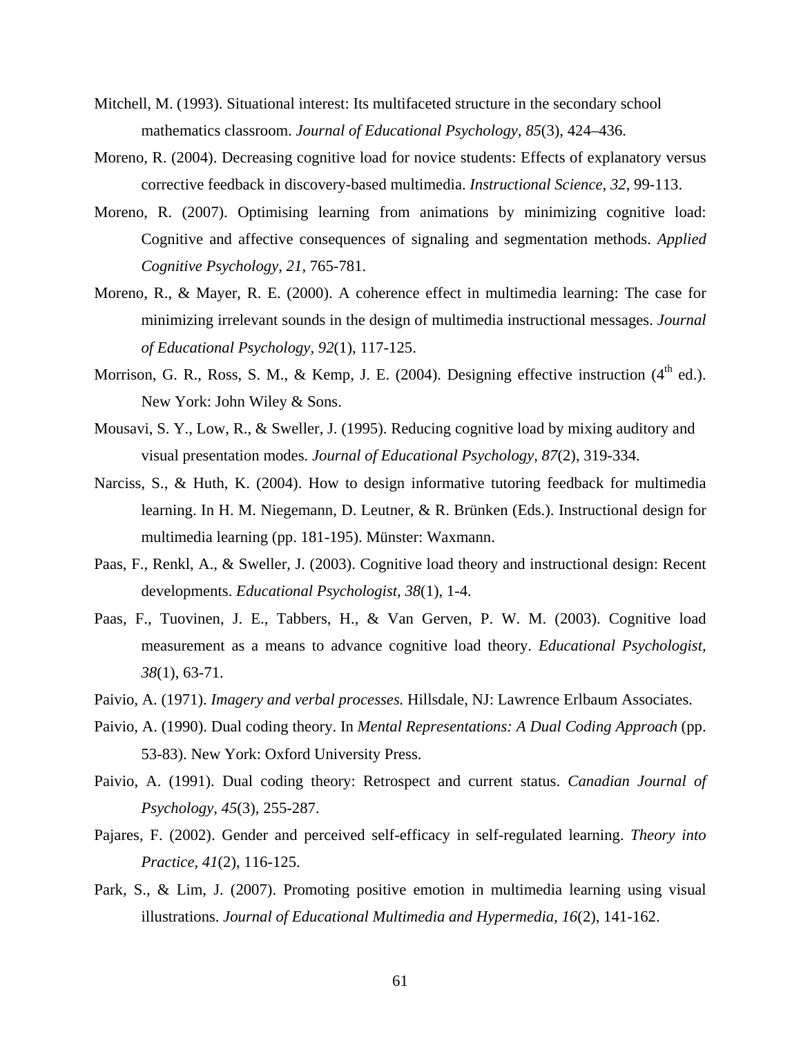Mitchell, M. (1993). Situational interest: Its multifaceted structure in the secondary school mathematics classroom. *Journal of Educational Psychology, 85*(3), 424–436.

Moreno, R. (2004). Decreasing cognitive load for novice students: Effects of explanatory versus corrective feedback in discovery-based multimedia. *Instructional Science, 32*, 99-113.

Moreno, R. (2007). Optimising learning from animations by minimizing cognitive load: Cognitive and affective consequences of signaling and segmentation methods. *Applied Cognitive Psychology, 21*, 765-781.

Moreno, R., & Mayer, R. E. (2000). A coherence effect in multimedia learning: The case for minimizing irrelevant sounds in the design of multimedia instructional messages. *Journal of Educational Psychology, 92*(1), 117-125.

Morrison, G. R., Ross, S. M., & Kemp, J. E. (2004). Designing effective instruction (4th ed.). New York: John Wiley & Sons.

Mousavi, S. Y., Low, R., & Sweller, J. (1995). Reducing cognitive load by mixing auditory and visual presentation modes. *Journal of Educational Psychology, 87*(2), 319-334.

Narciss, S., & Huth, K. (2004). How to design informative tutoring feedback for multimedia learning. In H. M. Niegemann, D. Leutner, & R. Brünken (Eds.). Instructional design for multimedia learning (pp. 181-195). Münster: Waxmann.

Paas, F., Renkl, A., & Sweller, J. (2003). Cognitive load theory and instructional design: Recent developments. *Educational Psychologist, 38*(1), 1-4.

Paas, F., Tuovinen, J. E., Tabbers, H., & Van Gerven, P. W. M. (2003). Cognitive load measurement as a means to advance cognitive load theory. *Educational Psychologist, 38*(1), 63-71.

Paivio, A. (1971). *Imagery and verbal processes.* Hillsdale, NJ: Lawrence Erlbaum Associates.

Paivio, A. (1990). Dual coding theory. In *Mental Representations: A Dual Coding Approach* (pp. 53-83). New York: Oxford University Press.

Paivio, A. (1991). Dual coding theory: Retrospect and current status. *Canadian Journal of Psychology, 45*(3), 255-287.

Pajares, F. (2002). Gender and perceived self-efficacy in self-regulated learning. *Theory into Practice, 41*(2), 116-125.

Park, S., & Lim, J. (2007). Promoting positive emotion in multimedia learning using visual illustrations. *Journal of Educational Multimedia and Hypermedia, 16*(2), 141-162.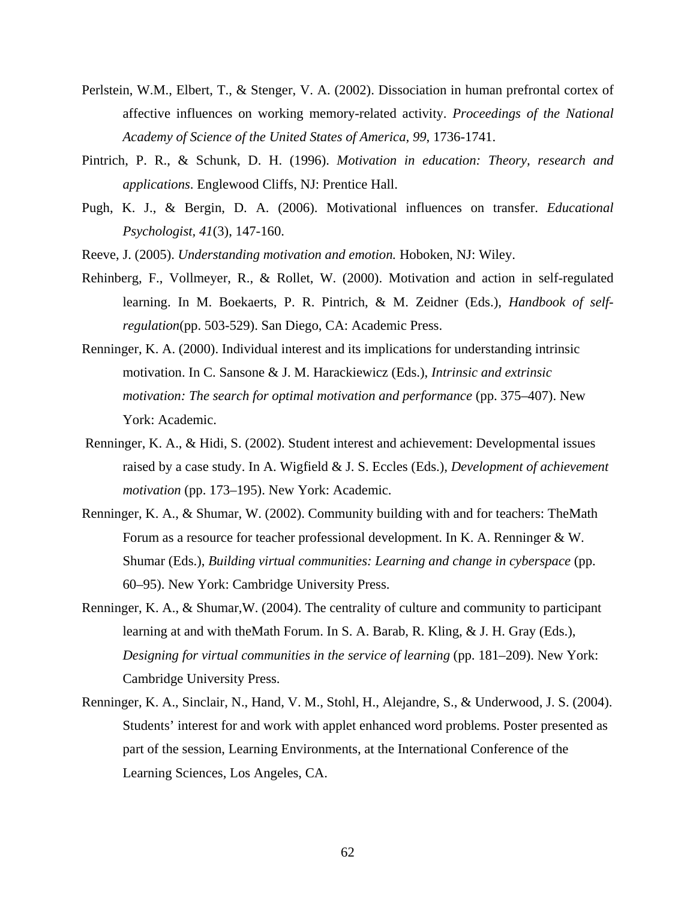Perlstein, W.M., Elbert, T., & Stenger, V. A. (2002). Dissociation in human prefrontal cortex of affective influences on working memory-related activity. *Proceedings of the National Academy of Science of the United States of America, 99*, 1736-1741.

Pintrich, P. R., & Schunk, D. H. (1996). *Motivation in education: Theory, research and applications*. Englewood Cliffs, NJ: Prentice Hall.

Pugh, K. J., & Bergin, D. A. (2006). Motivational influences on transfer. *Educational Psychologist, 41*(3), 147-160.

Reeve, J. (2005). *Understanding motivation and emotion.* Hoboken, NJ: Wiley.

Rehinberg, F., Vollmeyer, R., & Rollet, W. (2000). Motivation and action in self-regulated learning. In M. Boekaerts, P. R. Pintrich, & M. Zeidner (Eds.), *Handbook of self-regulation*(pp. 503-529). San Diego, CA: Academic Press.

Renninger, K. A. (2000). Individual interest and its implications for understanding intrinsic motivation. In C. Sansone & J. M. Harackiewicz (Eds.), *Intrinsic and extrinsic motivation: The search for optimal motivation and performance* (pp. 375–407). New York: Academic.

Renninger, K. A., & Hidi, S. (2002). Student interest and achievement: Developmental issues raised by a case study. In A. Wigfield & J. S. Eccles (Eds.), *Development of achievement motivation* (pp. 173–195). New York: Academic.

Renninger, K. A., & Shumar, W. (2002). Community building with and for teachers: TheMath Forum as a resource for teacher professional development. In K. A. Renninger & W. Shumar (Eds.), *Building virtual communities: Learning and change in cyberspace* (pp. 60–95). New York: Cambridge University Press.

Renninger, K. A., & Shumar,W. (2004). The centrality of culture and community to participant learning at and with theMath Forum. In S. A. Barab, R. Kling, & J. H. Gray (Eds.), *Designing for virtual communities in the service of learning* (pp. 181–209). New York: Cambridge University Press.

Renninger, K. A., Sinclair, N., Hand, V. M., Stohl, H., Alejandre, S., & Underwood, J. S. (2004). Students' interest for and work with applet enhanced word problems. Poster presented as part of the session, Learning Environments, at the International Conference of the Learning Sciences, Los Angeles, CA.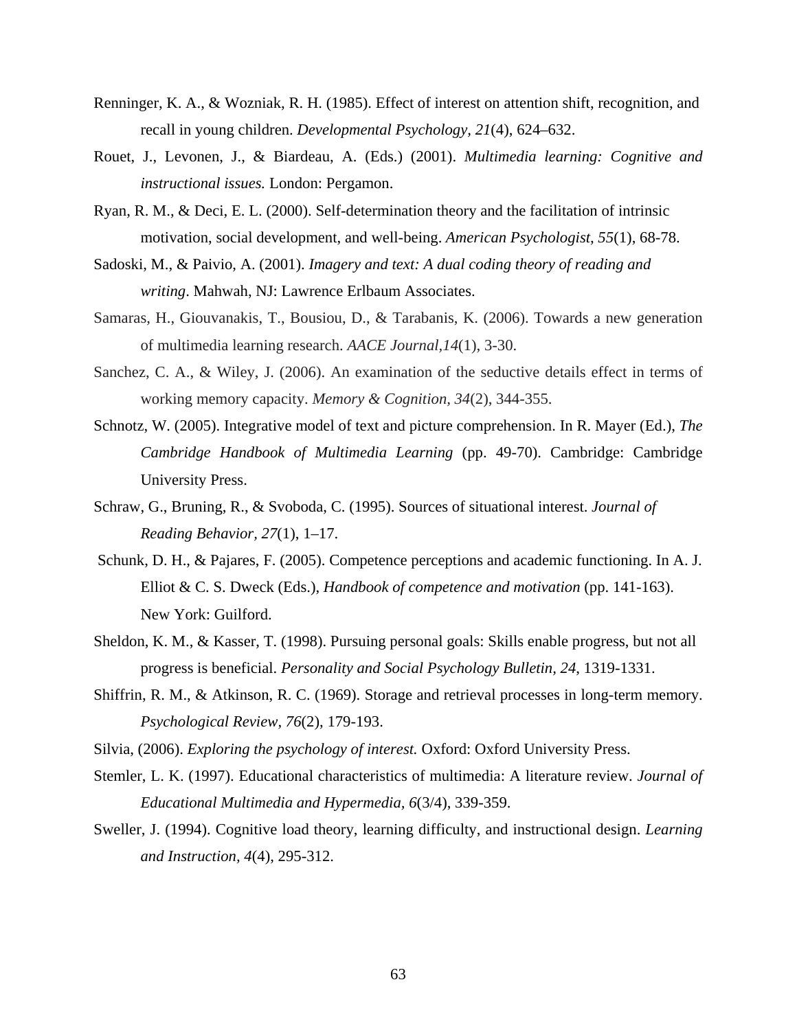Renninger, K. A., & Wozniak, R. H. (1985). Effect of interest on attention shift, recognition, and recall in young children. *Developmental Psychology, 21*(4), 624–632.

Rouet, J., Levonen, J., & Biardeau, A. (Eds.) (2001). *Multimedia learning: Cognitive and instructional issues.* London: Pergamon.

Ryan, R. M., & Deci, E. L. (2000). Self-determination theory and the facilitation of intrinsic motivation, social development, and well-being. *American Psychologist, 55*(1), 68-78.

Sadoski, M., & Paivio, A. (2001). *Imagery and text: A dual coding theory of reading and writing*. Mahwah, NJ: Lawrence Erlbaum Associates.

Samaras, H., Giouvanakis, T., Bousiou, D., & Tarabanis, K. (2006). Towards a new generation of multimedia learning research. *AACE Journal,14*(1), 3-30.

Sanchez, C. A., & Wiley, J. (2006). An examination of the seductive details effect in terms of working memory capacity. *Memory & Cognition, 34*(2), 344-355.

Schnotz, W. (2005). Integrative model of text and picture comprehension. In R. Mayer (Ed.), *The Cambridge Handbook of Multimedia Learning* (pp. 49-70). Cambridge: Cambridge University Press.

Schraw, G., Bruning, R., & Svoboda, C. (1995). Sources of situational interest. *Journal of Reading Behavior, 27*(1), 1–17.

Schunk, D. H., & Pajares, F. (2005). Competence perceptions and academic functioning. In A. J. Elliot & C. S. Dweck (Eds.), *Handbook of competence and motivation* (pp. 141-163). New York: Guilford.

Sheldon, K. M., & Kasser, T. (1998). Pursuing personal goals: Skills enable progress, but not all progress is beneficial. *Personality and Social Psychology Bulletin, 24*, 1319-1331.

Shiffrin, R. M., & Atkinson, R. C. (1969). Storage and retrieval processes in long-term memory. *Psychological Review, 76*(2), 179-193.

Silvia, (2006). *Exploring the psychology of interest.* Oxford: Oxford University Press.

Stemler, L. K. (1997). Educational characteristics of multimedia: A literature review. *Journal of Educational Multimedia and Hypermedia, 6*(3/4), 339-359.

Sweller, J. (1994). Cognitive load theory, learning difficulty, and instructional design. *Learning and Instruction, 4*(4), 295-312.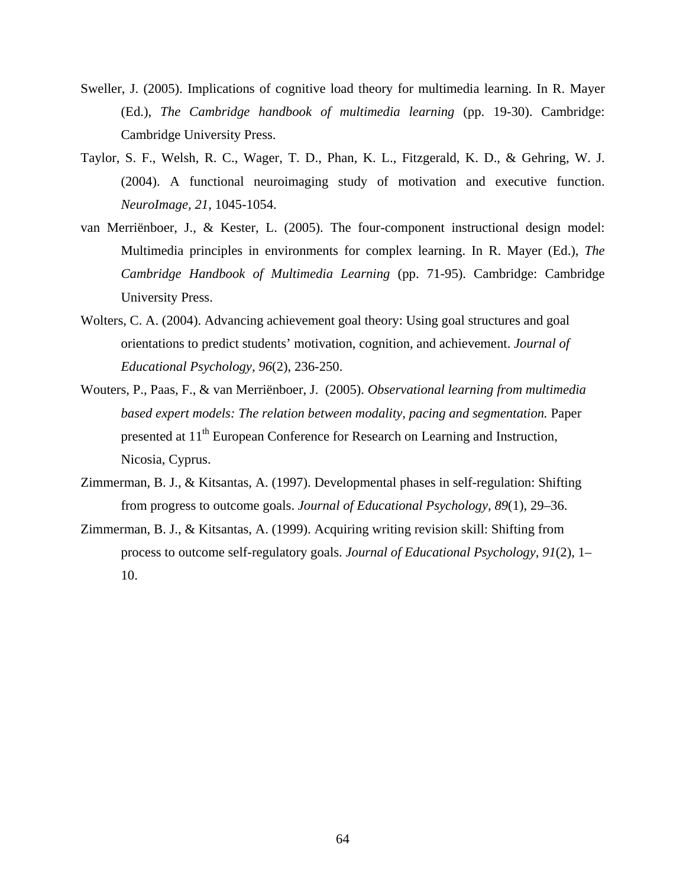Sweller, J. (2005). Implications of cognitive load theory for multimedia learning. In R. Mayer (Ed.), *The Cambridge handbook of multimedia learning* (pp. 19-30). Cambridge: Cambridge University Press.

Taylor, S. F., Welsh, R. C., Wager, T. D., Phan, K. L., Fitzgerald, K. D., & Gehring, W. J. (2004). A functional neuroimaging study of motivation and executive function. *NeuroImage, 21*, 1045-1054.

van Merriënboer, J., & Kester, L. (2005). The four-component instructional design model: Multimedia principles in environments for complex learning. In R. Mayer (Ed.), *The Cambridge Handbook of Multimedia Learning* (pp. 71-95). Cambridge: Cambridge University Press.

Wolters, C. A. (2004). Advancing achievement goal theory: Using goal structures and goal orientations to predict students' motivation, cognition, and achievement. *Journal of Educational Psychology*, *96*(2), 236-250.

Wouters, P., Paas, F., & van Merriënboer, J. (2005). *Observational learning from multimedia based expert models: The relation between modality, pacing and segmentation.* Paper presented at 11th European Conference for Research on Learning and Instruction, Nicosia, Cyprus.

Zimmerman, B. J., & Kitsantas, A. (1997). Developmental phases in self-regulation: Shifting from progress to outcome goals. *Journal of Educational Psychology, 89*(1), 29–36.

Zimmerman, B. J., & Kitsantas, A. (1999). Acquiring writing revision skill: Shifting from process to outcome self-regulatory goals. *Journal of Educational Psychology*, *91*(2), 1–10.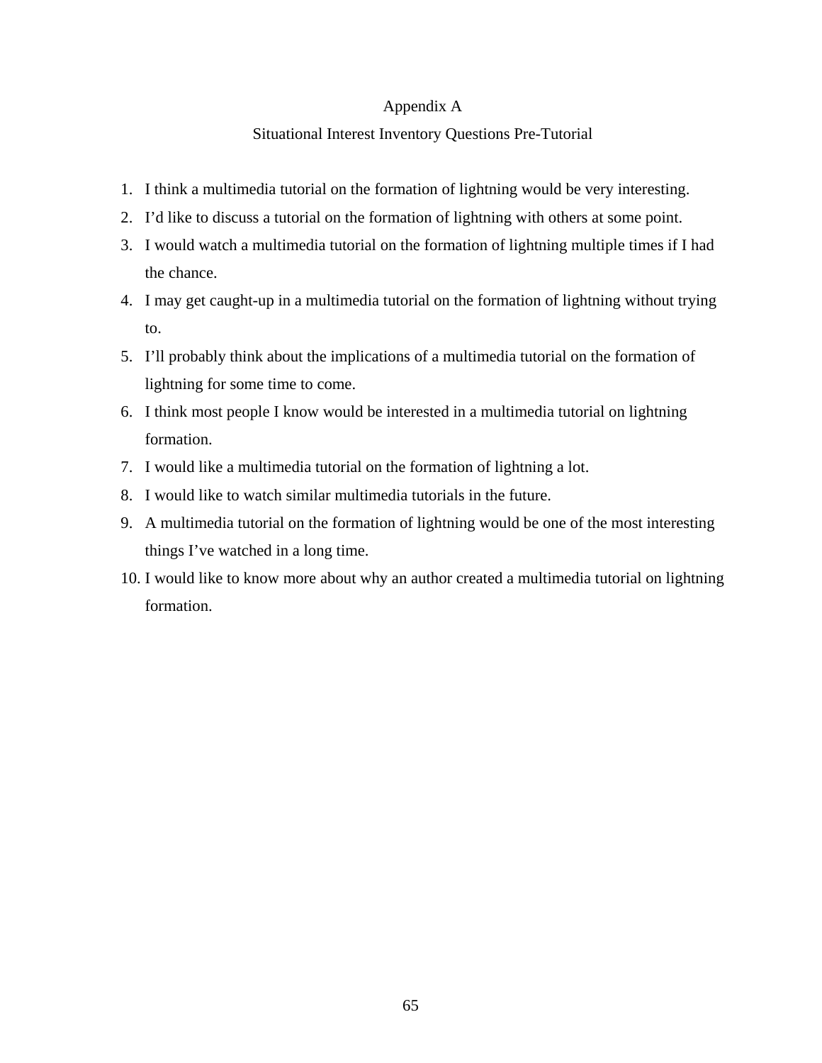# Appendix A

## Situational Interest Inventory Questions Pre-Tutorial

1. I think a multimedia tutorial on the formation of lightning would be very interesting.
2. I'd like to discuss a tutorial on the formation of lightning with others at some point.
3. I would watch a multimedia tutorial on the formation of lightning multiple times if I had the chance.
4. I may get caught-up in a multimedia tutorial on the formation of lightning without trying to.
5. I'll probably think about the implications of a multimedia tutorial on the formation of lightning for some time to come.
6. I think most people I know would be interested in a multimedia tutorial on lightning formation.
7. I would like a multimedia tutorial on the formation of lightning a lot.
8. I would like to watch similar multimedia tutorials in the future.
9. A multimedia tutorial on the formation of lightning would be one of the most interesting things I've watched in a long time.
10. I would like to know more about why an author created a multimedia tutorial on lightning formation.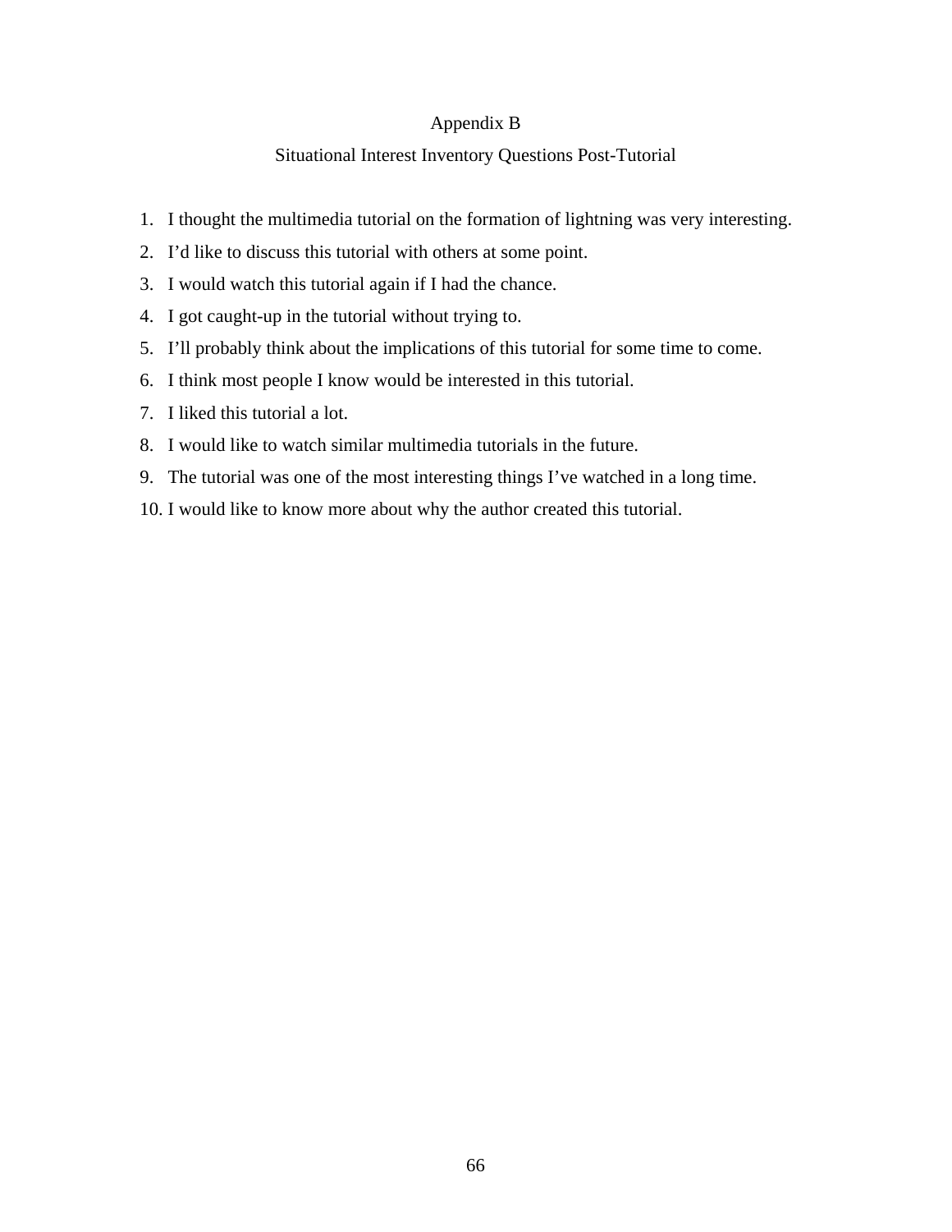# Appendix B

## Situational Interest Inventory Questions Post-Tutorial

1. I thought the multimedia tutorial on the formation of lightning was very interesting.
2. I'd like to discuss this tutorial with others at some point.
3. I would watch this tutorial again if I had the chance.
4. I got caught-up in the tutorial without trying to.
5. I'll probably think about the implications of this tutorial for some time to come.
6. I think most people I know would be interested in this tutorial.
7. I liked this tutorial a lot.
8. I would like to watch similar multimedia tutorials in the future.
9. The tutorial was one of the most interesting things I've watched in a long time.
10. I would like to know more about why the author created this tutorial.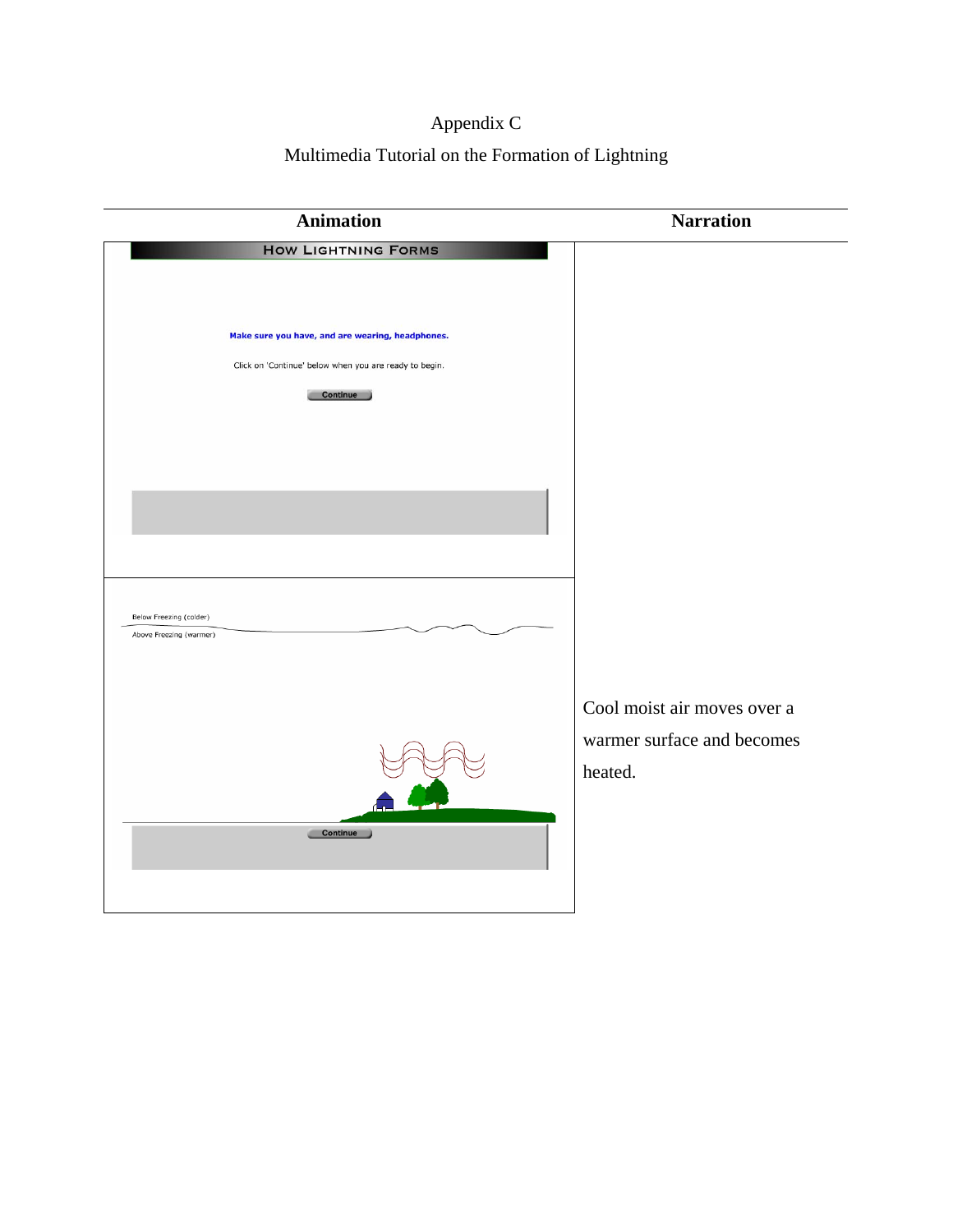# Appendix C

## Multimedia Tutorial on the Formation of Lightning

| Animation | Narration |
| --- | --- |
| HOW LIGHTNING FORMS<br><br>Make sure you have, and are wearing, headphones.<br><br>Click on 'Continue' below when you are ready to begin.<br><br>Continue | |
| Below Freezing (colder)<br>Above Freezing (warmer)<br><br>Continue | Cool moist air moves over a warmer surface and becomes heated. |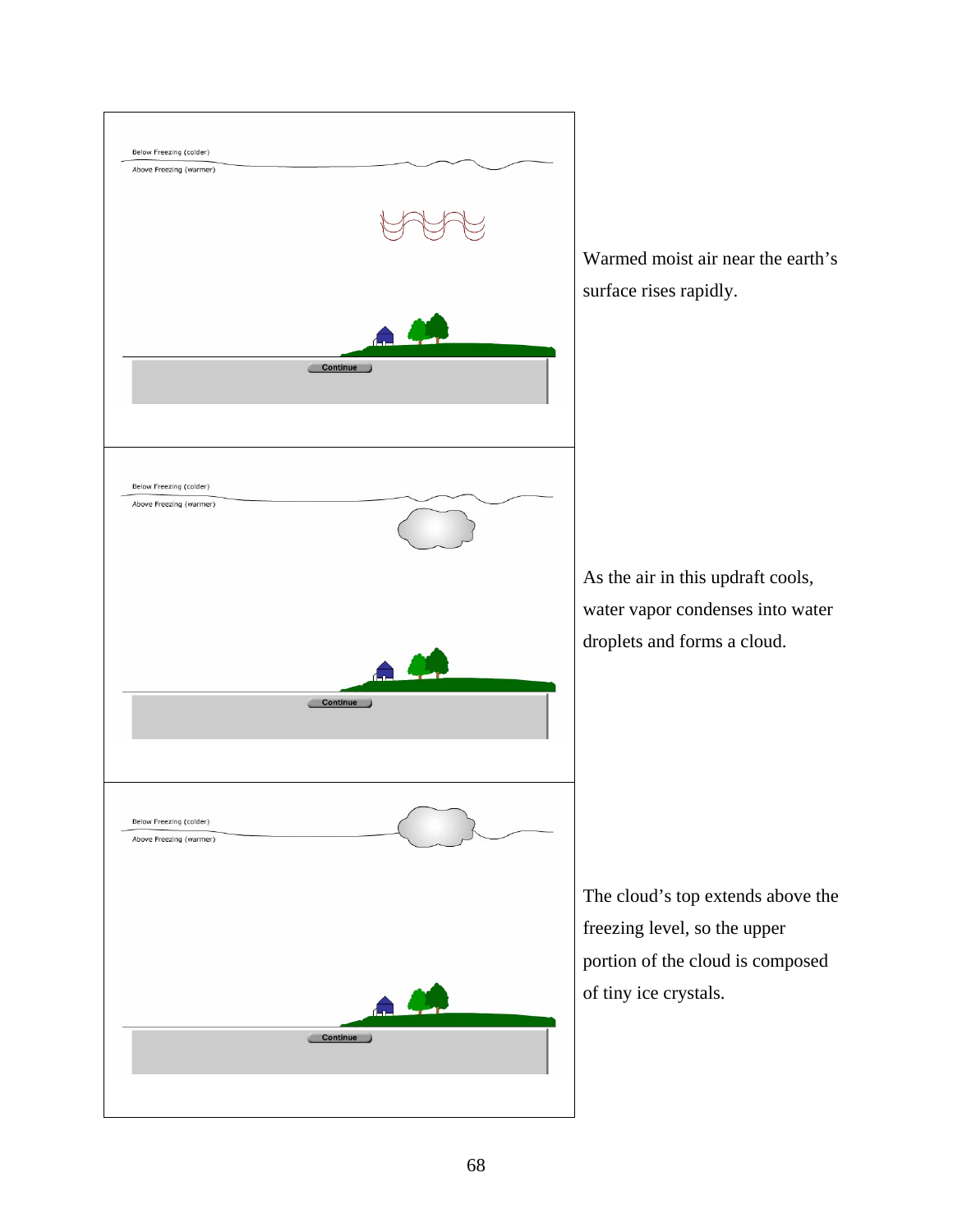Below Freezing (colder)

Above Freezing (warmer)

Continue

Warmed moist air near the earth's surface rises rapidly.

Below Freezing (colder)

Above Freezing (warmer)

Continue

As the air in this updraft cools, water vapor condenses into water droplets and forms a cloud.

Below Freezing (colder)

Above Freezing (warmer)

Continue

The cloud's top extends above the freezing level, so the upper portion of the cloud is composed of tiny ice crystals.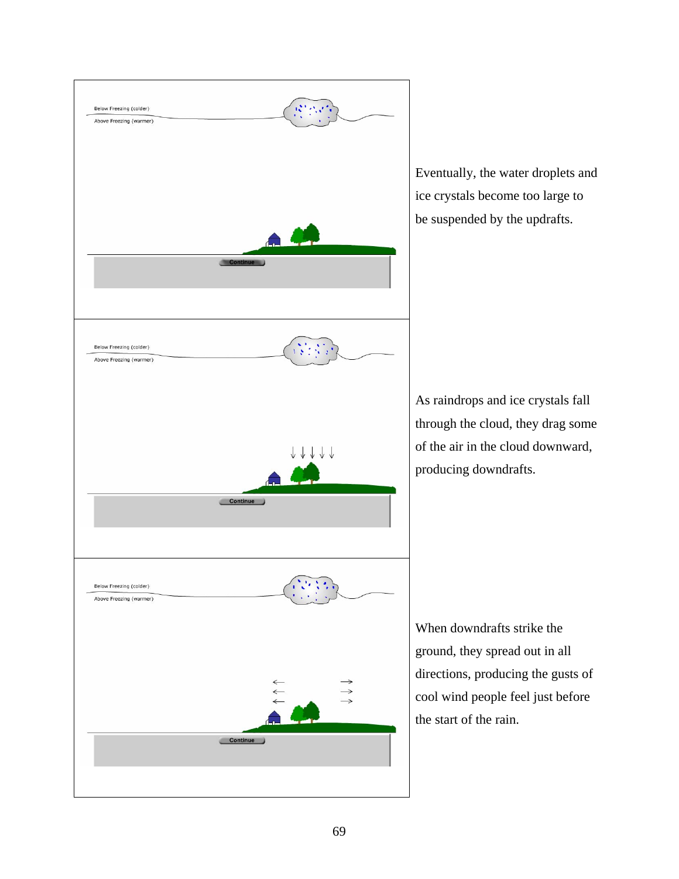Below Freezing (colder)

Above Freezing (warmer)

Continue

Eventually, the water droplets and ice crystals become too large to be suspended by the updrafts.

Below Freezing (colder)

Above Freezing (warmer)

Continue

As raindrops and ice crystals fall through the cloud, they drag some of the air in the cloud downward, producing downdrafts.

Below Freezing (colder)

Above Freezing (warmer)

Continue

When downdrafts strike the ground, they spread out in all directions, producing the gusts of cool wind people feel just before the start of the rain.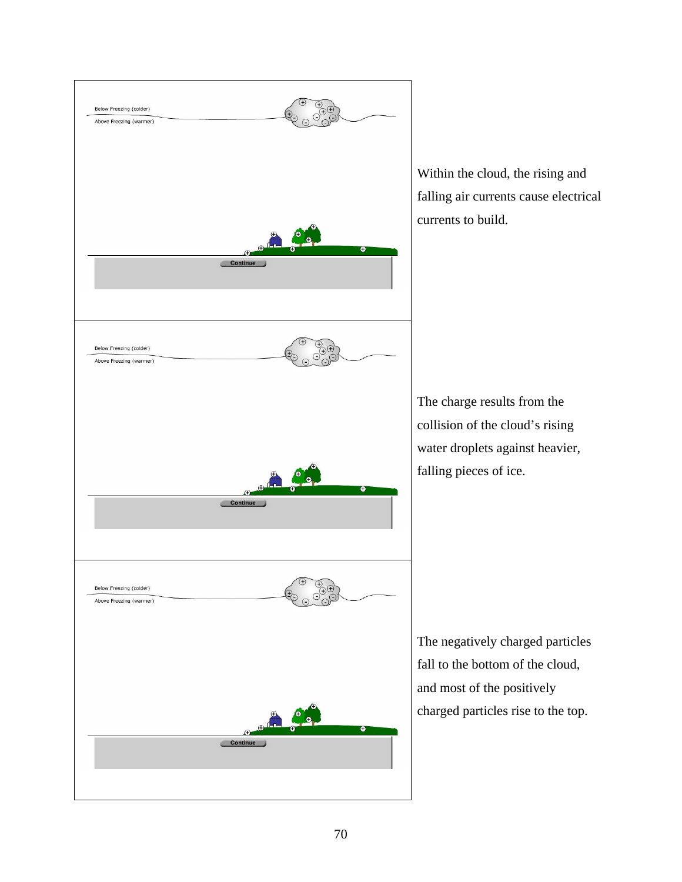Below Freezing (colder)

Above Freezing (warmer)

Continue

Within the cloud, the rising and falling air currents cause electrical currents to build.

Below Freezing (colder)

Above Freezing (warmer)

Continue

The charge results from the collision of the cloud's rising water droplets against heavier, falling pieces of ice.

Below Freezing (colder)

Above Freezing (warmer)

Continue

The negatively charged particles fall to the bottom of the cloud, and most of the positively charged particles rise to the top.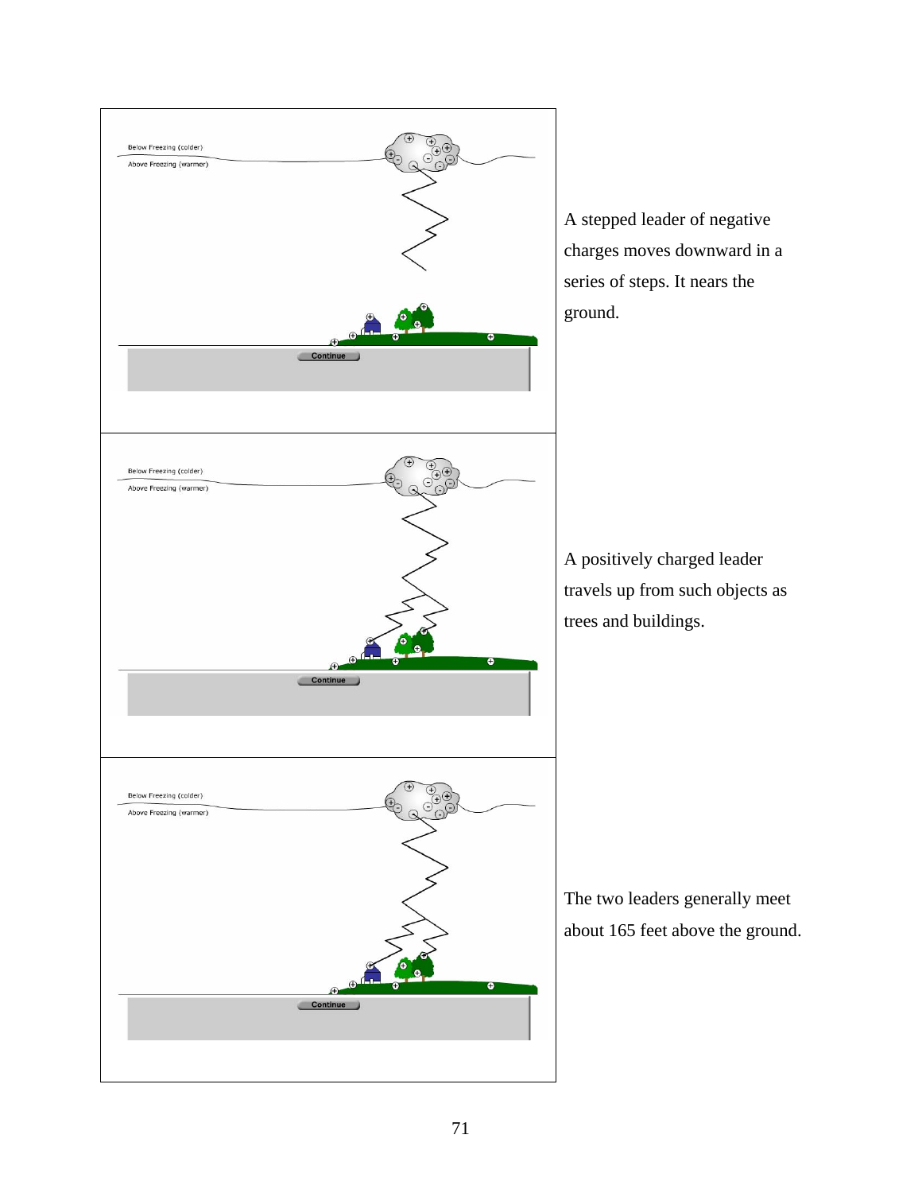A stepped leader of negative charges moves downward in a series of steps. It nears the ground.

A positively charged leader travels up from such objects as trees and buildings.

The two leaders generally meet about 165 feet above the ground.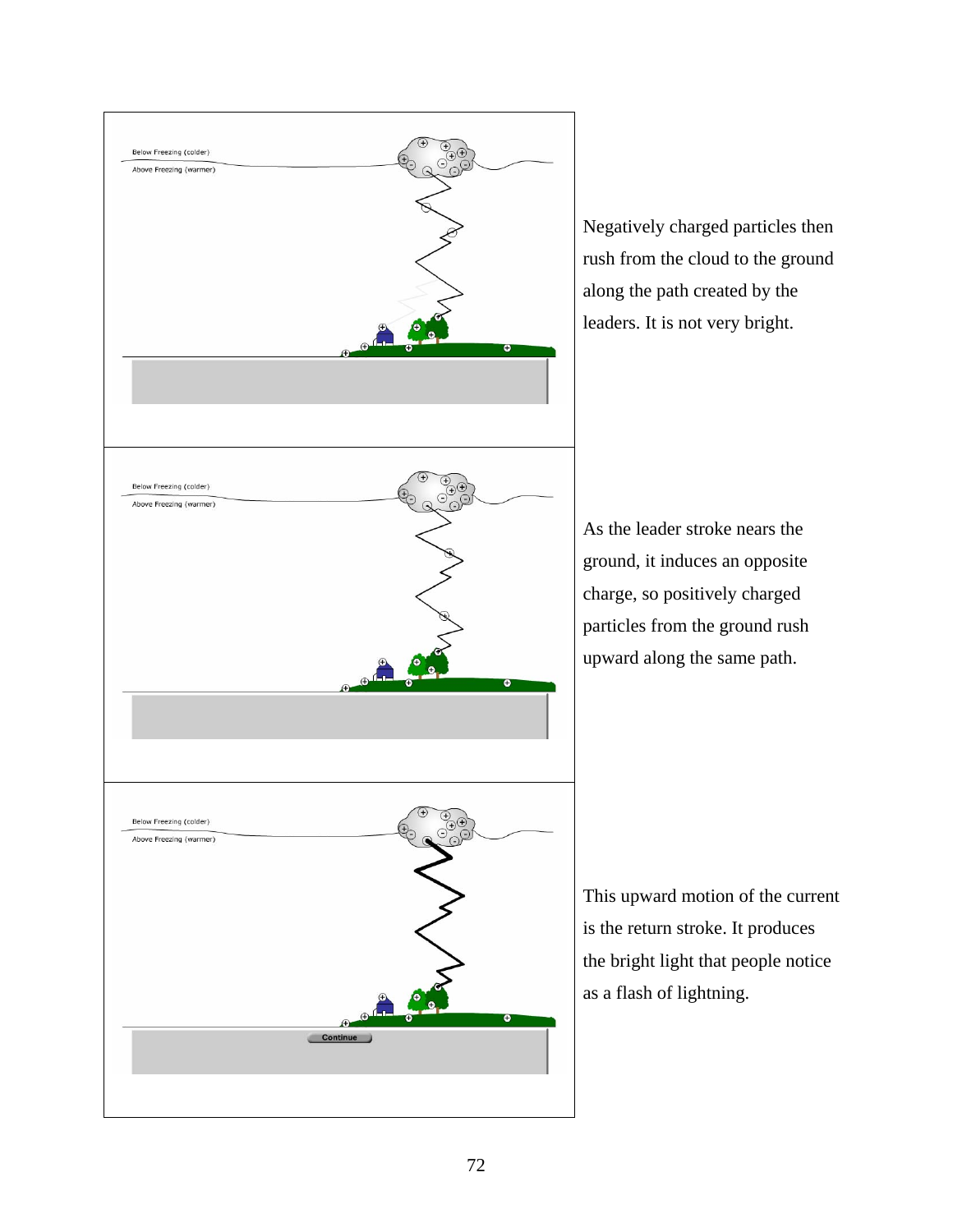Below Freezing (colder)

Above Freezing (warmer)

Negatively charged particles then rush from the cloud to the ground along the path created by the leaders. It is not very bright.

Below Freezing (colder)

Above Freezing (warmer)

As the leader stroke nears the ground, it induces an opposite charge, so positively charged particles from the ground rush upward along the same path.

Below Freezing (colder)

Above Freezing (warmer)

Continue

This upward motion of the current is the return stroke. It produces the bright light that people notice as a flash of lightning.